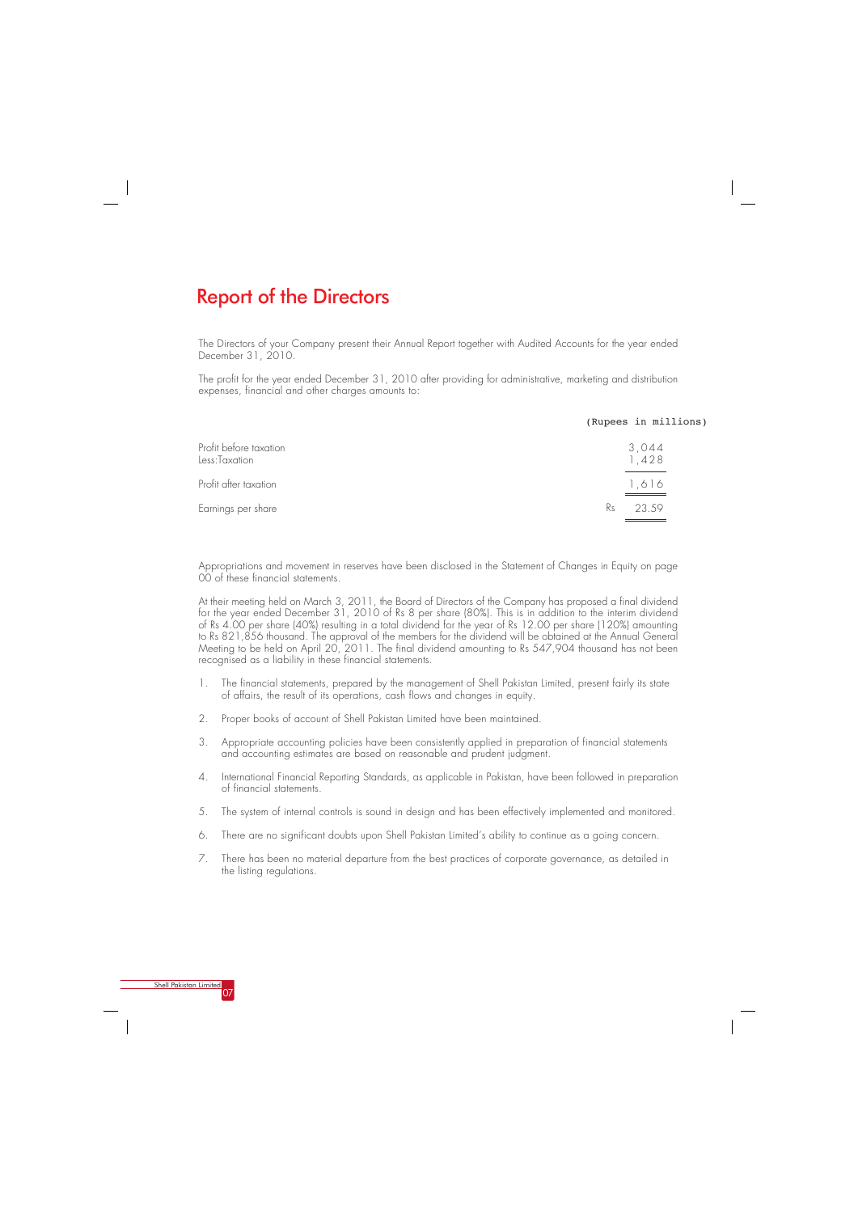# Report of the Directors

The Directors of your Company present their Annual Report together with Audited Accounts for the year ended December 31, 2010.

The profit for the year ended December 31, 2010 after providing for administrative, marketing and distribution expenses, financial and other charges amounts to:

| | (Rupees in millions) |
|---|---|
| Profit before taxation | 3,044 |
| Less:Taxation | 1,428 |
| Profit after taxation | 1,616 |
| Earnings per share | Rs 23.59 |

Appropriations and movement in reserves have been disclosed in the Statement of Changes in Equity on page 00 of these financial statements.

At their meeting held on March 3, 2011, the Board of Directors of the Company has proposed a final dividend for the year ended December 31, 2010 of Rs 8 per share (80%). This is in addition to the interim dividend of Rs 4.00 per share (40%) resulting in a total dividend for the year of Rs 12.00 per share (120%) amounting to Rs 821,856 thousand. The approval of the members for the dividend will be obtained at the Annual General Meeting to be held on April 20, 2011. The final dividend amounting to Rs 547,904 thousand has not been recognised as a liability in these financial statements.

1. The financial statements, prepared by the management of Shell Pakistan Limited, present fairly its state of affairs, the result of its operations, cash flows and changes in equity.
2. Proper books of account of Shell Pakistan Limited have been maintained.
3. Appropriate accounting policies have been consistently applied in preparation of financial statements and accounting estimates are based on reasonable and prudent judgment.
4. International Financial Reporting Standards, as applicable in Pakistan, have been followed in preparation of financial statements.
5. The system of internal controls is sound in design and has been effectively implemented and monitored.
6. There are no significant doubts upon Shell Pakistan Limited's ability to continue as a going concern.
7. There has been no material departure from the best practices of corporate governance, as detailed in the listing regulations.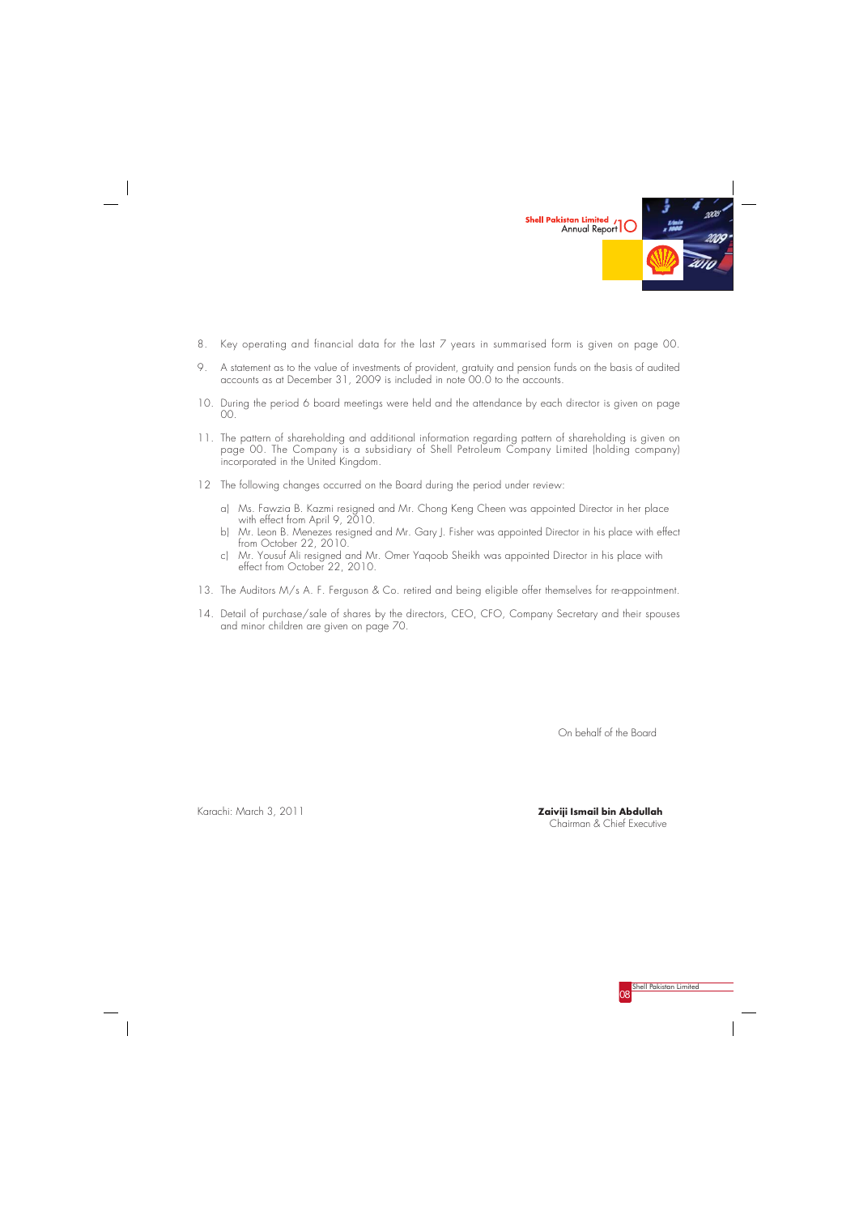8. Key operating and financial data for the last 7 years in summarised form is given on page 00.

9. A statement as to the value of investments of provident, gratuity and pension funds on the basis of audited accounts as at December 31, 2009 is included in note 00.0 to the accounts.

10. During the period 6 board meetings were held and the attendance by each director is given on page 00.

11. The pattern of shareholding and additional information regarding pattern of shareholding is given on page 00. The Company is a subsidiary of Shell Petroleum Company Limited (holding company) incorporated in the United Kingdom.

12 The following changes occurred on the Board during the period under review:

   a) Ms. Fawzia B. Kazmi resigned and Mr. Chong Keng Cheen was appointed Director in her place with effect from April 9, 2010.
   b) Mr. Leon B. Menezes resigned and Mr. Gary J. Fisher was appointed Director in his place with effect from October 22, 2010.
   c) Mr. Yousuf Ali resigned and Mr. Omer Yaqoob Sheikh was appointed Director in his place with effect from October 22, 2010.

13. The Auditors M/s A. F. Ferguson & Co. retired and being eligible offer themselves for re-appointment.

14. Detail of purchase/sale of shares by the directors, CEO, CFO, Company Secretary and their spouses and minor children are given on page 70.

On behalf of the Board

Karachi: March 3, 2011

**Zaiviji Ismail bin Abdullah**
Chairman & Chief Executive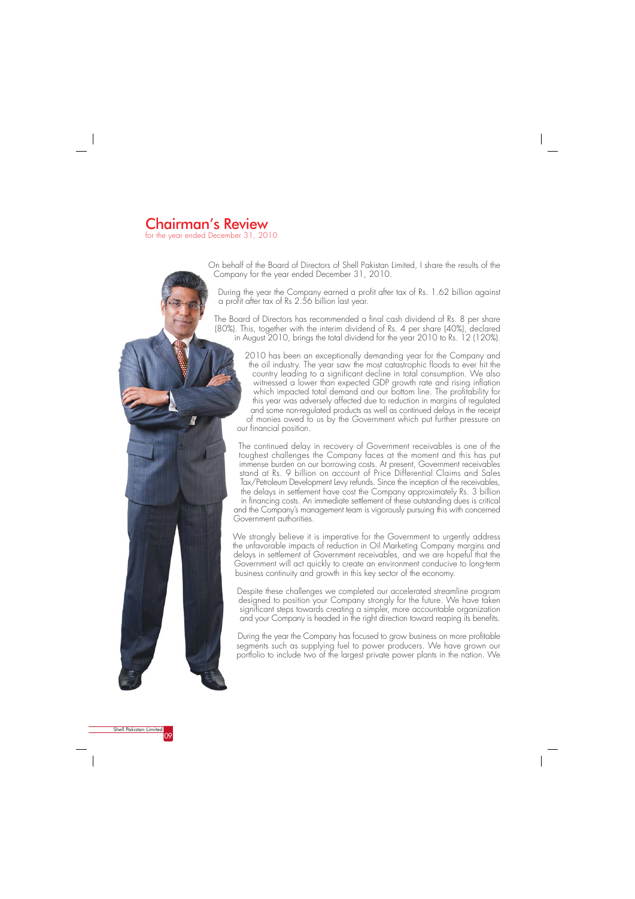# Chairman's Review

for the year ended December 31, 2010

On behalf of the Board of Directors of Shell Pakistan Limited, I share the results of the Company for the year ended December 31, 2010.

During the year the Company earned a profit after tax of Rs. 1.62 billion against a profit after tax of Rs 2.56 billion last year.

The Board of Directors has recommended a final cash dividend of Rs. 8 per share (80%). This, together with the interim dividend of Rs. 4 per share (40%), declared in August 2010, brings the total dividend for the year 2010 to Rs. 12 (120%).

2010 has been an exceptionally demanding year for the Company and the oil industry. The year saw the most catastrophic floods to ever hit the country leading to a significant decline in total consumption. We also witnessed a lower than expected GDP growth rate and rising inflation which impacted total demand and our bottom line. The profitability for this year was adversely affected due to reduction in margins of regulated and some non-regulated products as well as continued delays in the receipt of monies owed to us by the Government which put further pressure on our financial position.

The continued delay in recovery of Government receivables is one of the toughest challenges the Company faces at the moment and this has put immense burden on our borrowing costs. At present, Government receivables stand at Rs. 9 billion on account of Price Differential Claims and Sales Tax/Petroleum Development Levy refunds. Since the inception of the receivables, the delays in settlement have cost the Company approximately Rs. 3 billion in financing costs. An immediate settlement of these outstanding dues is critical and the Company's management team is vigorously pursuing this with concerned Government authorities.

We strongly believe it is imperative for the Government to urgently address the unfavorable impacts of reduction in Oil Marketing Company margins and delays in settlement of Government receivables, and we are hopeful that the Government will act quickly to create an environment conducive to long-term business continuity and growth in this key sector of the economy.

Despite these challenges we completed our accelerated streamline program designed to position your Company strongly for the future. We have taken significant steps towards creating a simpler, more accountable organization and your Company is headed in the right direction toward reaping its benefits.

During the year the Company has focused to grow business on more profitable segments such as supplying fuel to power producers. We have grown our portfolio to include two of the largest private power plants in the nation. We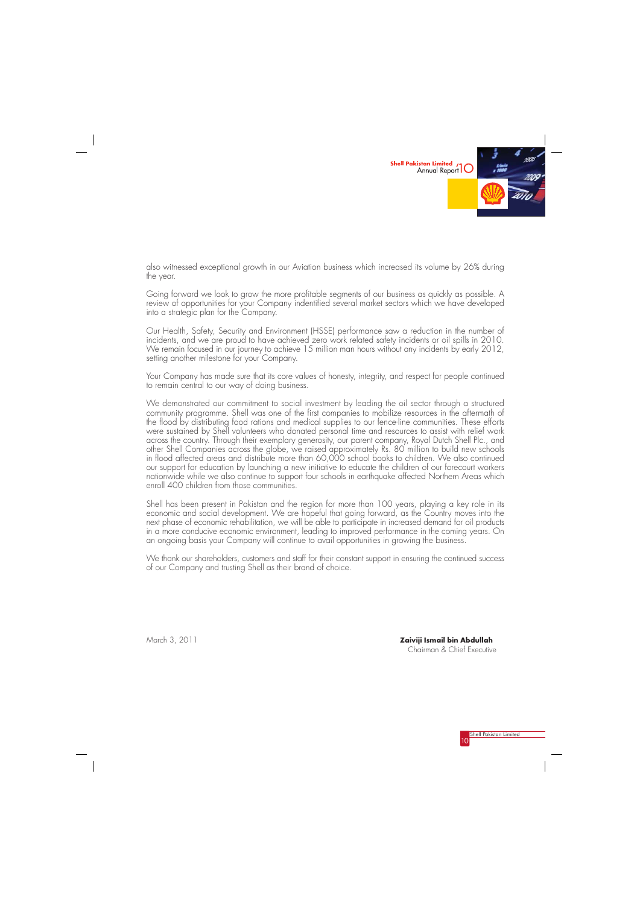also witnessed exceptional growth in our Aviation business which increased its volume by 26% during the year.

Going forward we look to grow the more profitable segments of our business as quickly as possible. A review of opportunities for your Company indentified several market sectors which we have developed into a strategic plan for the Company.

Our Health, Safety, Security and Environment (HSSE) performance saw a reduction in the number of incidents, and we are proud to have achieved zero work related safety incidents or oil spills in 2010. We remain focused in our journey to achieve 15 million man hours without any incidents by early 2012, setting another milestone for your Company.

Your Company has made sure that its core values of honesty, integrity, and respect for people continued to remain central to our way of doing business.

We demonstrated our commitment to social investment by leading the oil sector through a structured community programme. Shell was one of the first companies to mobilize resources in the aftermath of the flood by distributing food rations and medical supplies to our fence-line communities. These efforts were sustained by Shell volunteers who donated personal time and resources to assist with relief work across the country. Through their exemplary generosity, our parent company, Royal Dutch Shell Plc., and other Shell Companies across the globe, we raised approximately Rs. 80 million to build new schools in flood affected areas and distribute more than 60,000 school books to children. We also continued our support for education by launching a new initiative to educate the children of our forecourt workers nationwide while we also continue to support four schools in earthquake affected Northern Areas which enroll 400 children from those communities.

Shell has been present in Pakistan and the region for more than 100 years, playing a key role in its economic and social development. We are hopeful that going forward, as the Country moves into the next phase of economic rehabilitation, we will be able to participate in increased demand for oil products in a more conducive economic environment, leading to improved performance in the coming years. On an ongoing basis your Company will continue to avail opportunities in growing the business.

We thank our shareholders, customers and staff for their constant support in ensuring the continued success of our Company and trusting Shell as their brand of choice.

March 3, 2011

**Zaiviji Ismail bin Abdullah**
Chairman & Chief Executive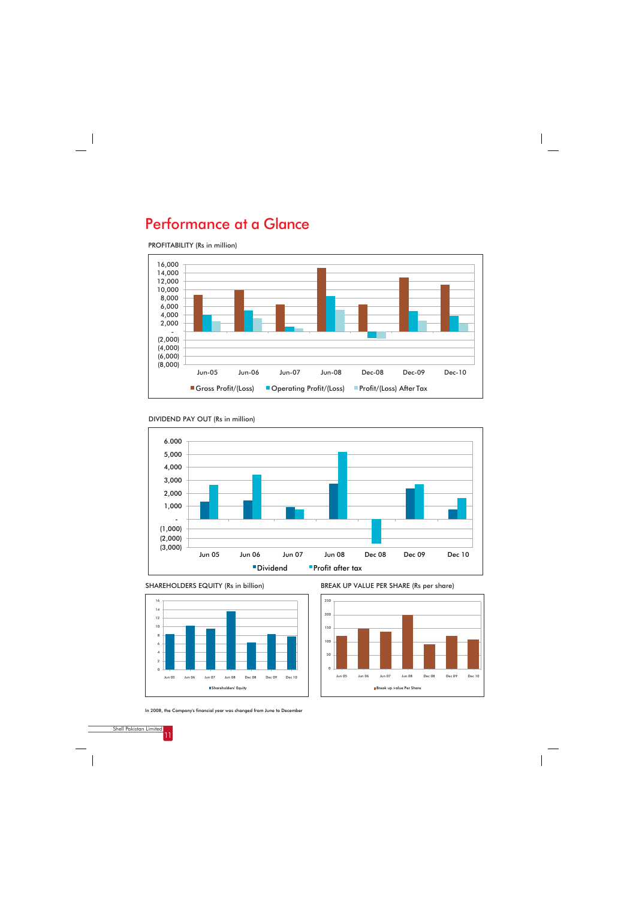# Performance at a Glance

PROFITABILITY (Rs in million)

DIVIDEND PAY OUT (Rs in million)

SHAREHOLDERS EQUITY (Rs in billion)

BREAK UP VALUE PER SHARE (Rs per share)

In 2008, the Company's financial year was changed from June to December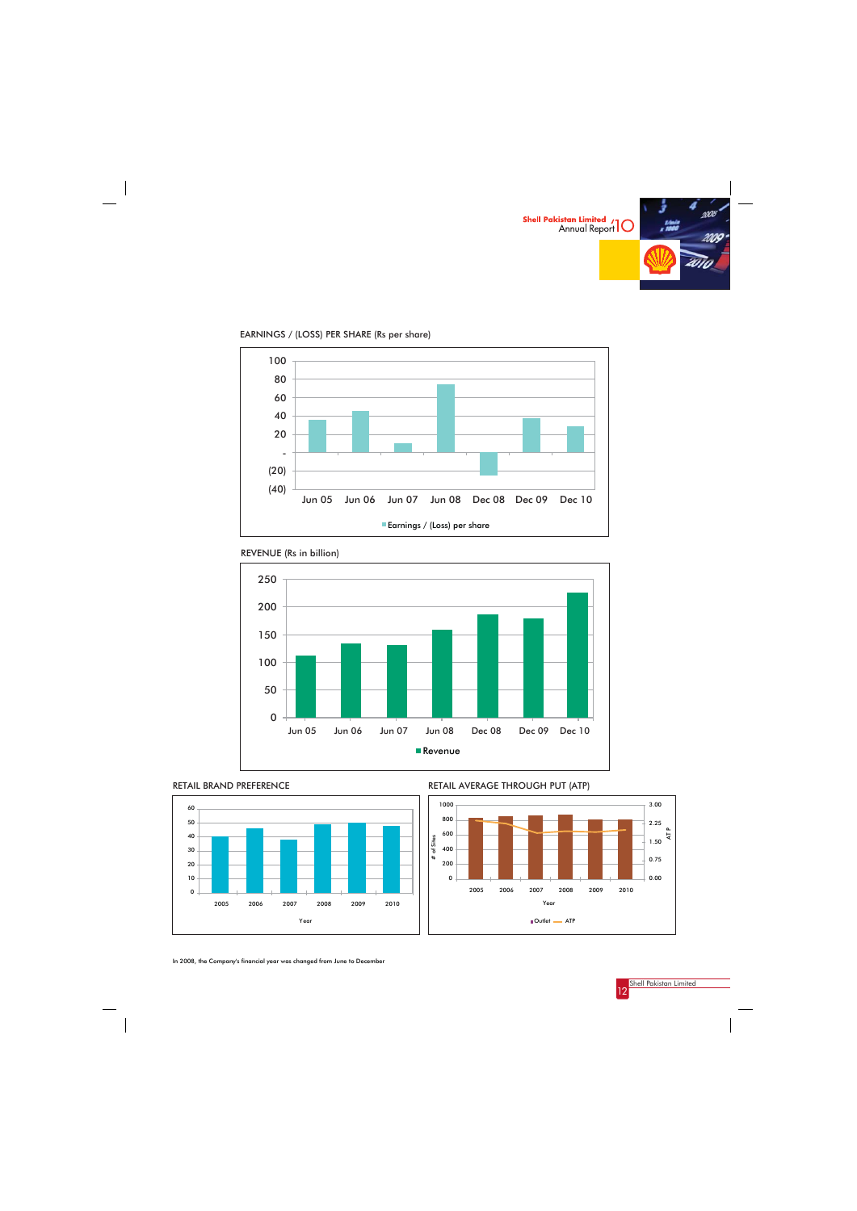EARNINGS / (LOSS) PER SHARE (Rs per share)

REVENUE (Rs in billion)

RETAIL BRAND PREFERENCE

RETAIL AVERAGE THROUGH PUT (ATP)

In 2008, the Company's financial year was changed from June to December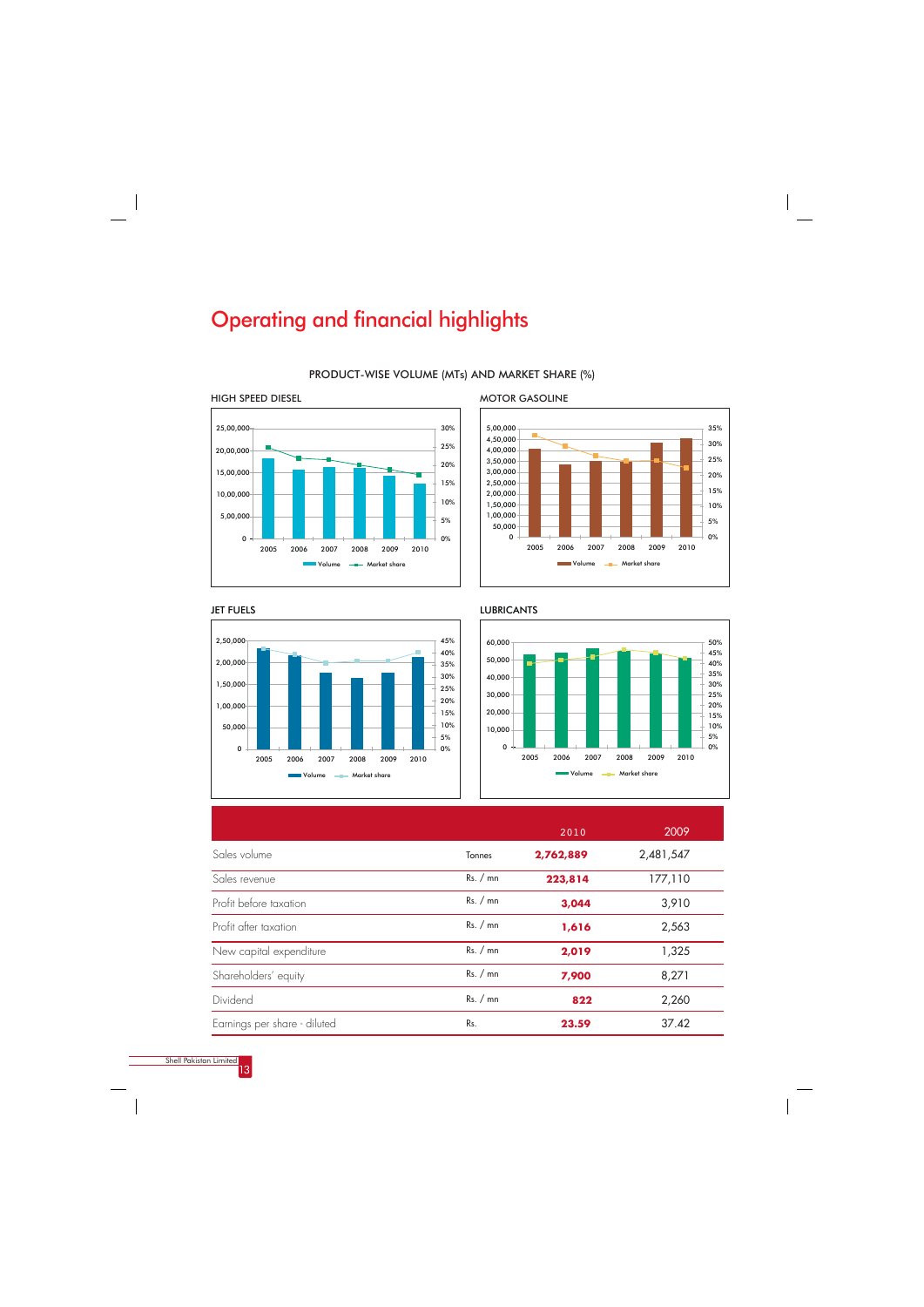# Operating and financial highlights

## PRODUCT-WISE VOLUME (MTs) AND MARKET SHARE (%)

HIGH SPEED DIESEL

MOTOR GASOLINE

JET FUELS

LUBRICANTS

| | | 2010 | 2009 |
|---|---|---|---|
| Sales volume | Tonnes | **2,762,889** | 2,481,547 |
| Sales revenue | Rs. / mn | **223,814** | 177,110 |
| Profit before taxation | Rs. / mn | **3,044** | 3,910 |
| Profit after taxation | Rs. / mn | **1,616** | 2,563 |
| New capital expenditure | Rs. / mn | **2,019** | 1,325 |
| Shareholders' equity | Rs. / mn | **7,900** | 8,271 |
| Dividend | Rs. / mn | **822** | 2,260 |
| Earnings per share - diluted | Rs. | **23.59** | 37.42 |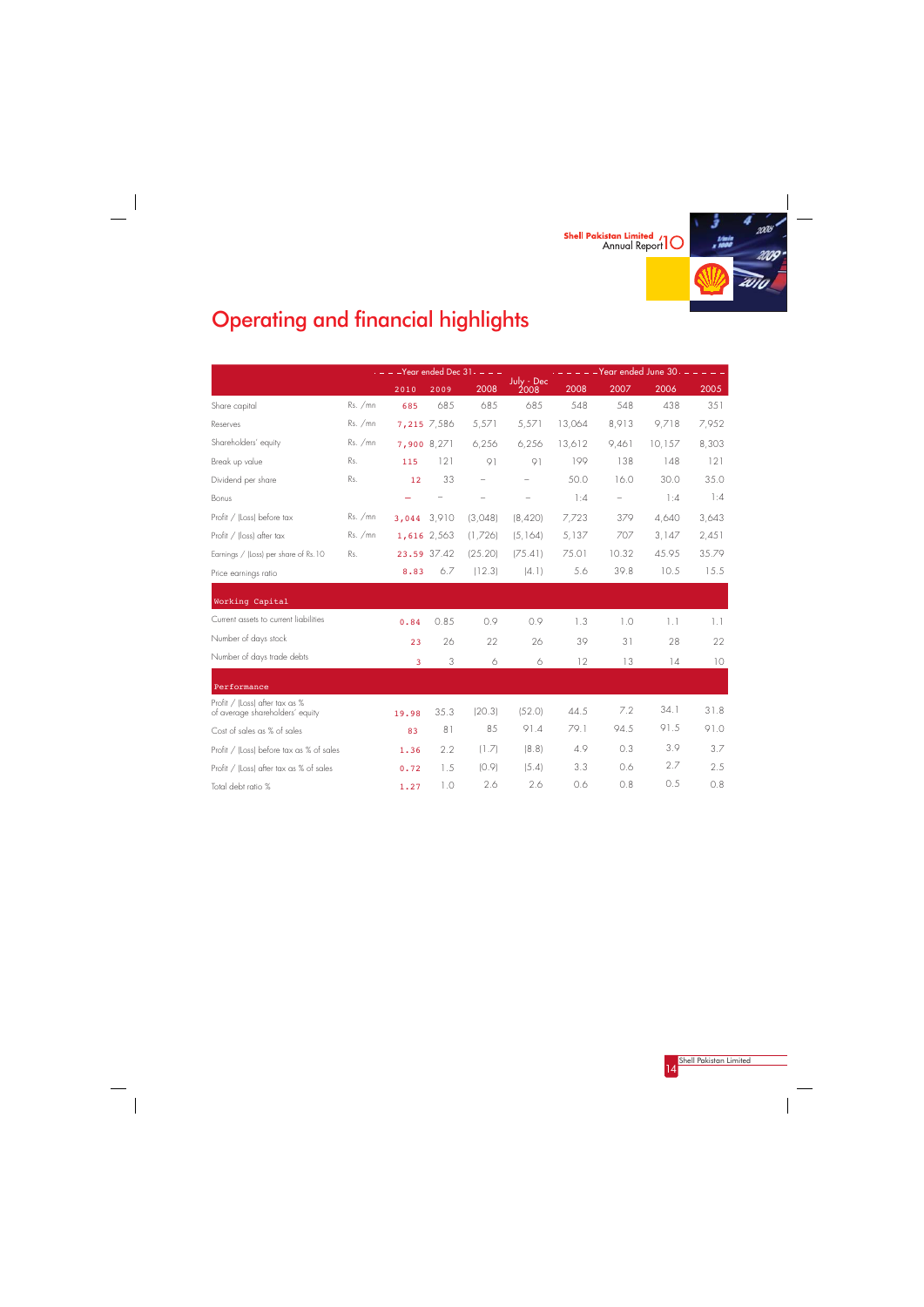# Operating and financial highlights

| | | Year ended Dec 31 | | | July - Dec | Year ended June 30 | | | |
|---|---|---|---|---|---|---|---|---|---|
| | | 2010 | 2009 | 2008 | 2008 | 2008 | 2007 | 2006 | 2005 |
| Share capital | Rs. /mn | 685 | 685 | 685 | 685 | 548 | 548 | 438 | 351 |
| Reserves | Rs. /mn | 7,215 | 7,586 | 5,571 | 5,571 | 13,064 | 8,913 | 9,718 | 7,952 |
| Shareholders' equity | Rs. /mn | 7,900 | 8,271 | 6,256 | 6,256 | 13,612 | 9,461 | 10,157 | 8,303 |
| Break up value | Rs. | 115 | 121 | 91 | 91 | 199 | 138 | 148 | 121 |
| Dividend per share | Rs. | 12 | 33 | – | – | 50.0 | 16.0 | 30.0 | 35.0 |
| Bonus | | – | – | – | – | 1:4 | – | 1:4 | 1:4 |
| Profit / (loss) before tax | Rs. /mn | 3,044 | 3,910 | (3,048) | (8,420) | 7,723 | 379 | 4,640 | 3,643 |
| Profit / (loss) after tax | Rs. /mn | 1,616 | 2,563 | (1,726) | (5,164) | 5,137 | 707 | 3,147 | 2,451 |
| Earnings / (loss) per share of Rs.10 | Rs. | 23.59 | 37.42 | (25.20) | (75.41) | 75.01 | 10.32 | 45.95 | 35.79 |
| Price earnings ratio | | 8.83 | 6.7 | (12.3) | (4.1) | 5.6 | 39.8 | 10.5 | 15.5 |
| **Working Capital** | | | | | | | | | |
| Current assets to current liabilities | | 0.84 | 0.85 | 0.9 | 0.9 | 1.3 | 1.0 | 1.1 | 1.1 |
| Number of days stock | | 23 | 26 | 22 | 26 | 39 | 31 | 28 | 22 |
| Number of days trade debts | | 3 | 3 | 6 | 6 | 12 | 13 | 14 | 10 |
| **Performance** | | | | | | | | | |
| Profit / (Loss) after tax as % of average shareholders' equity | | 19.98 | 35.3 | (20.3) | (52.0) | 44.5 | 7.2 | 34.1 | 31.8 |
| Cost of sales as % of sales | | 83 | 81 | 85 | 91.4 | 79.1 | 94.5 | 91.5 | 91.0 |
| Profit / (Loss) before tax as % of sales | | 1.36 | 2.2 | (1.7) | (8.8) | 4.9 | 0.3 | 3.9 | 3.7 |
| Profit / (Loss) after tax as % of sales | | 0.72 | 1.5 | (0.9) | (5.4) | 3.3 | 0.6 | 2.7 | 2.5 |
| Total debt ratio % | | 1.27 | 1.0 | 2.6 | 2.6 | 0.6 | 0.8 | 0.5 | 0.8 |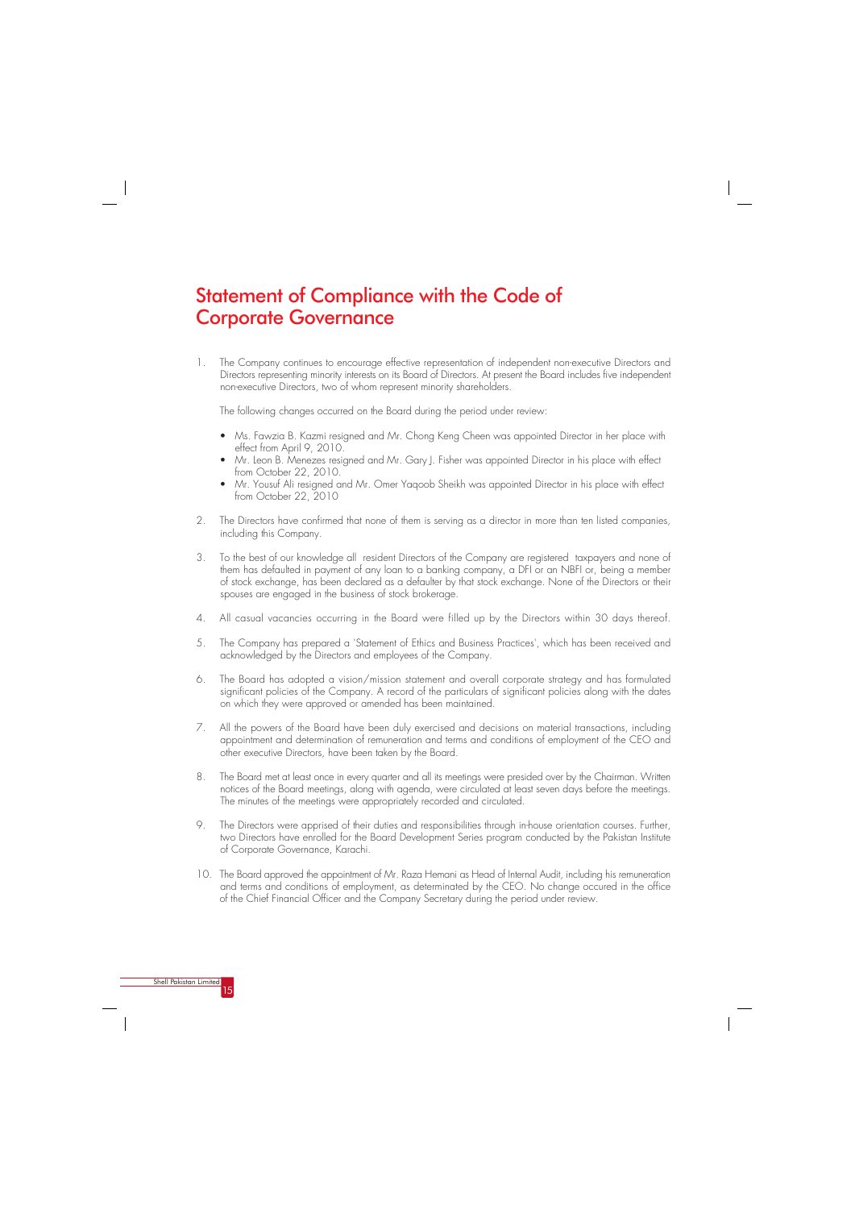# Statement of Compliance with the Code of Corporate Governance

1. The Company continues to encourage effective representation of independent non-executive Directors and Directors representing minority interests on its Board of Directors. At present the Board includes five independent non-executive Directors, two of whom represent minority shareholders.

   The following changes occurred on the Board during the period under review:

   - Ms. Fawzia B. Kazmi resigned and Mr. Chong Keng Cheen was appointed Director in her place with effect from April 9, 2010.
   - Mr. Leon B. Menezes resigned and Mr. Gary J. Fisher was appointed Director in his place with effect from October 22, 2010.
   - Mr. Yousuf Ali resigned and Mr. Omer Yaqoob Sheikh was appointed Director in his place with effect from October 22, 2010

2. The Directors have confirmed that none of them is serving as a director in more than ten listed companies, including this Company.

3. To the best of our knowledge all resident Directors of the Company are registered taxpayers and none of them has defaulted in payment of any loan to a banking company, a DFI or an NBFI or, being a member of stock exchange, has been declared as a defaulter by that stock exchange. None of the Directors or their spouses are engaged in the business of stock brokerage.

4. All casual vacancies occurring in the Board were filled up by the Directors within 30 days thereof.

5. The Company has prepared a 'Statement of Ethics and Business Practices', which has been received and acknowledged by the Directors and employees of the Company.

6. The Board has adopted a vision/mission statement and overall corporate strategy and has formulated significant policies of the Company. A record of the particulars of significant policies along with the dates on which they were approved or amended has been maintained.

7. All the powers of the Board have been duly exercised and decisions on material transactions, including appointment and determination of remuneration and terms and conditions of employment of the CEO and other executive Directors, have been taken by the Board.

8. The Board met at least once in every quarter and all its meetings were presided over by the Chairman. Written notices of the Board meetings, along with agenda, were circulated at least seven days before the meetings. The minutes of the meetings were appropriately recorded and circulated.

9. The Directors were apprised of their duties and responsibilities through in-house orientation courses. Further, two Directors have enrolled for the Board Development Series program conducted by the Pakistan Institute of Corporate Governance, Karachi.

10. The Board approved the appointment of Mr. Raza Hemani as Head of Internal Audit, including his remuneration and terms and conditions of employment, as determinated by the CEO. No change occured in the office of the Chief Financial Officer and the Company Secretary during the period under review.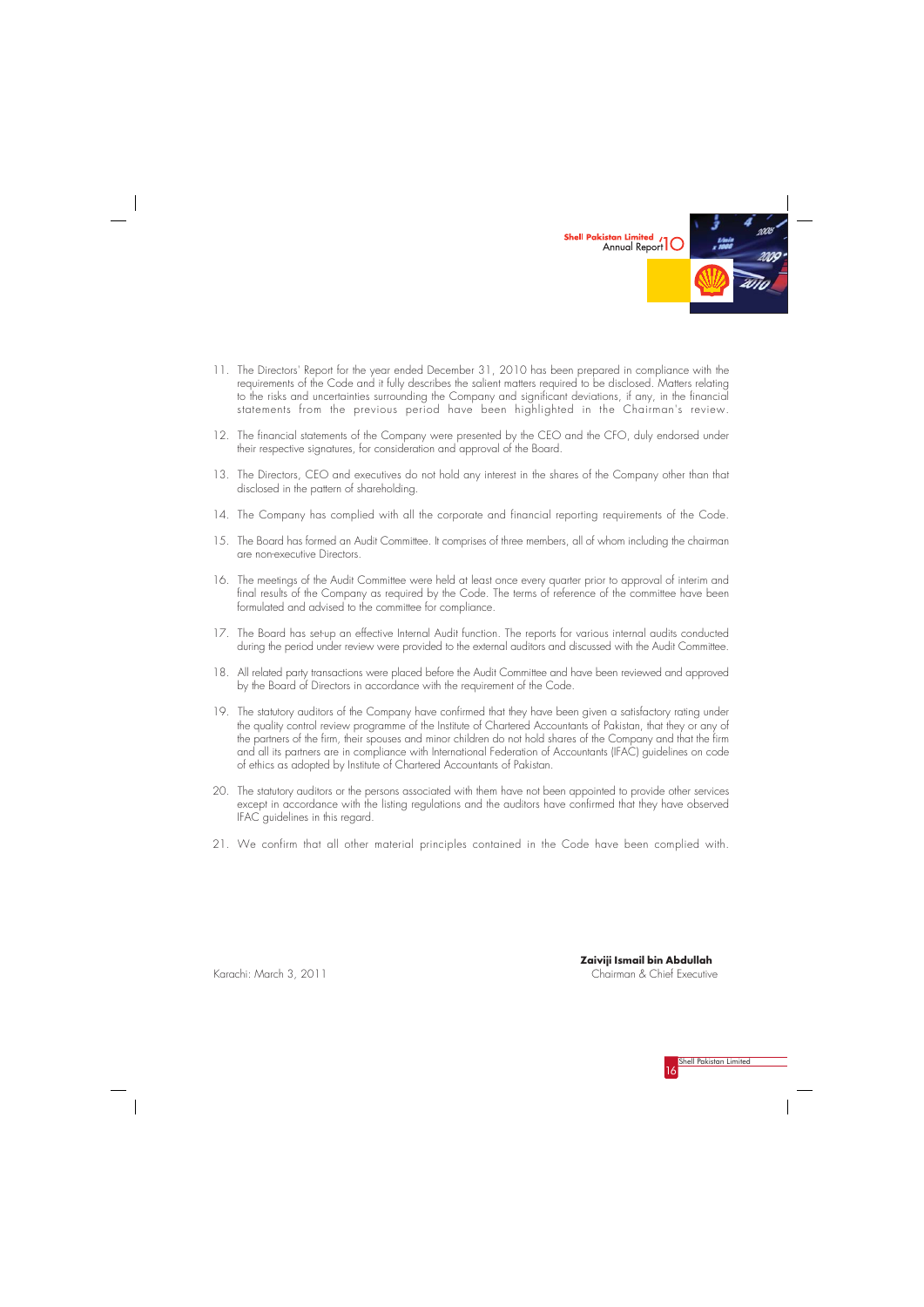11. The Directors' Report for the year ended December 31, 2010 has been prepared in compliance with the requirements of the Code and it fully describes the salient matters required to be disclosed. Matters relating to the risks and uncertainties surrounding the Company and significant deviations, if any, in the financial statements from the previous period have been highlighted in the Chairman's review.

12. The financial statements of the Company were presented by the CEO and the CFO, duly endorsed under their respective signatures, for consideration and approval of the Board.

13. The Directors, CEO and executives do not hold any interest in the shares of the Company other than that disclosed in the pattern of shareholding.

14. The Company has complied with all the corporate and financial reporting requirements of the Code.

15. The Board has formed an Audit Committee. It comprises of three members, all of whom including the chairman are non-executive Directors.

16. The meetings of the Audit Committee were held at least once every quarter prior to approval of interim and final results of the Company as required by the Code. The terms of reference of the committee have been formulated and advised to the committee for compliance.

17. The Board has set-up an effective Internal Audit function. The reports for various internal audits conducted during the period under review were provided to the external auditors and discussed with the Audit Committee.

18. All related party transactions were placed before the Audit Committee and have been reviewed and approved by the Board of Directors in accordance with the requirement of the Code.

19. The statutory auditors of the Company have confirmed that they have been given a satisfactory rating under the quality control review programme of the Institute of Chartered Accountants of Pakistan, that they or any of the partners of the firm, their spouses and minor children do not hold shares of the Company and that the firm and all its partners are in compliance with International Federation of Accountants (IFAC) guidelines on code of ethics as adopted by Institute of Chartered Accountants of Pakistan.

20. The statutory auditors or the persons associated with them have not been appointed to provide other services except in accordance with the listing regulations and the auditors have confirmed that they have observed IFAC guidelines in this regard.

21. We confirm that all other material principles contained in the Code have been complied with.

Karachi: March 3, 2011

**Zaiviji Ismail bin Abdullah**
Chairman & Chief Executive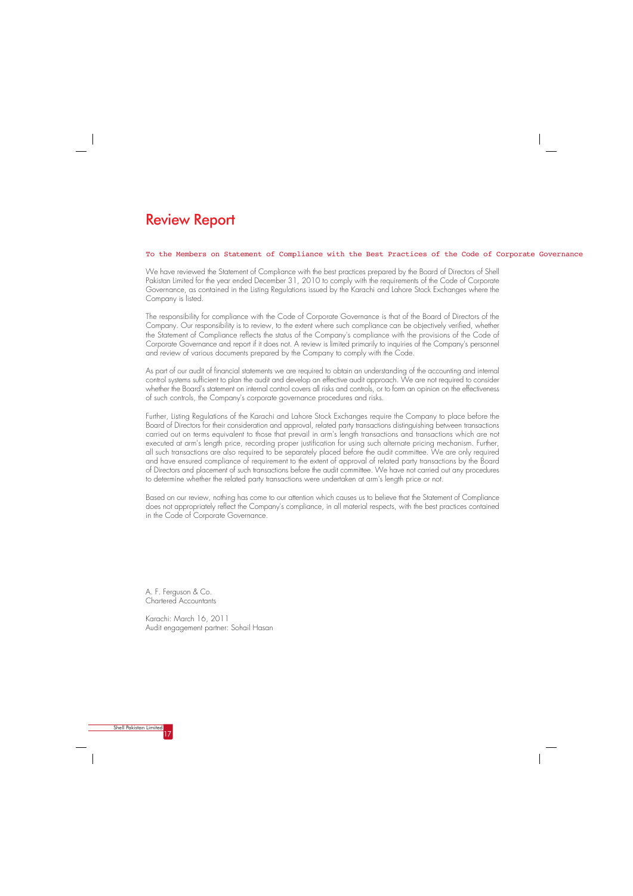# Review Report

To the Members on Statement of Compliance with the Best Practices of the Code of Corporate Governance

We have reviewed the Statement of Compliance with the best practices prepared by the Board of Directors of Shell Pakistan Limited for the year ended December 31, 2010 to comply with the requirements of the Code of Corporate Governance, as contained in the Listing Regulations issued by the Karachi and Lahore Stock Exchanges where the Company is listed.

The responsibility for compliance with the Code of Corporate Governance is that of the Board of Directors of the Company. Our responsibility is to review, to the extent where such compliance can be objectively verified, whether the Statement of Compliance reflects the status of the Company's compliance with the provisions of the Code of Corporate Governance and report if it does not. A review is limited primarily to inquiries of the Company's personnel and review of various documents prepared by the Company to comply with the Code.

As part of our audit of financial statements we are required to obtain an understanding of the accounting and internal control systems sufficient to plan the audit and develop an effective audit approach. We are not required to consider whether the Board's statement on internal control covers all risks and controls, or to form an opinion on the effectiveness of such controls, the Company's corporate governance procedures and risks.

Further, Listing Regulations of the Karachi and Lahore Stock Exchanges require the Company to place before the Board of Directors for their consideration and approval, related party transactions distinguishing between transactions carried out on terms equivalent to those that prevail in arm's length transactions and transactions which are not executed at arm's length price, recording proper justification for using such alternate pricing mechanism. Further, all such transactions are also required to be separately placed before the audit committee. We are only required and have ensured compliance of requirement to the extent of approval of related party transactions by the Board of Directors and placement of such transactions before the audit committee. We have not carried out any procedures to determine whether the related party transactions were undertaken at arm's length price or not.

Based on our review, nothing has come to our attention which causes us to believe that the Statement of Compliance does not appropriately reflect the Company's compliance, in all material respects, with the best practices contained in the Code of Corporate Governance.

A. F. Ferguson & Co.
Chartered Accountants

Karachi: March 16, 2011
Audit engagement partner: Sohail Hasan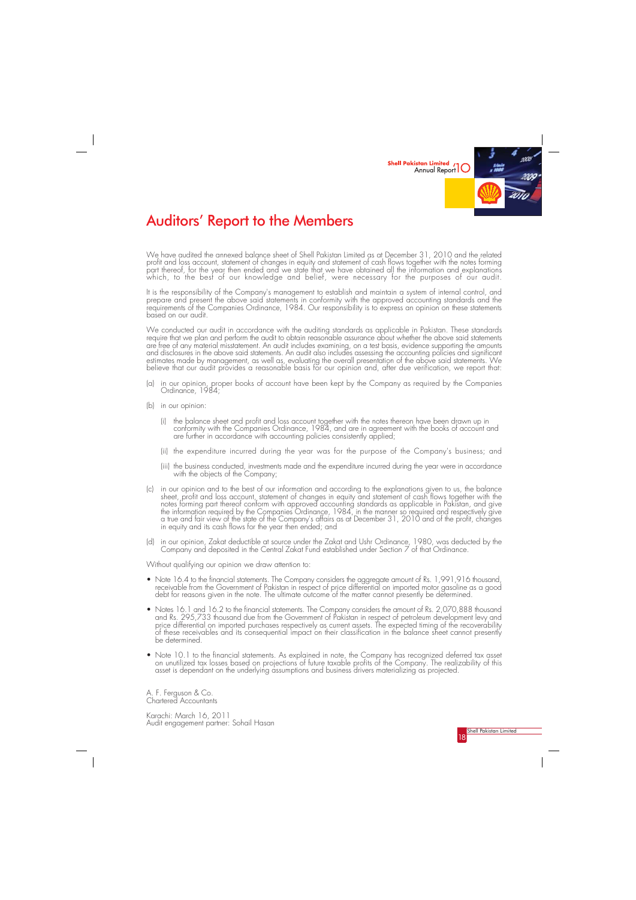# Auditors' Report to the Members

We have audited the annexed balance sheet of Shell Pakistan Limited as at December 31, 2010 and the related profit and loss account, statement of changes in equity and statement of cash flows together with the notes forming part thereof, for the year then ended and we state that we have obtained all the information and explanations which, to the best of our knowledge and belief, were necessary for the purposes of our audit.

It is the responsibility of the Company's management to establish and maintain a system of internal control, and prepare and present the above said statements in conformity with the approved accounting standards and the requirements of the Companies Ordinance, 1984. Our responsibility is to express an opinion on these statements based on our audit.

We conducted our audit in accordance with the auditing standards as applicable in Pakistan. These standards require that we plan and perform the audit to obtain reasonable assurance about whether the above said statements are free of any material misstatement. An audit includes examining, on a test basis, evidence supporting the amounts and disclosures in the above said statements. An audit also includes assessing the accounting policies and significant estimates made by management, as well as, evaluating the overall presentation of the above said statements. We believe that our audit provides a reasonable basis for our opinion and, after due verification, we report that:

(a) in our opinion, proper books of account have been kept by the Company as required by the Companies Ordinance, 1984;

(b) in our opinion:

   (i) the balance sheet and profit and loss account together with the notes thereon have been drawn up in conformity with the Companies Ordinance, 1984, and are in agreement with the books of account and are further in accordance with accounting policies consistently applied;

   (ii) the expenditure incurred during the year was for the purpose of the Company's business; and

   (iii) the business conducted, investments made and the expenditure incurred during the year were in accordance with the objects of the Company;

(c) in our opinion and to the best of our information and according to the explanations given to us, the balance sheet, profit and loss account, statement of changes in equity and statement of cash flows together with the notes forming part thereof conform with approved accounting standards as applicable in Pakistan, and give the information required by the Companies Ordinance, 1984, in the manner so required and respectively give a true and fair view of the state of the Company's affairs as at December 31, 2010 and of the profit, changes in equity and its cash flows for the year then ended; and

(d) in our opinion, Zakat deductible at source under the Zakat and Ushr Ordinance, 1980, was deducted by the Company and deposited in the Central Zakat Fund established under Section 7 of that Ordinance.

Without qualifying our opinion we draw attention to:

- Note 16.4 to the financial statements. The Company considers the aggregate amount of Rs. 1,991,916 thousand, receivable from the Government of Pakistan in respect of price differential on imported motor gasoline as a good debt for reasons given in the note. The ultimate outcome of the matter cannot presently be determined.

- Notes 16.1 and 16.2 to the financial statements. The Company considers the amount of Rs. 2,070,888 thousand and Rs. 295,733 thousand due from the Government of Pakistan in respect of petroleum development levy and price differential on imported purchases respectively as current assets. The expected timing of the recoverability of these receivables and its consequential impact on their classification in the balance sheet cannot presently be determined.

- Note 10.1 to the financial statements. As explained in note, the Company has recognized deferred tax asset on unutilized tax losses based on projections of future taxable profits of the Company. The realizability of this asset is dependant on the underlying assumptions and business drivers materializing as projected.

A. F. Ferguson & Co.
Chartered Accountants

Karachi: March 16, 2011
Audit engagement partner: Sohail Hasan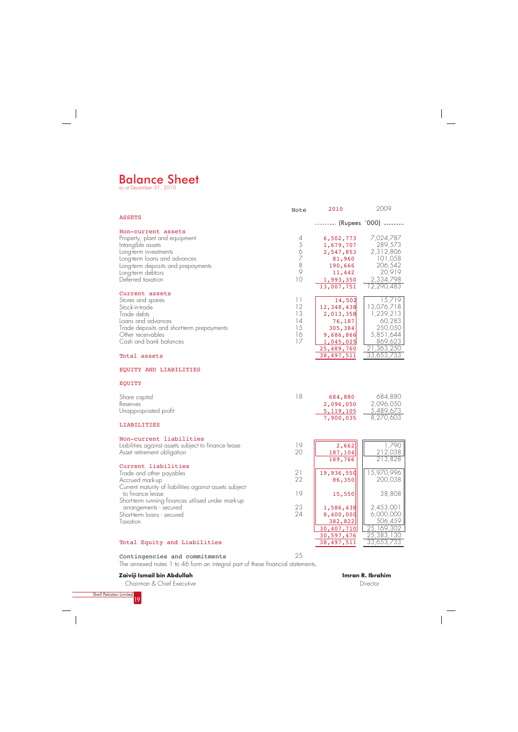# Balance Sheet

as at December 31, 2010

| | Note | 2010 | 2009 |
|---|---|---|---|
| | | ......... (Rupees `000) ......... | |
| **ASSETS** | | | |
| **Non-current assets** | | | |
| Property, plant and equipment | 4 | 6,502,773 | 7,024,787 |
| Intangible assets | 5 | 1,679,707 | 289,573 |
| Long-term investments | 6 | 2,547,853 | 2,312,806 |
| Long-term loans and advances | 7 | 81,960 | 101,058 |
| Long-term deposits and prepayments | 8 | 190,666 | 206,542 |
| Long-term debtors | 9 | 11,442 | 20,919 |
| Deferred taxation | 10 | 1,993,350 | 2,334,798 |
| | | 13,007,751 | 12,290,483 |
| **Current assets** | | | |
| Stores and spares | 11 | 14,502 | 15,719 |
| Stock-in-trade | 12 | 12,348,438 | 13,076,718 |
| Trade debts | 13 | 2,013,358 | 1,239,213 |
| Loans and advances | 14 | 76,187 | 60,283 |
| Trade deposits and short-term prepayments | 15 | 305,384 | 250,050 |
| Other receivables | 16 | 9,686,866 | 5,851,644 |
| Cash and bank balances | 17 | 1,045,025 | 869,623 |
| | | 25,489,760 | 21,363,250 |
| **Total assets** | | 38,497,511 | 33,653,733 |
| **EQUITY AND LIABILITIES** | | | |
| **EQUITY** | | | |
| Share capital | 18 | 684,880 | 684,880 |
| Reserves | | 2,096,050 | 2,096,050 |
| Unappropriated profit | | 5,119,105 | 5,489,673 |
| | | 7,900,035 | 8,270,603 |
| **LIABILITIES** | | | |
| **Non-current liabilities** | | | |
| Liabilities against assets subject to finance lease | 19 | 2,662 | 1,790 |
| Asset retirement obligation | 20 | 187,104 | 212,038 |
| | | 189,766 | 213,828 |
| **Current liabilities** | | | |
| Trade and other payables | 21 | 19,936,550 | 15,970,996 |
| Accrued mark-up | 22 | 86,350 | 200,038 |
| Current maturity of liabilities against assets subject to finance lease | 19 | 15,550 | 38,808 |
| Short-term running finances utilised under mark-up arrangements - secured | 23 | 1,586,438 | 2,453,001 |
| Short-term loans - secured | 24 | 8,400,000 | 6,000,000 |
| Taxation | | 382,822 | 506,459 |
| | | 30,407,710 | 25,169,302 |
| | | 30,597,476 | 25,383,130 |
| **Total Equity and Liabilities** | | 38,497,511 | 33,653,733 |
| Contingencies and commitments | 25 | | |

The annexed notes 1 to 46 form an integral part of these financial statements.

**Zaiviji Ismail bin Abdullah**
Chairman & Chief Executive

**Imran R. Ibrahim**
Director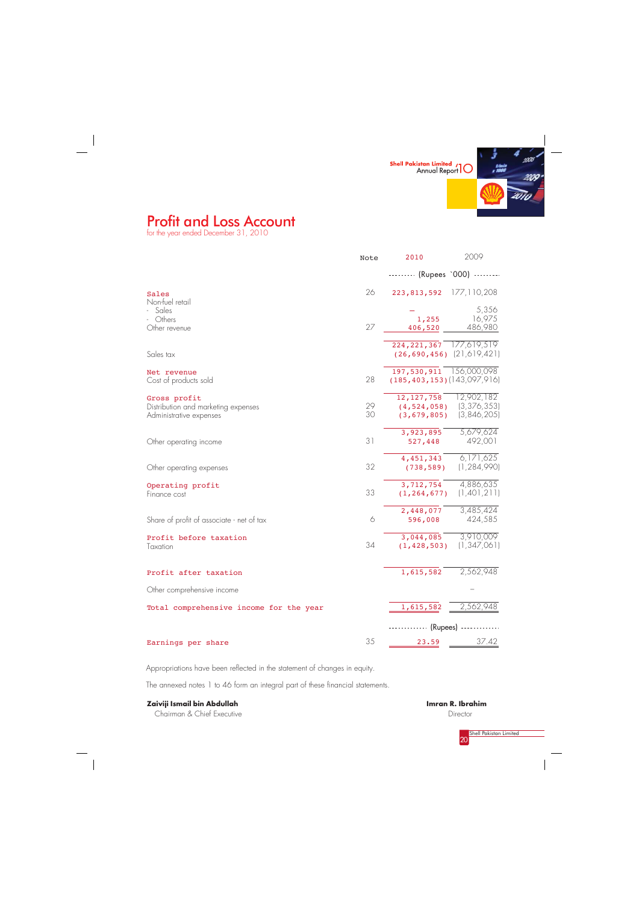# Profit and Loss Account

for the year ended December 31, 2010

| | Note | 2010 | 2009 |
|---|---|---|---|
| | | (Rupees `000) | |
| **Sales** | 26 | 223,813,592 | 177,110,208 |
| Non-fuel retail | | | |
| - Sales | | – | 5,356 |
| - Others | | 1,255 | 16,975 |
| Other revenue | 27 | 406,520 | 486,980 |
| | | 224,221,367 | 177,619,519 |
| Sales tax | | (26,690,456) | (21,619,421) |
| **Net revenue** | | 197,530,911 | 156,000,098 |
| Cost of products sold | 28 | (185,403,153) | (143,097,916) |
| **Gross profit** | | 12,127,758 | 12,902,182 |
| Distribution and marketing expenses | 29 | (4,524,058) | (3,376,353) |
| Administrative expenses | 30 | (3,679,805) | (3,846,205) |
| | | 3,923,895 | 5,679,624 |
| Other operating income | 31 | 527,448 | 492,001 |
| | | 4,451,343 | 6,171,625 |
| Other operating expenses | 32 | (738,589) | (1,284,990) |
| **Operating profit** | | 3,712,754 | 4,886,635 |
| Finance cost | 33 | (1,264,677) | (1,401,211) |
| | | 2,448,077 | 3,485,424 |
| Share of profit of associate - net of tax | 6 | 596,008 | 424,585 |
| **Profit before taxation** | | 3,044,085 | 3,910,009 |
| Taxation | 34 | (1,428,503) | (1,347,061) |
| **Profit after taxation** | | 1,615,582 | 2,562,948 |
| Other comprehensive income | | | – |
| **Total comprehensive income for the year** | | 1,615,582 | 2,562,948 |
| | | (Rupees) | |
| **Earnings per share** | 35 | 23.59 | 37.42 |

Appropriations have been reflected in the statement of changes in equity.

The annexed notes 1 to 46 form an integral part of these financial statements.

**Zaiviji Ismail bin Abdullah**
Chairman & Chief Executive

**Imran R. Ibrahim**
Director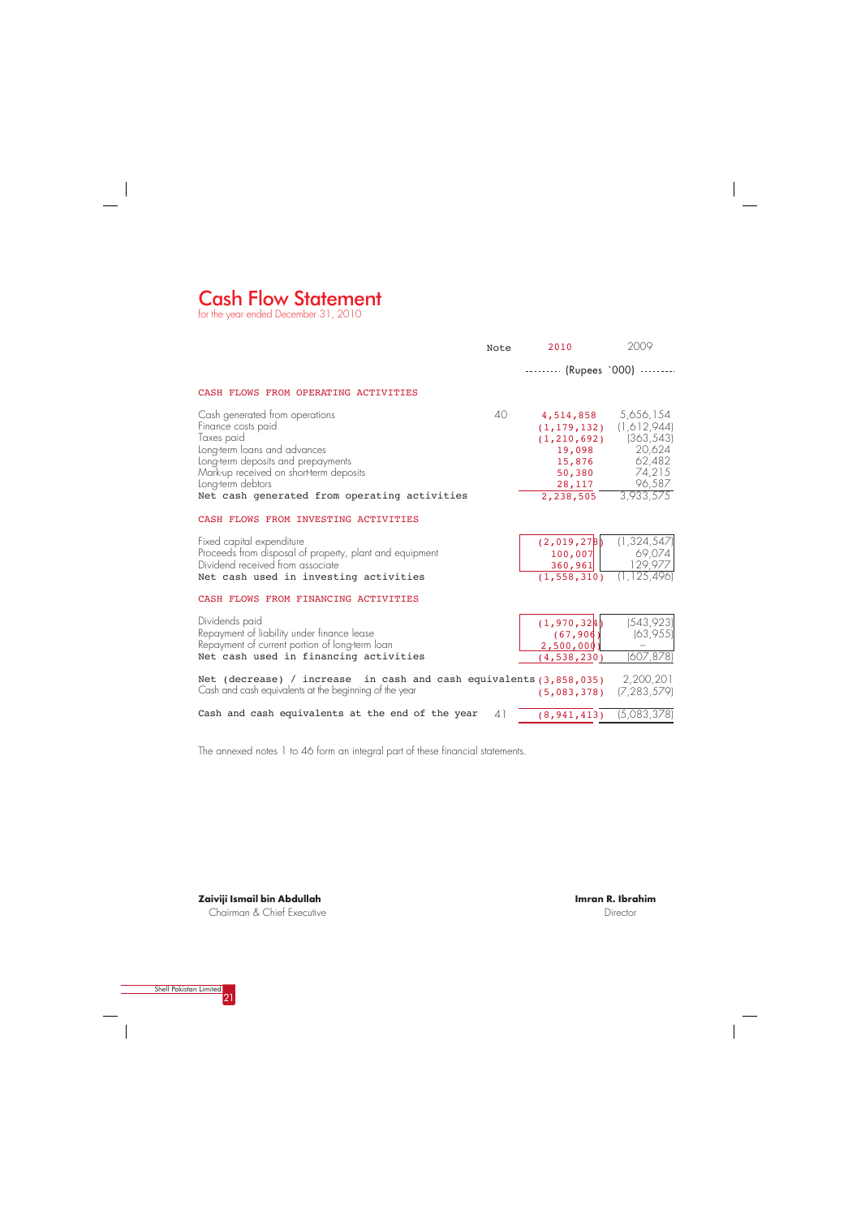# Cash Flow Statement

for the year ended December 31, 2010

| | Note | 2010 | 2009 |
|---|---|---|---|
| | | (Rupees `000) | |
| **CASH FLOWS FROM OPERATING ACTIVITIES** | | | |
| Cash generated from operations | 40 | 4,514,858 | 5,656,154 |
| Finance costs paid | | (1,179,132) | (1,612,944) |
| Taxes paid | | (1,210,692) | (363,543) |
| Long-term loans and advances | | 19,098 | 20,624 |
| Long-term deposits and prepayments | | 15,876 | 62,482 |
| Mark-up received on short-term deposits | | 50,380 | 74,215 |
| Long-term debtors | | 28,117 | 96,587 |
| Net cash generated from operating activities | | 2,238,505 | 3,933,575 |
| **CASH FLOWS FROM INVESTING ACTIVITIES** | | | |
| Fixed capital expenditure | | (2,019,278) | (1,324,547) |
| Proceeds from disposal of property, plant and equipment | | 100,007 | 69,074 |
| Dividend received from associate | | 360,961 | 129,977 |
| Net cash used in investing activities | | (1,558,310) | (1,125,496) |
| **CASH FLOWS FROM FINANCING ACTIVITIES** | | | |
| Dividends paid | | (1,970,324) | (543,923) |
| Repayment of liability under finance lease | | (67,906) | (63,955) |
| Repayment of current portion of long-term loan | | 2,500,000 | – |
| Net cash used in financing activities | | (4,538,230) | (607,878) |
| Net (decrease) / increase in cash and cash equivalents | | (3,858,035) | 2,200,201 |
| Cash and cash equivalents at the beginning of the year | | (5,083,378) | (7,283,579) |
| Cash and cash equivalents at the end of the year | 41 | (8,941,413) | (5,083,378) |

The annexed notes 1 to 46 form an integral part of these financial statements.

**Zaiviji Ismail bin Abdullah**
Chairman & Chief Executive

**Imran R. Ibrahim**
Director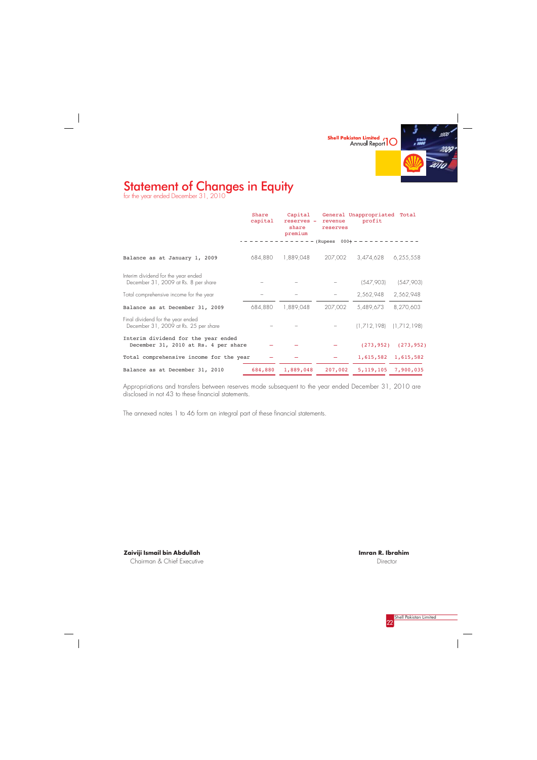# Statement of Changes in Equity

for the year ended December 31, 2010

| | Share capital | Capital reserves - share premium | General revenue reserves | Unappropriated profit | Total |
|---|---|---|---|---|---|
| | ----------------- | ----------------- | (Rupees '000) | ----------------- | ----------------- |
| Balance as at January 1, 2009 | 684,880 | 1,889,048 | 207,002 | 3,474,628 | 6,255,558 |
| Interim dividend for the year ended December 31, 2009 at Rs. 8 per share | – | – | – | (547,903) | (547,903) |
| Total comprehensive income for the year | – | – | – | 2,562,948 | 2,562,948 |
| Balance as at December 31, 2009 | 684,880 | 1,889,048 | 207,002 | 5,489,673 | 8,270,603 |
| Final dividend for the year ended December 31, 2009 at Rs. 25 per share | – | – | – | (1,712,198) | (1,712,198) |
| Interim dividend for the year ended December 31, 2010 at Rs. 4 per share | – | – | – | (273,952) | (273,952) |
| Total comprehensive income for the year | – | – | – | 1,615,582 | 1,615,582 |
| Balance as at December 31, 2010 | 684,880 | 1,889,048 | 207,002 | 5,119,105 | 7,900,035 |

Appropriations and transfers between reserves mode subsequent to the year ended December 31, 2010 are disclosed in not 43 to these financial statements.

The annexed notes 1 to 46 form an integral part of these financial statements.

**Zaiviji Ismail bin Abdullah**
Chairman & Chief Executive

**Imran R. Ibrahim**
Director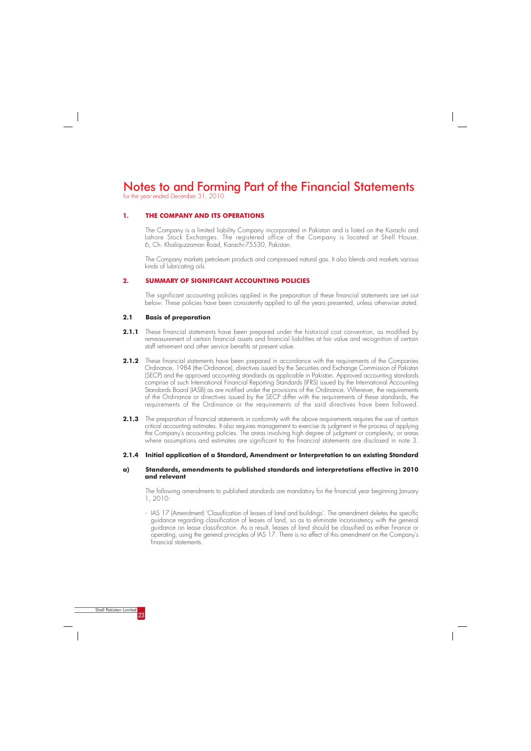# Notes to and Forming Part of the Financial Statements

for the year ended December 31, 2010

## 1. THE COMPANY AND ITS OPERATIONS

The Company is a limited liability Company incorporated in Pakistan and is listed on the Karachi and Lahore Stock Exchanges. The registered office of the Company is located at Shell House, 6, Ch. Khaliquzzaman Road, Karachi-75530, Pakistan.

The Company markets petroleum products and compressed natural gas. It also blends and markets various kinds of lubricating oils.

## 2. SUMMARY OF SIGNIFICANT ACCOUNTING POLICIES

The significant accounting policies applied in the preparation of these financial statements are set out below. These policies have been consistently applied to all the years presented, unless otherwise stated.

### 2.1 Basis of preparation

**2.1.1** These financial statements have been prepared under the historical cost convention, as modified by remeasurement of certain financial assets and financial liabilities at fair value and recognition of certain staff retirement and other service benefits at present value.

**2.1.2** These financial statements have been prepared in accordance with the requirements of the Companies Ordinance, 1984 (the Ordinance), directives issued by the Securities and Exchange Commission of Pakistan (SECP) and the approved accounting standards as applicable in Pakistan. Approved accounting standards comprise of such International Financial Reporting Standards (IFRS) issued by the International Accounting Standards Board (IASB) as are notified under the provisions of the Ordinance. Wherever, the requirements of the Ordinance or directives issued by the SECP differ with the requirements of these standards, the requirements of the Ordinance or the requirements of the said directives have been followed.

**2.1.3** The preparation of financial statements in conformity with the above requirements requires the use of certain critical accounting estimates. It also requires management to exercise its judgment in the process of applying the Company's accounting policies. The areas involving high degree of judgment or complexity, or areas where assumptions and estimates are significant to the financial statements are disclosed in note 3.

#### 2.1.4 Initial application of a Standard, Amendment or Interpretation to an existing Standard

**a) Standards, amendments to published standards and interpretations effective in 2010 and relevant**

The following amendments to published standards are mandatory for the financial year beginning January 1, 2010:

- IAS 17 (Amendment) 'Classification of leases of land and buildings'. The amendment deletes the specific guidance regarding classification of leases of land, so as to eliminate inconsistency with the general guidance on lease classification. As a result, leases of land should be classified as either finance or operating, using the general principles of IAS 17. There is no effect of this amendment on the Company's financial statements.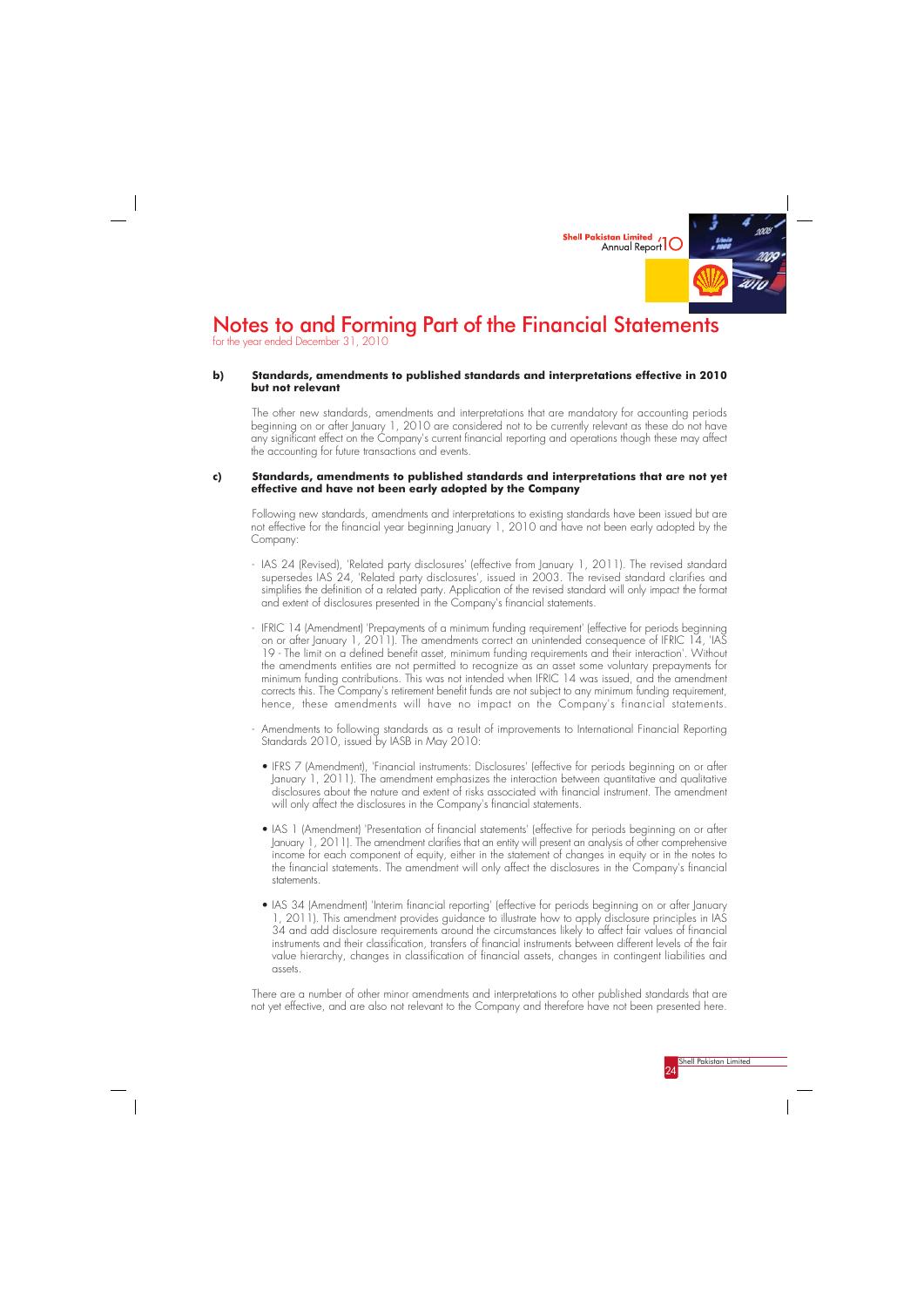# Notes to and Forming Part of the Financial Statements

for the year ended December 31, 2010

**b) Standards, amendments to published standards and interpretations effective in 2010 but not relevant**

The other new standards, amendments and interpretations that are mandatory for accounting periods beginning on or after January 1, 2010 are considered not to be currently relevant as these do not have any significant effect on the Company's current financial reporting and operations though these may affect the accounting for future transactions and events.

**c) Standards, amendments to published standards and interpretations that are not yet effective and have not been early adopted by the Company**

Following new standards, amendments and interpretations to existing standards have been issued but are not effective for the financial year beginning January 1, 2010 and have not been early adopted by the Company:

- IAS 24 (Revised), 'Related party disclosures' (effective from January 1, 2011). The revised standard supersedes IAS 24, 'Related party disclosures', issued in 2003. The revised standard clarifies and simplifies the definition of a related party. Application of the revised standard will only impact the format and extent of disclosures presented in the Company's financial statements.

- IFRIC 14 (Amendment) 'Prepayments of a minimum funding requirement' (effective for periods beginning on or after January 1, 2011). The amendments correct an unintended consequence of IFRIC 14, 'IAS 19 - The limit on a defined benefit asset, minimum funding requirements and their interaction'. Without the amendments entities are not permitted to recognize as an asset some voluntary prepayments for minimum funding contributions. This was not intended when IFRIC 14 was issued, and the amendment corrects this. The Company's retirement benefit funds are not subject to any minimum funding requirement, hence, these amendments will have no impact on the Company's financial statements.

- Amendments to following standards as a result of improvements to International Financial Reporting Standards 2010, issued by IASB in May 2010:

  - IFRS 7 (Amendment), 'Financial instruments: Disclosures' (effective for periods beginning on or after January 1, 2011). The amendment emphasizes the interaction between quantitative and qualitative disclosures about the nature and extent of risks associated with financial instrument. The amendment will only affect the disclosures in the Company's financial statements.

  - IAS 1 (Amendment) 'Presentation of financial statements' (effective for periods beginning on or after January 1, 2011). The amendment clarifies that an entity will present an analysis of other comprehensive income for each component of equity, either in the statement of changes in equity or in the notes to the financial statements. The amendment will only affect the disclosures in the Company's financial statements.

  - IAS 34 (Amendment) 'Interim financial reporting' (effective for periods beginning on or after January 1, 2011). This amendment provides guidance to illustrate how to apply disclosure principles in IAS 34 and add disclosure requirements around the circumstances likely to affect fair values of financial instruments and their classification, transfers of financial instruments between different levels of the fair value hierarchy, changes in classification of financial assets, changes in contingent liabilities and assets.

There are a number of other minor amendments and interpretations to other published standards that are not yet effective, and are also not relevant to the Company and therefore have not been presented here.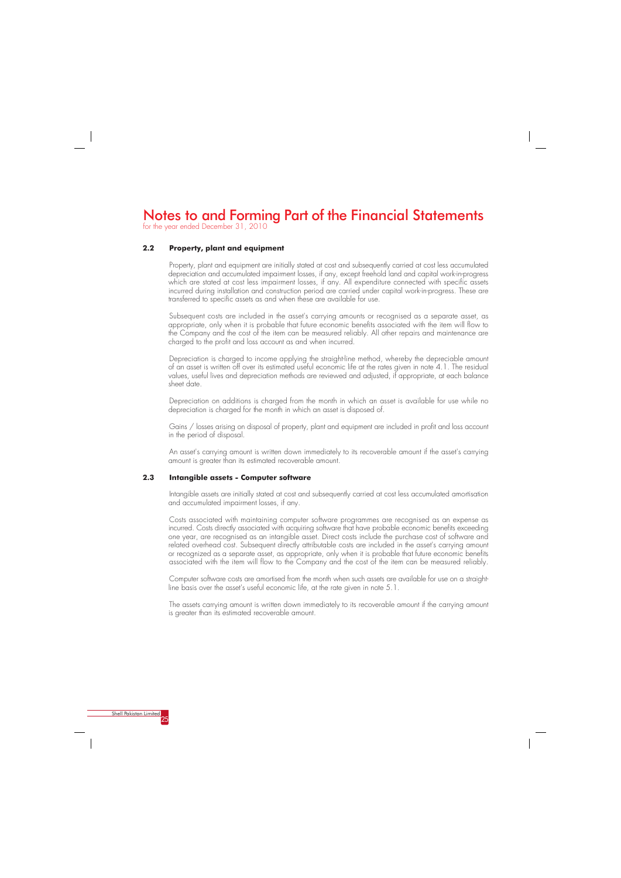# Notes to and Forming Part of the Financial Statements

for the year ended December 31, 2010

## 2.2 Property, plant and equipment

Property, plant and equipment are initially stated at cost and subsequently carried at cost less accumulated depreciation and accumulated impairment losses, if any, except freehold land and capital work-in-progress which are stated at cost less impairment losses, if any. All expenditure connected with specific assets incurred during installation and construction period are carried under capital work-in-progress. These are transferred to specific assets as and when these are available for use.

Subsequent costs are included in the asset's carrying amounts or recognised as a separate asset, as appropriate, only when it is probable that future economic benefits associated with the item will flow to the Company and the cost of the item can be measured reliably. All other repairs and maintenance are charged to the profit and loss account as and when incurred.

Depreciation is charged to income applying the straight-line method, whereby the depreciable amount of an asset is written off over its estimated useful economic life at the rates given in note 4.1. The residual values, useful lives and depreciation methods are reviewed and adjusted, if appropriate, at each balance sheet date.

Depreciation on additions is charged from the month in which an asset is available for use while no depreciation is charged for the month in which an asset is disposed of.

Gains / losses arising on disposal of property, plant and equipment are included in profit and loss account in the period of disposal.

An asset's carrying amount is written down immediately to its recoverable amount if the asset's carrying amount is greater than its estimated recoverable amount.

## 2.3 Intangible assets - Computer software

Intangible assets are initially stated at cost and subsequently carried at cost less accumulated amortisation and accumulated impairment losses, if any.

Costs associated with maintaining computer software programmes are recognised as an expense as incurred. Costs directly associated with acquiring software that have probable economic benefits exceeding one year, are recognised as an intangible asset. Direct costs include the purchase cost of software and related overhead cost. Subsequent directly attributable costs are included in the asset's carrying amount or recognized as a separate asset, as appropriate, only when it is probable that future economic benefits associated with the item will flow to the Company and the cost of the item can be measured reliably.

Computer software costs are amortised from the month when such assets are available for use on a straight-line basis over the asset's useful economic life, at the rate given in note 5.1.

The assets carrying amount is written down immediately to its recoverable amount if the carrying amount is greater than its estimated recoverable amount.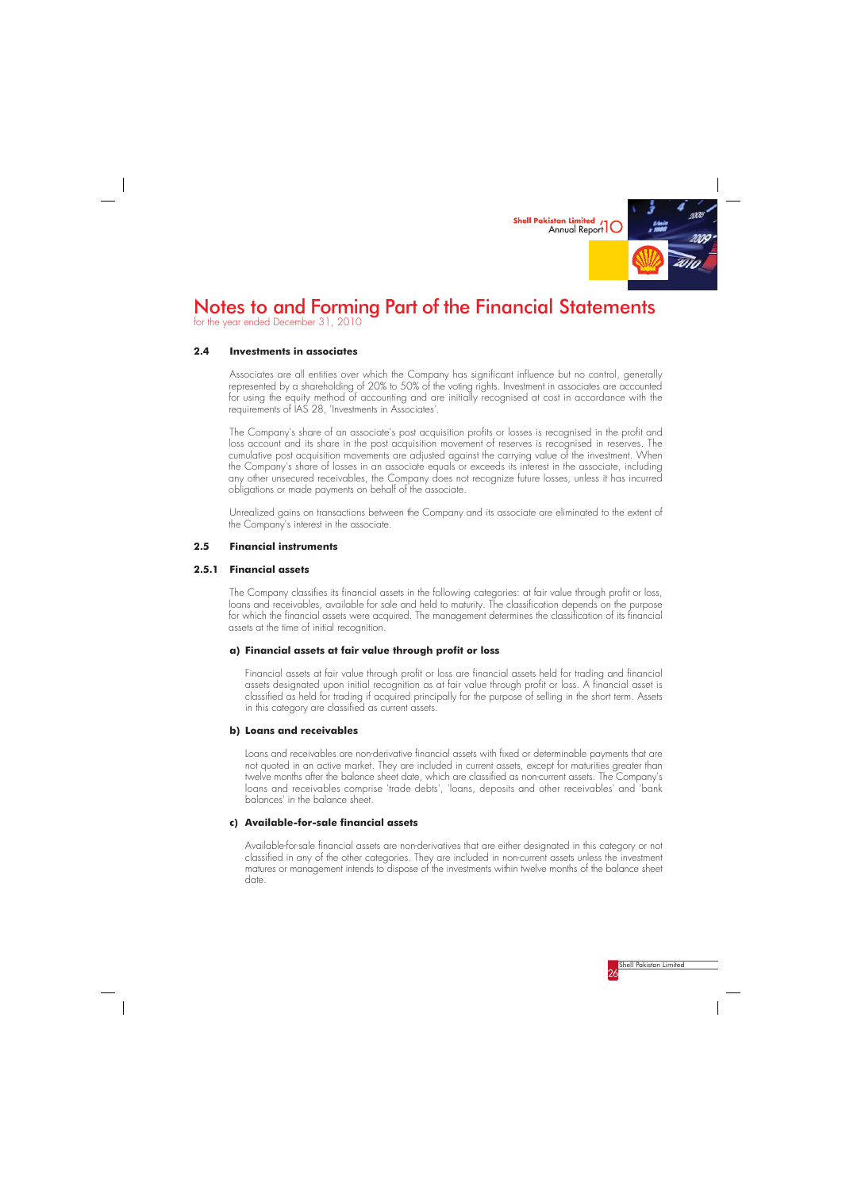# Notes to and Forming Part of the Financial Statements

for the year ended December 31, 2010

### 2.4 Investments in associates

Associates are all entities over which the Company has significant influence but no control, generally represented by a shareholding of 20% to 50% of the voting rights. Investment in associates are accounted for using the equity method of accounting and are initially recognised at cost in accordance with the requirements of IAS 28, 'Investments in Associates'.

The Company's share of an associate's post acquisition profits or losses is recognised in the profit and loss account and its share in the post acquisition movement of reserves is recognised in reserves. The cumulative post acquisition movements are adjusted against the carrying value of the investment. When the Company's share of losses in an associate equals or exceeds its interest in the associate, including any other unsecured receivables, the Company does not recognize future losses, unless it has incurred obligations or made payments on behalf of the associate.

Unrealized gains on transactions between the Company and its associate are eliminated to the extent of the Company's interest in the associate.

### 2.5 Financial instruments

### 2.5.1 Financial assets

The Company classifies its financial assets in the following categories: at fair value through profit or loss, loans and receivables, available for sale and held to maturity. The classification depends on the purpose for which the financial assets were acquired. The management determines the classification of its financial assets at the time of initial recognition.

#### a) Financial assets at fair value through profit or loss

Financial assets at fair value through profit or loss are financial assets held for trading and financial assets designated upon initial recognition as at fair value through profit or loss. A financial asset is classified as held for trading if acquired principally for the purpose of selling in the short term. Assets in this category are classified as current assets.

#### b) Loans and receivables

Loans and receivables are non-derivative financial assets with fixed or determinable payments that are not quoted in an active market. They are included in current assets, except for maturities greater than twelve months after the balance sheet date, which are classified as non-current assets. The Company's loans and receivables comprise 'trade debts', 'loans, deposits and other receivables' and 'bank balances' in the balance sheet.

#### c) Available-for-sale financial assets

Available-for-sale financial assets are non-derivatives that are either designated in this category or not classified in any of the other categories. They are included in non-current assets unless the investment matures or management intends to dispose of the investments within twelve months of the balance sheet date.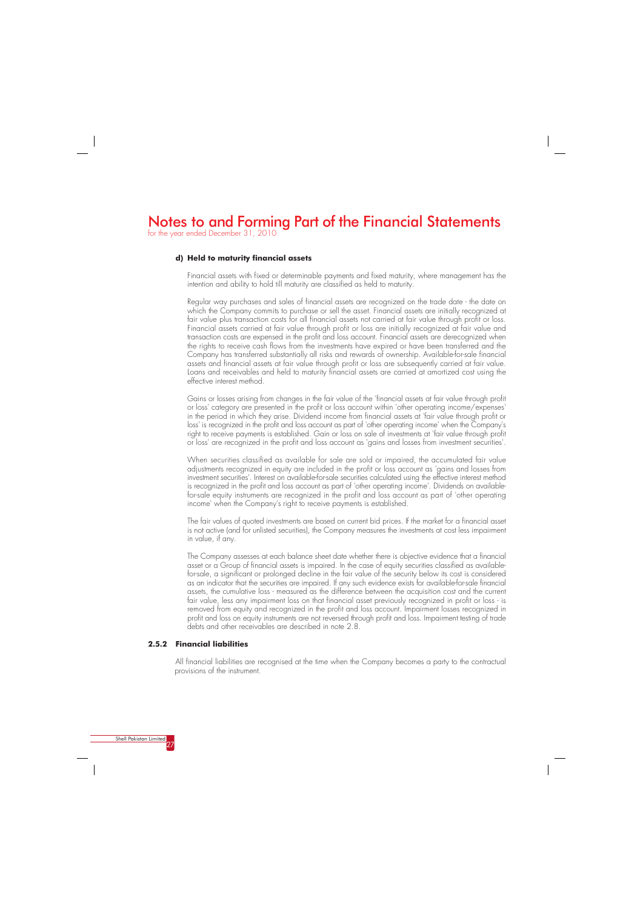# Notes to and Forming Part of the Financial Statements

for the year ended December 31, 2010

**d) Held to maturity financial assets**

Financial assets with fixed or determinable payments and fixed maturity, where management has the intention and ability to hold till maturity are classified as held to maturity.

Regular way purchases and sales of financial assets are recognized on the trade date - the date on which the Company commits to purchase or sell the asset. Financial assets are initially recognized at fair value plus transaction costs for all financial assets not carried at fair value through profit or loss. Financial assets carried at fair value through profit or loss are initially recognized at fair value and transaction costs are expensed in the profit and loss account. Financial assets are derecognized when the rights to receive cash flows from the investments have expired or have been transferred and the Company has transferred substantially all risks and rewards of ownership. Available-for-sale financial assets and financial assets at fair value through profit or loss are subsequently carried at fair value. Loans and receivables and held to maturity financial assets are carried at amortized cost using the effective interest method.

Gains or losses arising from changes in the fair value of the 'financial assets at fair value through profit or loss' category are presented in the profit or loss account within 'other operating income/expenses' in the period in which they arise. Dividend income from financial assets at 'fair value through profit or loss' is recognized in the profit and loss account as part of 'other operating income' when the Company's right to receive payments is established. Gain or loss on sale of investments at 'fair value through profit or loss' are recognized in the profit and loss account as 'gains and losses from investment securities'.

When securities classified as available for sale are sold or impaired, the accumulated fair value adjustments recognized in equity are included in the profit or loss account as 'gains and losses from investment securities'. Interest on available-for-sale securities calculated using the effective interest method is recognized in the profit and loss account as part of 'other operating income'. Dividends on available-for-sale equity instruments are recognized in the profit and loss account as part of 'other operating income' when the Company's right to receive payments is established.

The fair values of quoted investments are based on current bid prices. If the market for a financial asset is not active (and for unlisted securities), the Company measures the investments at cost less impairment in value, if any.

The Company assesses at each balance sheet date whether there is objective evidence that a financial asset or a Group of financial assets is impaired. In the case of equity securities classified as available-for-sale, a significant or prolonged decline in the fair value of the security below its cost is considered as an indicator that the securities are impaired. If any such evidence exists for available-for-sale financial assets, the cumulative loss - measured as the difference between the acquisition cost and the current fair value, less any impairment loss on that financial asset previously recognized in profit or loss - is removed from equity and recognized in the profit and loss account. Impairment losses recognized in profit and loss on equity instruments are not reversed through profit and loss. Impairment testing of trade debts and other receivables are described in note 2.8.

**2.5.2 Financial liabilities**

All financial liabilities are recognised at the time when the Company becomes a party to the contractual provisions of the instrument.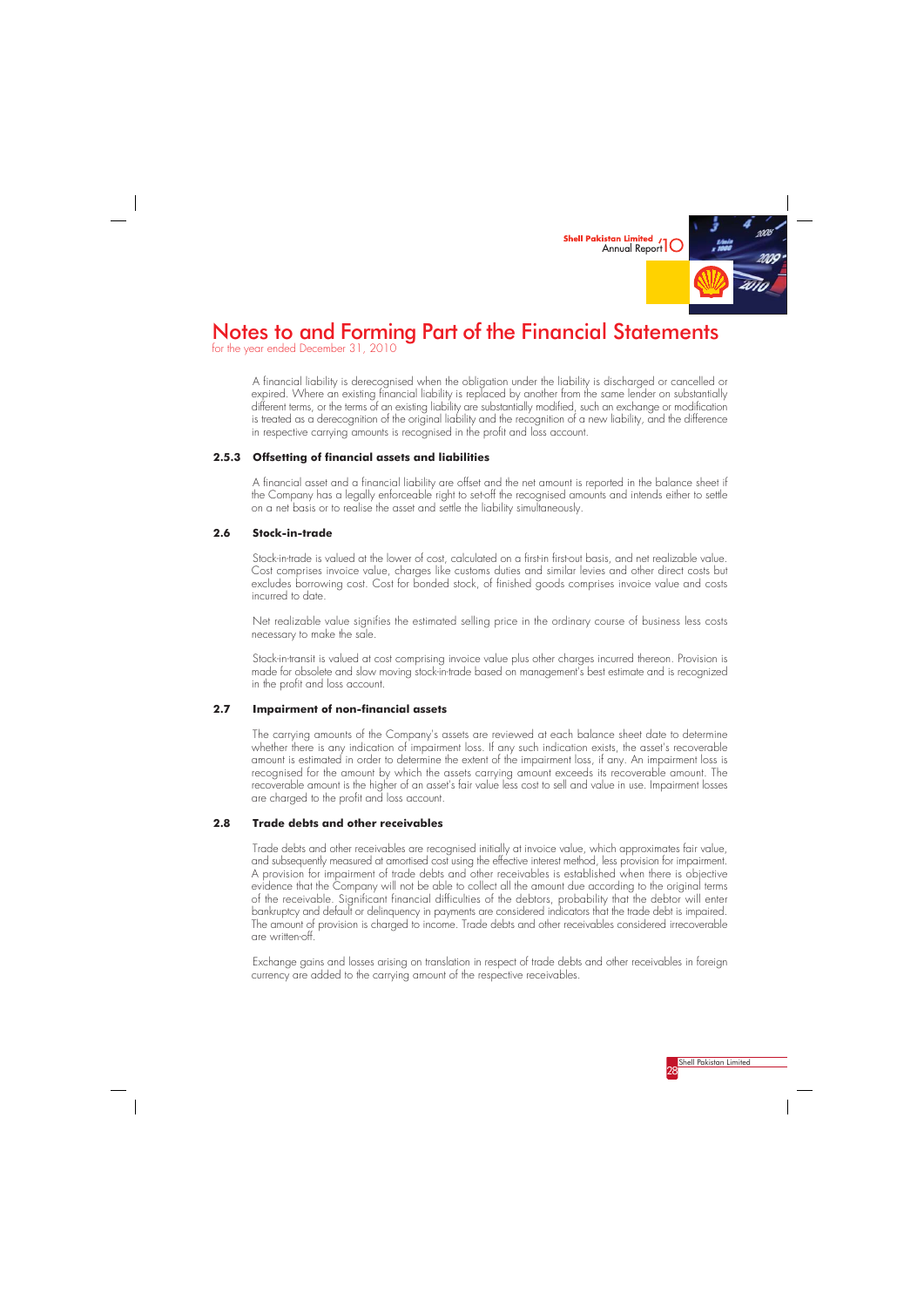# Notes to and Forming Part of the Financial Statements

for the year ended December 31, 2010

A financial liability is derecognised when the obligation under the liability is discharged or cancelled or expired. Where an existing financial liability is replaced by another from the same lender on substantially different terms, or the terms of an existing liability are substantially modified, such an exchange or modification is treated as a derecognition of the original liability and the recognition of a new liability, and the difference in respective carrying amounts is recognised in the profit and loss account.

### 2.5.3 Offsetting of financial assets and liabilities

A financial asset and a financial liability are offset and the net amount is reported in the balance sheet if the Company has a legally enforceable right to set-off the recognised amounts and intends either to settle on a net basis or to realise the asset and settle the liability simultaneously.

## 2.6 Stock-in-trade

Stock-in-trade is valued at the lower of cost, calculated on a first-in first-out basis, and net realizable value. Cost comprises invoice value, charges like customs duties and similar levies and other direct costs but excludes borrowing cost. Cost for bonded stock, of finished goods comprises invoice value and costs incurred to date.

Net realizable value signifies the estimated selling price in the ordinary course of business less costs necessary to make the sale.

Stock-in-transit is valued at cost comprising invoice value plus other charges incurred thereon. Provision is made for obsolete and slow moving stock-in-trade based on management's best estimate and is recognized in the profit and loss account.

## 2.7 Impairment of non-financial assets

The carrying amounts of the Company's assets are reviewed at each balance sheet date to determine whether there is any indication of impairment loss. If any such indication exists, the asset's recoverable amount is estimated in order to determine the extent of the impairment loss, if any. An impairment loss is recognised for the amount by which the assets carrying amount exceeds its recoverable amount. The recoverable amount is the higher of an asset's fair value less cost to sell and value in use. Impairment losses are charged to the profit and loss account.

## 2.8 Trade debts and other receivables

Trade debts and other receivables are recognised initially at invoice value, which approximates fair value, and subsequently measured at amortised cost using the effective interest method, less provision for impairment. A provision for impairment of trade debts and other receivables is established when there is objective evidence that the Company will not be able to collect all the amount due according to the original terms of the receivable. Significant financial difficulties of the debtors, probability that the debtor will enter bankruptcy and default or delinquency in payments are considered indicators that the trade debt is impaired. The amount of provision is charged to income. Trade debts and other receivables considered irrecoverable are written-off.

Exchange gains and losses arising on translation in respect of trade debts and other receivables in foreign currency are added to the carrying amount of the respective receivables.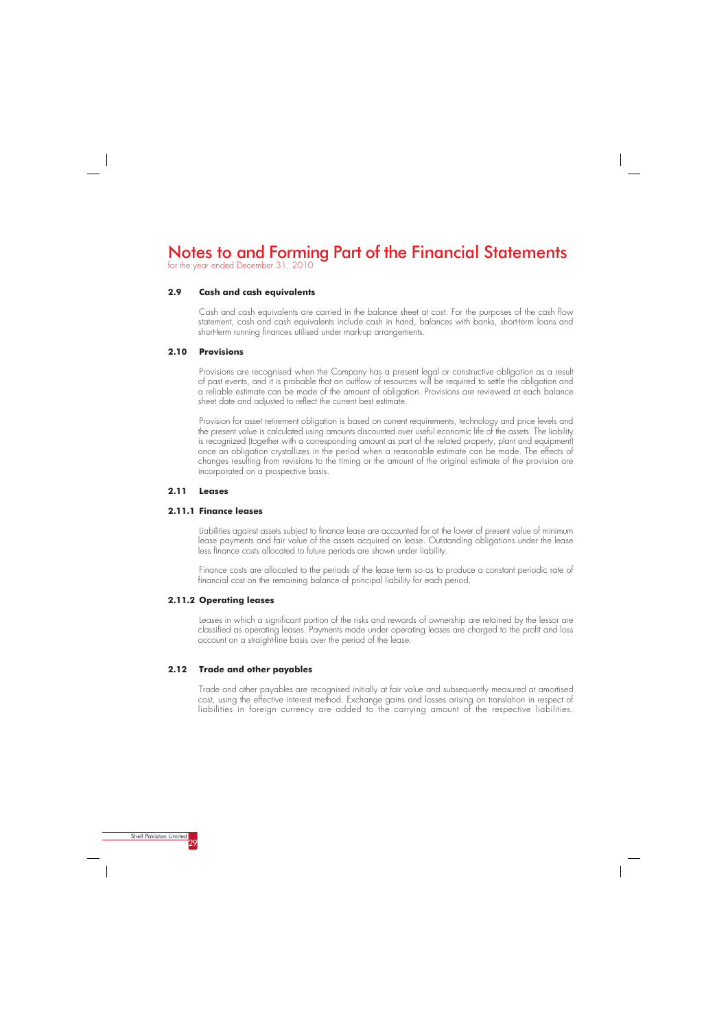# Notes to and Forming Part of the Financial Statements

for the year ended December 31, 2010

## 2.9 Cash and cash equivalents

Cash and cash equivalents are carried in the balance sheet at cost. For the purposes of the cash flow statement, cash and cash equivalents include cash in hand, balances with banks, short-term loans and short-term running finances utilised under mark-up arrangements.

## 2.10 Provisions

Provisions are recognised when the Company has a present legal or constructive obligation as a result of past events, and it is probable that an outflow of resources will be required to settle the obligation and a reliable estimate can be made of the amount of obligation. Provisions are reviewed at each balance sheet date and adjusted to reflect the current best estimate.

Provision for asset retirement obligation is based on current requirements, technology and price levels and the present value is calculated using amounts discounted over useful economic life of the assets. The liability is recognized (together with a corresponding amount as part of the related property, plant and equipment) once an obligation crystallizes in the period when a reasonable estimate can be made. The effects of changes resulting from revisions to the timing or the amount of the original estimate of the provision are incorporated on a prospective basis.

## 2.11 Leases

### 2.11.1 Finance leases

Liabilities against assets subject to finance lease are accounted for at the lower of present value of minimum lease payments and fair value of the assets acquired on lease. Outstanding obligations under the lease less finance costs allocated to future periods are shown under liability.

Finance costs are allocated to the periods of the lease term so as to produce a constant periodic rate of financial cost on the remaining balance of principal liability for each period.

### 2.11.2 Operating leases

Leases in which a significant portion of the risks and rewards of ownership are retained by the lessor are classified as operating leases. Payments made under operating leases are charged to the profit and loss account on a straight-line basis over the period of the lease.

## 2.12 Trade and other payables

Trade and other payables are recognised initially at fair value and subsequently measured at amortised cost, using the effective interest method. Exchange gains and losses arising on translation in respect of liabilities in foreign currency are added to the carrying amount of the respective liabilities.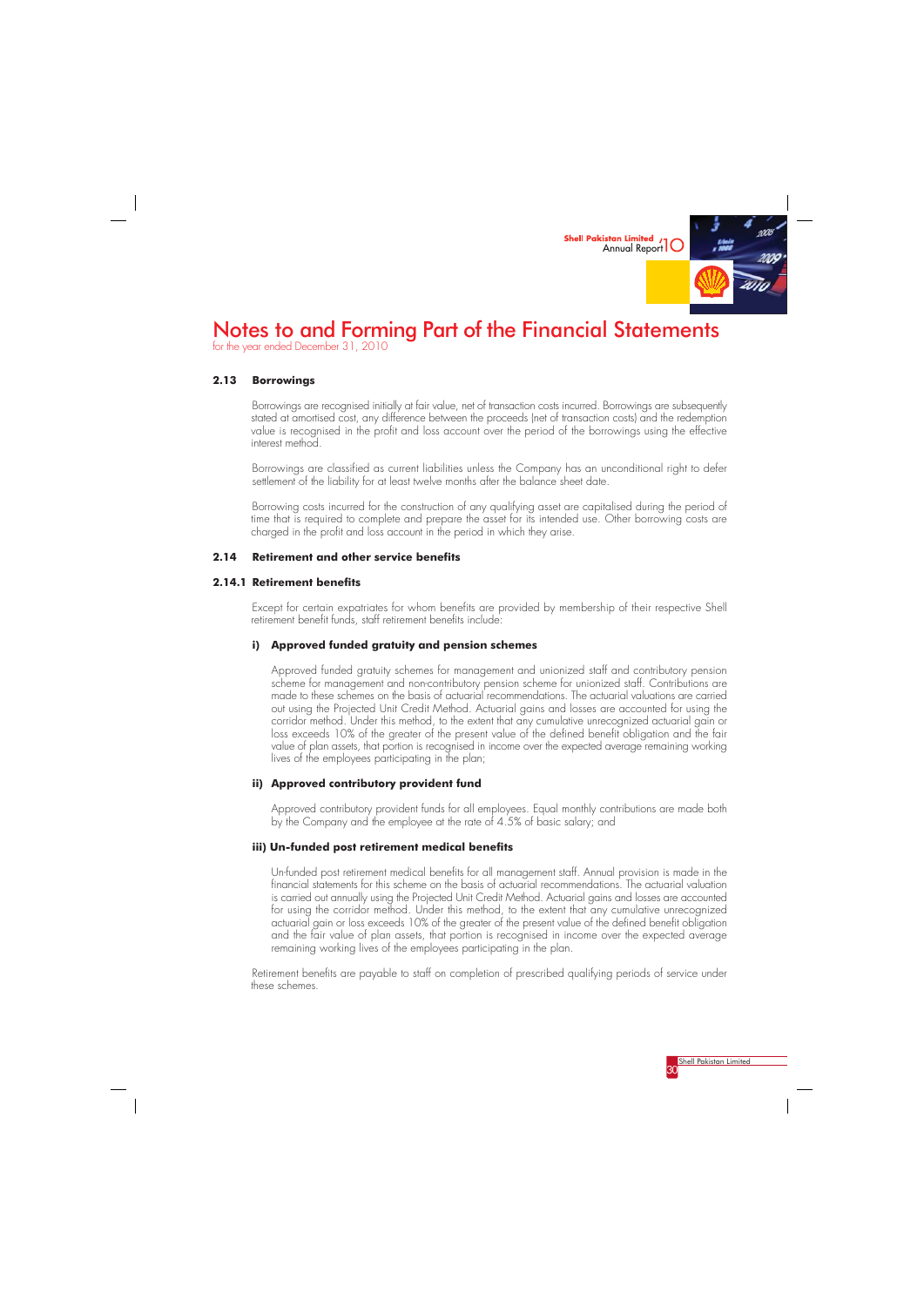# Notes to and Forming Part of the Financial Statements

for the year ended December 31, 2010

### 2.13 Borrowings

Borrowings are recognised initially at fair value, net of transaction costs incurred. Borrowings are subsequently stated at amortised cost, any difference between the proceeds (net of transaction costs) and the redemption value is recognised in the profit and loss account over the period of the borrowings using the effective interest method.

Borrowings are classified as current liabilities unless the Company has an unconditional right to defer settlement of the liability for at least twelve months after the balance sheet date.

Borrowing costs incurred for the construction of any qualifying asset are capitalised during the period of time that is required to complete and prepare the asset for its intended use. Other borrowing costs are charged in the profit and loss account in the period in which they arise.

### 2.14 Retirement and other service benefits

#### 2.14.1 Retirement benefits

Except for certain expatriates for whom benefits are provided by membership of their respective Shell retirement benefit funds, staff retirement benefits include:

**i) Approved funded gratuity and pension schemes**

Approved funded gratuity schemes for management and unionized staff and contributory pension scheme for management and non-contributory pension scheme for unionized staff. Contributions are made to these schemes on the basis of actuarial recommendations. The actuarial valuations are carried out using the Projected Unit Credit Method. Actuarial gains and losses are accounted for using the corridor method. Under this method, to the extent that any cumulative unrecognized actuarial gain or loss exceeds 10% of the greater of the present value of the defined benefit obligation and the fair value of plan assets, that portion is recognised in income over the expected average remaining working lives of the employees participating in the plan;

**ii) Approved contributory provident fund**

Approved contributory provident funds for all employees. Equal monthly contributions are made both by the Company and the employee at the rate of 4.5% of basic salary; and

**iii) Un-funded post retirement medical benefits**

Un-funded post retirement medical benefits for all management staff. Annual provision is made in the financial statements for this scheme on the basis of actuarial recommendations. The actuarial valuation is carried out annually using the Projected Unit Credit Method. Actuarial gains and losses are accounted for using the corridor method. Under this method, to the extent that any cumulative unrecognized actuarial gain or loss exceeds 10% of the greater of the present value of the defined benefit obligation and the fair value of plan assets, that portion is recognised in income over the expected average remaining working lives of the employees participating in the plan.

Retirement benefits are payable to staff on completion of prescribed qualifying periods of service under these schemes.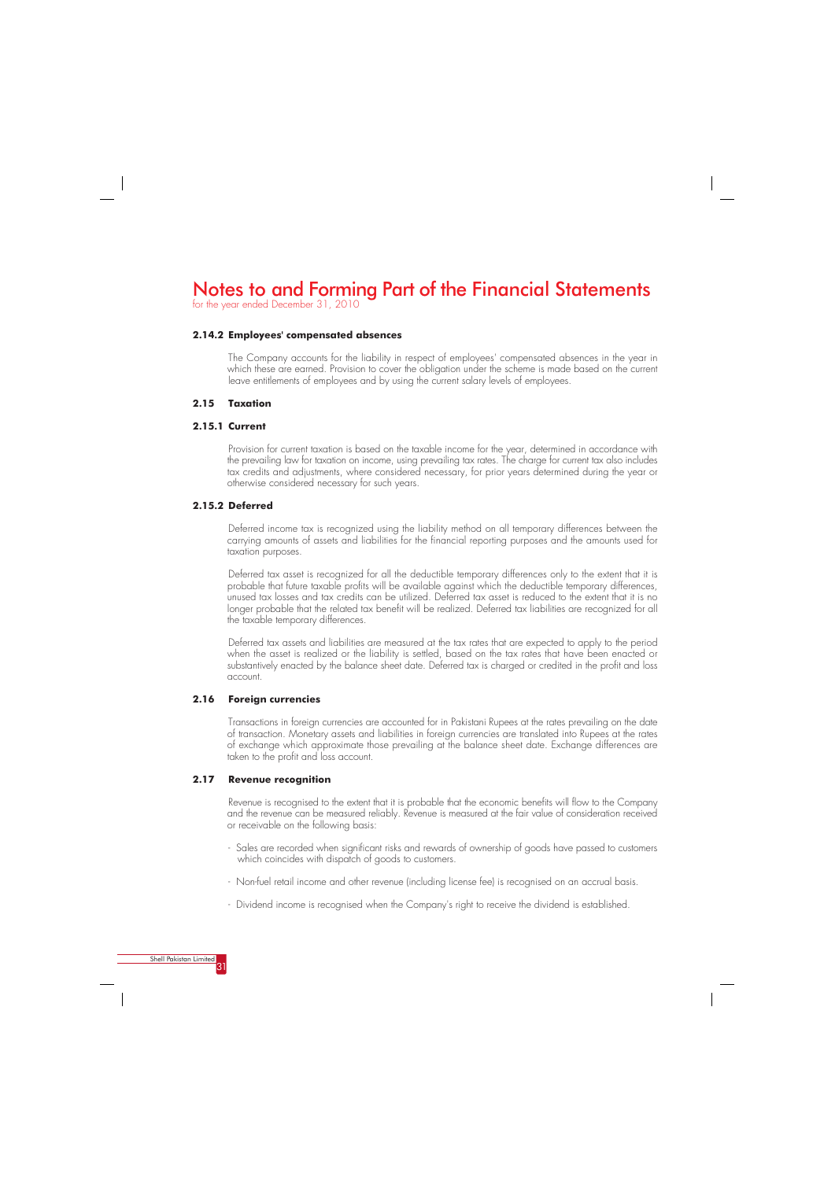# Notes to and Forming Part of the Financial Statements

for the year ended December 31, 2010

### 2.14.2 Employees' compensated absences

The Company accounts for the liability in respect of employees' compensated absences in the year in which these are earned. Provision to cover the obligation under the scheme is made based on the current leave entitlements of employees and by using the current salary levels of employees.

## 2.15 Taxation

### 2.15.1 Current

Provision for current taxation is based on the taxable income for the year, determined in accordance with the prevailing law for taxation on income, using prevailing tax rates. The charge for current tax also includes tax credits and adjustments, where considered necessary, for prior years determined during the year or otherwise considered necessary for such years.

### 2.15.2 Deferred

Deferred income tax is recognized using the liability method on all temporary differences between the carrying amounts of assets and liabilities for the financial reporting purposes and the amounts used for taxation purposes.

Deferred tax asset is recognized for all the deductible temporary differences only to the extent that it is probable that future taxable profits will be available against which the deductible temporary differences, unused tax losses and tax credits can be utilized. Deferred tax asset is reduced to the extent that it is no longer probable that the related tax benefit will be realized. Deferred tax liabilities are recognized for all the taxable temporary differences.

Deferred tax assets and liabilities are measured at the tax rates that are expected to apply to the period when the asset is realized or the liability is settled, based on the tax rates that have been enacted or substantively enacted by the balance sheet date. Deferred tax is charged or credited in the profit and loss account.

## 2.16 Foreign currencies

Transactions in foreign currencies are accounted for in Pakistani Rupees at the rates prevailing on the date of transaction. Monetary assets and liabilities in foreign currencies are translated into Rupees at the rates of exchange which approximate those prevailing at the balance sheet date. Exchange differences are taken to the profit and loss account.

## 2.17 Revenue recognition

Revenue is recognised to the extent that it is probable that the economic benefits will flow to the Company and the revenue can be measured reliably. Revenue is measured at the fair value of consideration received or receivable on the following basis:

- Sales are recorded when significant risks and rewards of ownership of goods have passed to customers which coincides with dispatch of goods to customers.
- Non-fuel retail income and other revenue (including license fee) is recognised on an accrual basis.
- Dividend income is recognised when the Company's right to receive the dividend is established.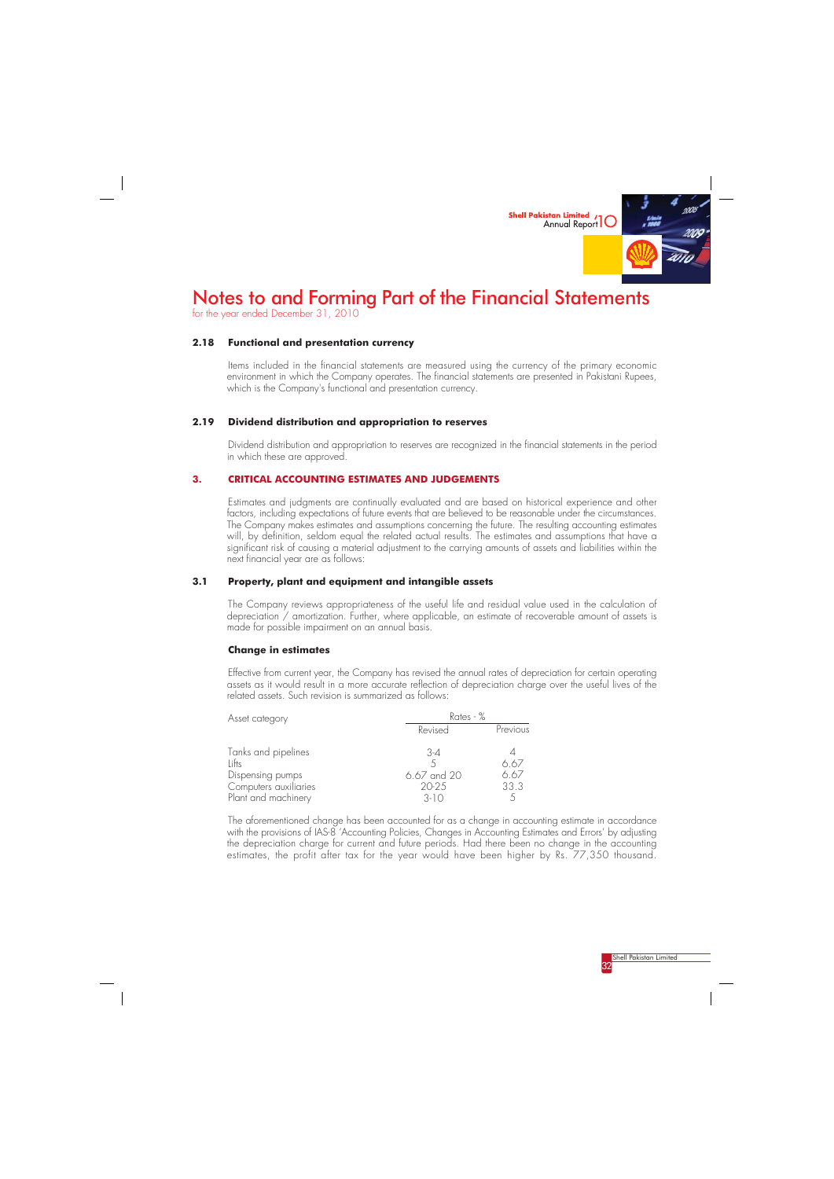# Notes to and Forming Part of the Financial Statements

for the year ended December 31, 2010

### 2.18 Functional and presentation currency

Items included in the financial statements are measured using the currency of the primary economic environment in which the Company operates. The financial statements are presented in Pakistani Rupees, which is the Company's functional and presentation currency.

### 2.19 Dividend distribution and appropriation to reserves

Dividend distribution and appropriation to reserves are recognized in the financial statements in the period in which these are approved.

## 3. CRITICAL ACCOUNTING ESTIMATES AND JUDGEMENTS

Estimates and judgments are continually evaluated and are based on historical experience and other factors, including expectations of future events that are believed to be reasonable under the circumstances. The Company makes estimates and assumptions concerning the future. The resulting accounting estimates will, by definition, seldom equal the related actual results. The estimates and assumptions that have a significant risk of causing a material adjustment to the carrying amounts of assets and liabilities within the next financial year are as follows:

### 3.1 Property, plant and equipment and intangible assets

The Company reviews appropriateness of the useful life and residual value used in the calculation of depreciation / amortization. Further, where applicable, an estimate of recoverable amount of assets is made for possible impairment on an annual basis.

**Change in estimates**

Effective from current year, the Company has revised the annual rates of depreciation for certain operating assets as it would result in a more accurate reflection of depreciation charge over the useful lives of the related assets. Such revision is summarized as follows:

| Asset category | Rates - % | |
|---|---|---|
| | Revised | Previous |
| Tanks and pipelines | 3-4 | 4 |
| Lifts | 5 | 6.67 |
| Dispensing pumps | 6.67 and 20 | 6.67 |
| Computers auxiliaries | 20-25 | 33.3 |
| Plant and machinery | 3-10 | 5 |

The aforementioned change has been accounted for as a change in accounting estimate in accordance with the provisions of IAS-8 'Accounting Policies, Changes in Accounting Estimates and Errors' by adjusting the depreciation charge for current and future periods. Had there been no change in the accounting estimates, the profit after tax for the year would have been higher by Rs. 77,350 thousand.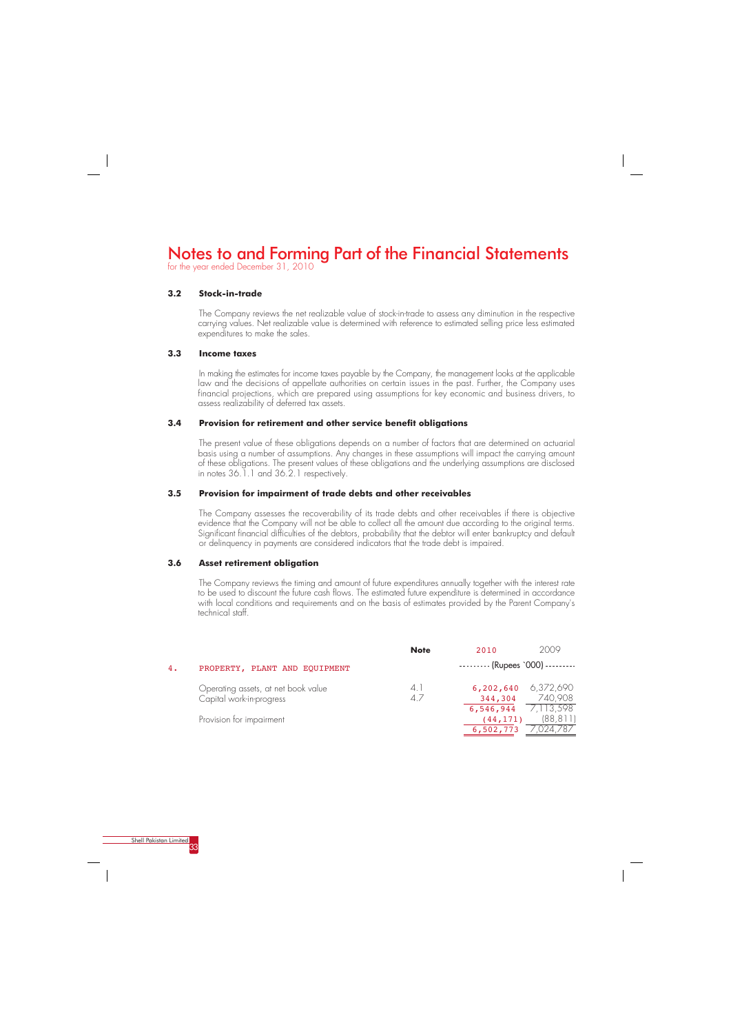# Notes to and Forming Part of the Financial Statements

for the year ended December 31, 2010

### 3.2 Stock-in-trade

The Company reviews the net realizable value of stock-in-trade to assess any diminution in the respective carrying values. Net realizable value is determined with reference to estimated selling price less estimated expenditures to make the sales.

### 3.3 Income taxes

In making the estimates for income taxes payable by the Company, the management looks at the applicable law and the decisions of appellate authorities on certain issues in the past. Further, the Company uses financial projections, which are prepared using assumptions for key economic and business drivers, to assess realizability of deferred tax assets.

### 3.4 Provision for retirement and other service benefit obligations

The present value of these obligations depends on a number of factors that are determined on actuarial basis using a number of assumptions. Any changes in these assumptions will impact the carrying amount of these obligations. The present values of these obligations and the underlying assumptions are disclosed in notes 36.1.1 and 36.2.1 respectively.

### 3.5 Provision for impairment of trade debts and other receivables

The Company assesses the recoverability of its trade debts and other receivables if there is objective evidence that the Company will not be able to collect all the amount due according to the original terms. Significant financial difficulties of the debtors, probability that the debtor will enter bankruptcy and default or delinquency in payments are considered indicators that the trade debt is impaired.

### 3.6 Asset retirement obligation

The Company reviews the timing and amount of future expenditures annually together with the interest rate to be used to discount the future cash flows. The estimated future expenditure is determined in accordance with local conditions and requirements and on the basis of estimates provided by the Parent Company's technical staff.

| | Note | 2010 | 2009 |
|---|---|---|---|
| **4. PROPERTY, PLANT AND EQUIPMENT** | | (Rupees `000) | |
| Operating assets, at net book value | 4.1 | 6,202,640 | 6,372,690 |
| Capital work-in-progress | 4.7 | 344,304 | 740,908 |
| | | 6,546,944 | 7,113,598 |
| Provision for impairment | | (44,171) | (88,811) |
| | | 6,502,773 | 7,024,787 |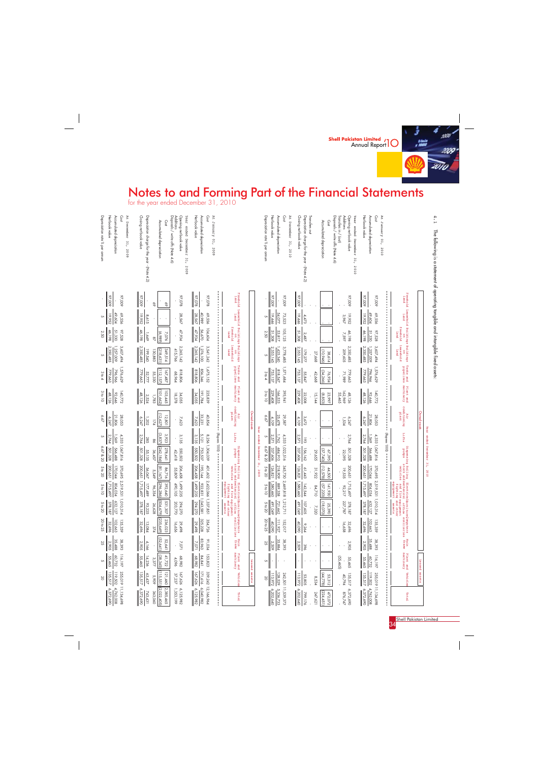# Notes to and Forming Part of the Financial Statements

for the year ended December 31, 2010

4.1 The following is a statement of operating tangible and intangible fixed assets:

**Year ended December 31, 2010**

| | Owned assets | | | | | | | | | | | | | | Leased assets | | |
|---|---|---|---|---|---|---|---|---|---|---|---|---|---|---|---|---|---|
| | Freehold land | Leasehold land | Buildings on freehold land | Buildings on leasehold land | Tanks and pipelines | Plant and machinery | Air conditioning plant | Lifts | Dispensing pumps | Rolling stock and vehicles | Electrical, mechanical and fire fighting equipment | Furniture, office equipment and other assets | Computer auxiliaries | Main frame | Plant and machinery | Vehicles | Total |
| | (Rupees '000) | | | | | | | | | | | | | | | | |
| **At January 01, 2010** | | | | | | | | | | | | | | | | | |
| Cost | 97,009 | 69,556 | 97,528 | 3,607,494 | 1,576,629 | 140,772 | 28,053 | 4,333 | 1,067,816 | 370,695 | 2,519,531 | 1,010,314 | 135,359 | 38,393 | 116,197 | 255,019 | 11,134,698 |
| Accumulated depreciation | - | 49,604 | 51,330 | 1,257,009 | 796,966 | 92,646 | 21,806 | 1,569 | 566,488 | 170,044 | 804,034 | 632,127 | 102,663 | 35,488 | 60,732 | 119,502 | 4,762,008 |
| Net book value | 97,009 | 19,952 | 46,198 | 2,350,485 | 779,663 | 48,126 | 6,247 | 2,764 | 501,328 | 200,651 | 1,715,497 | 378,187 | 32,696 | 2,905 | 55,465 | 135,517 | 6,372,690 |
| **Year ended December 31, 2010** | | | | | | | | | | | | | | | | | |
| Opening net book value | 97,009 | 19,952 | 46,198 | 2,350,485 | 779,663 | 48,126 | 6,247 | 2,764 | 501,328 | 200,651 | 1,715,497 | 378,187 | 32,696 | 2,905 | 55,465 | 135,517 | 6,372,690 |
| Additions | - | 3,967 | 7,597 | 209,605 | 71,989 | 162,969 | 1,534 | - | 22,095 | 19,535 | 92,217 | 227,787 | 16,658 | - | - | 40,794 | 876,747 |
| Transfers in / (out) | - | - | - | - | - | 55,465 | - | - | - | - | - | - | - | - | (55,465) | - | - |
| Disposals / write offs (Note 4.6) | | | | | | | | | | | | | | | | | |
| Cost | - | - | - | 38,614 | 76,934 | 23,997 | - | - | 67,395 | 44,500 | 141,930 | 25,390 | - | - | - | 53,312 | 472,072 |
| Accumulated depreciation | - | - | - | (10,946) | (34,266) | (8,853) | - | - | (37,740) | (12,578) | (57,220) | (18,070) | - | - | - | (44,778) | (224,451) |
| | - | - | - | 27,668 | 42,668 | 15,144 | - | - | 29,655 | 31,922 | 84,710 | 7,320 | - | - | - | 8,534 | 247,621 |
| Transfer out | - | - | - | - | - | - | - | - | - | - | - | - | - | - | - | - | - |
| Depreciation charge for the year - (Note 4.2) | - | 4,473 | 2,487 | 179,277 | 55,847 | 22,008 | 3,672 | 193 | 156,162 | 61,443 | 142,544 | 107,605 | 9,264 | 396 | - | 53,805 | 799,176 |
| Closing net book value | 97,009 | 19,446 | 51,308 | 2,353,145 | 753,137 | 229,408 | 4,109 | 2,571 | 337,606 | 126,821 | 1,580,460 | 491,049 | 40,090 | 2,509 | - | 113,972 | 6,202,640 |
| **At December 31, 2010** | | | | | | | | | | | | | | | | | |
| Cost | 97,009 | 73,523 | 105,125 | 3,778,485 | 1,571,684 | 395,941 | 29,587 | 4,333 | 1,022,516 | 345,730 | 2,469,818 | 1,212,711 | 152,017 | 38,393 | - | 242,501 | 11,539,373 |
| Accumulated depreciation | - | 54,077 | 53,817 | 1,425,340 | 818,547 | 166,533 | 25,478 | 1,762 | 684,910 | 218,909 | 889,358 | 721,662 | 111,927 | 35,884 | - | 128,529 | 5,336,733 |
| Net book value | 97,009 | 19,446 | 51,308 | 2,353,145 | 753,137 | 229,408 | 4,109 | 2,571 | 337,606 | 126,821 | 1,580,460 | 491,049 | 40,090 | 2,509 | - | 113,972 | 6,202,640 |
| Depreciation rate % per annum | - | 5 | 2.50 | 5 | 3 to 4 | 3 to 10 | 6.67 | 5 | 6.67 & 20 | 5 to 20 | 5 to 10 | 5 to 20 | 20 to 25 | 25 | 5 | 20 | |

**Year ended December 31, 2009**

| | Owned assets | | | | | | | | | | | | | | Leased assets | | |
|---|---|---|---|---|---|---|---|---|---|---|---|---|---|---|---|---|---|
| | Freehold land | Leasehold land | Buildings on freehold land | Buildings on leasehold land | Tanks and pipelines | Plant and machinery | Air conditioning plant | Lifts | Dispensing pumps | Rolling stock and vehicles | Electrical, mechanical and fire fighting equipment | Furniture, office equipment and other assets | Computer auxiliaries | Main frame | Plant and machinery | Vehicles | Total |
| | (Rupees '000) | | | | | | | | | | | | | | | | |
| **At January 01, 2009** | | | | | | | | | | | | | | | | | |
| Cost | 97,078 | 69,556 | 104,604 | 3,541,242 | 1,675,152 | 225,839 | 40,854 | 8,256 | 1,304,039 | 401,602 | 2,422,066 | 1,337,851 | 354,726 | 91,034 | 153,823 | 339,242 | 12,166,964 |
| Accumulated depreciation | - | 40,989 | 56,670 | 1,276,100 | 856,366 | 191,784 | 33,231 | 5,121 | 753,537 | 195,144 | 922,831 | 1,043,581 | 325,228 | 83,963 | 84,841 | 171,616 | 6,040,982 |
| Net book value | 97,078 | 28,567 | 47,934 | 2,265,142 | 818,806 | 34,055 | 7,623 | 3,135 | 550,502 | 206,458 | 1,499,235 | 294,270 | 29,498 | 7,071 | 68,982 | 167,626 | 6,125,982 |
| **Year ended December 31, 2009** | | | | | | | | | | | | | | | | | |
| Opening net book value | 97,078 | 28,567 | 47,934 | 2,265,142 | 818,806 | 34,055 | 7,623 | 3,135 | 550,502 | 206,458 | 1,499,235 | 294,270 | 29,498 | 7,071 | 68,982 | 167,626 | 6,125,982 |
| Additions | - | - | - | 415,766 | 68,964 | 18,378 | - | - | 42,418 | 55,809 | 490,105 | 203,770 | 16,656 | - | 4,096 | 37,237 | 1,353,199 |
| Disposals / write offs (Note 4.6) | | | | | | | | | | | | | | | | | |
| Cost | 69 | - | 7,076 | 349,514 | 166,487 | 103,445 | 12,801 | 3,923 | 278,641 | 86,716 | 392,640 | 531,307 | 236,023 | 52,641 | 41,722 | 121,460 | 2,384,465 |
| Accumulated depreciation | - | - | (6,989) | (218,631) | (112,157) | (101,662) | (12,627) | (3,837) | (242,184) | (81,167) | (296,286) | (504,679) | (235,649) | (52,641) | (28,345) | (115,551) | (2,022,405) |
| | 69 | - | 87 | 130,883 | 55,330 | 1,783 | 174 | 86 | 36,457 | 5,549 | 96,354 | 26,628 | 374 | - | 13,377 | 5,909 | 363,060 |
| Depreciation charge for the year - (Note 4.2) | - | 8,615 | 1,649 | 199,540 | 52,777 | 2,524 | 1,202 | 285 | 55,135 | 56,067 | 177,489 | 93,225 | 13,084 | 4,166 | 4,236 | 63,437 | 743,431 |
| Closing net book value | 97,009 | 19,952 | 46,198 | 2,350,485 | 779,663 | 48,126 | 6,247 | 2,764 | 501,328 | 200,651 | 1,715,497 | 378,187 | 32,696 | 2,905 | 55,465 | 135,517 | 6,372,690 |
| **At December 31, 2009** | | | | | | | | | | | | | | | | | |
| Cost | 97,009 | 69,556 | 97,528 | 3,607,494 | 1,576,629 | 140,772 | 28,053 | 4,333 | 1,067,816 | 370,695 | 2,519,531 | 1,010,314 | 135,359 | 38,393 | 116,197 | 255,019 | 11,134,698 |
| Accumulated depreciation | - | 49,604 | 51,330 | 1,257,009 | 796,966 | 92,646 | 21,806 | 1,569 | 566,488 | 170,044 | 804,034 | 632,127 | 102,663 | 35,488 | 60,732 | 119,502 | 4,762,008 |
| Net book value | 97,009 | 19,952 | 46,198 | 2,350,485 | 779,663 | 48,126 | 6,247 | 2,764 | 501,328 | 200,651 | 1,715,497 | 378,187 | 32,696 | 2,905 | 55,465 | 135,517 | 6,372,690 |
| Depreciation rate % per annum | - | 5 | 2.50 | 5 | 3 to 4 | 3 to 10 | 6.67 | 5 | 6.67 & 20 | 5 to 20 | 5 to 10 | 5 to 20 | 20 to 25 | 25 | 5 | 20 | |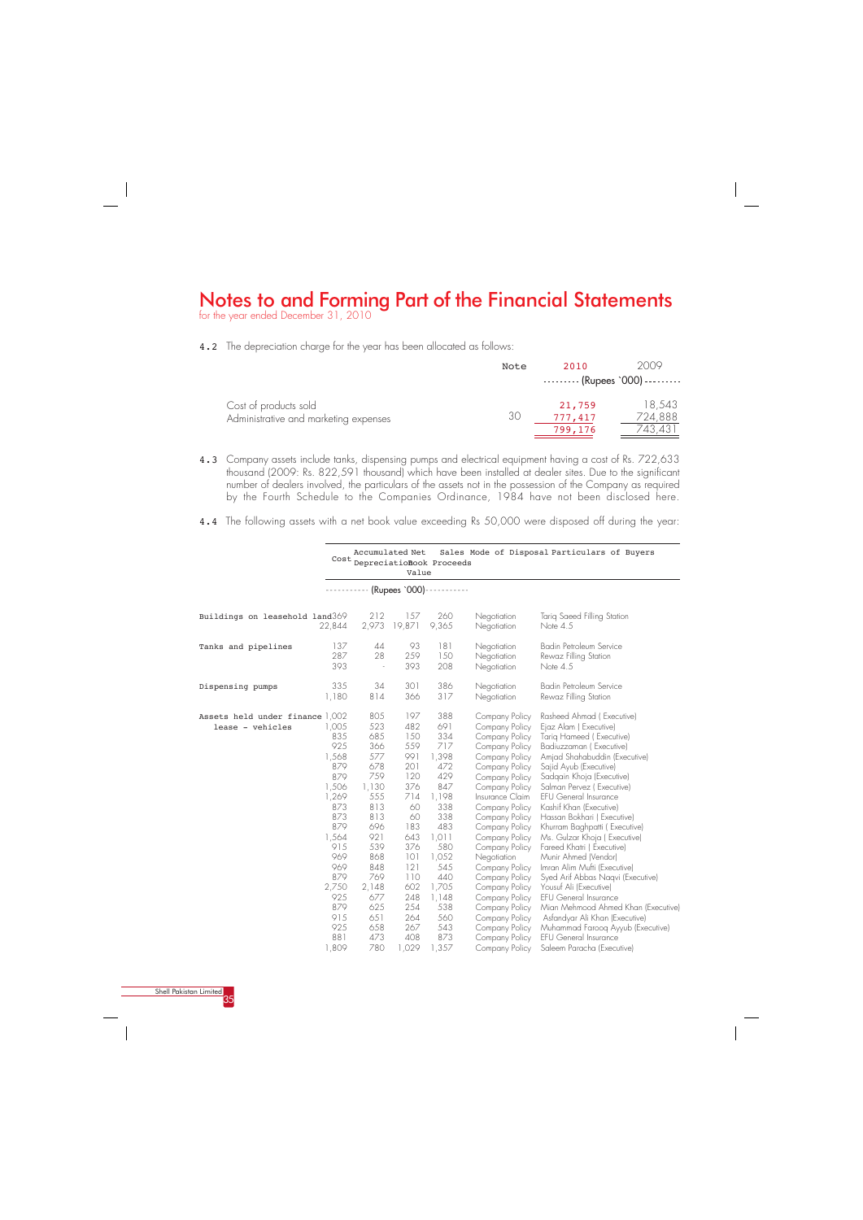# Notes to and Forming Part of the Financial Statements

for the year ended December 31, 2010

**4.2** The depreciation charge for the year has been allocated as follows:

| | Note | 2010 | 2009 |
|---|---|---|---|
| | | (Rupees `000) | |
| Cost of products sold | | 21,759 | 18,543 |
| Administrative and marketing expenses | 30 | 777,417 | 724,888 |
| | | 799,176 | 743,431 |

**4.3** Company assets include tanks, dispensing pumps and electrical equipment having a cost of Rs. 722,633 thousand (2009: Rs. 822,591 thousand) which have been installed at dealer sites. Due to the significant number of dealers involved, the particulars of the assets not in the possession of the Company as required by the Fourth Schedule to the Companies Ordinance, 1984 have not been disclosed here.

**4.4** The following assets with a net book value exceeding Rs 50,000 were disposed off during the year:

| | Cost | Accumulated Depreciation | Net Book Value | Sales Proceeds | Mode of Disposal | Particulars of Buyers |
|---|---|---|---|---|---|---|
| | (Rupees `000) | | | | | |
| Buildings on leasehold land | 369 | 212 | 157 | 260 | Negotiation | Tariq Saeed Filling Station |
| | 22,844 | 2,973 | 19,871 | 9,365 | Negotiation | Note 4.5 |
| Tanks and pipelines | 137 | 44 | 93 | 181 | Negotiation | Badin Petroleum Service |
| | 287 | 28 | 259 | 150 | Negotiation | Rewaz Filling Station |
| | 393 | - | 393 | 208 | Negotiation | Note 4.5 |
| Dispensing pumps | 335 | 34 | 301 | 386 | Negotiation | Badin Petroleum Service |
| | 1,180 | 814 | 366 | 317 | Negotiation | Rewaz Filling Station |
| Assets held under finance lease - vehicles | 1,002 | 805 | 197 | 388 | Company Policy | Rasheed Ahmad ( Executive) |
| | 1,005 | 523 | 482 | 691 | Company Policy | Ejaz Alam ( Executive) |
| | 835 | 685 | 150 | 334 | Company Policy | Tariq Hameed ( Executive) |
| | 925 | 366 | 559 | 717 | Company Policy | Badiuzzaman ( Executive) |
| | 1,568 | 577 | 991 | 1,398 | Company Policy | Amjad Shahabuddin (Executive) |
| | 879 | 678 | 201 | 472 | Company Policy | Sajid Ayub (Executive) |
| | 879 | 759 | 120 | 429 | Company Policy | Saqlain Khoja (Executive) |
| | 1,506 | 1,130 | 376 | 847 | Company Policy | Salman Pervez ( Executive) |
| | 1,269 | 555 | 714 | 1,198 | Insurance Claim | EFU General Insurance |
| | 873 | 813 | 60 | 338 | Company Policy | Kashif Khan (Executive) |
| | 873 | 813 | 60 | 338 | Company Policy | Hassan Bokhari ( Executive) |
| | 879 | 696 | 183 | 483 | Company Policy | Khurram Baghpatti ( Executive) |
| | 1,564 | 921 | 643 | 1,011 | Company Policy | Ms. Gulzar Khoja ( Executive) |
| | 915 | 539 | 376 | 580 | Company Policy | Fareed Khatri ( Executive) |
| | 969 | 868 | 101 | 1,052 | Negotiation | Munir Ahmed (Vendor) |
| | 969 | 848 | 121 | 545 | Company Policy | Imran Alim Mufti (Executive) |
| | 879 | 769 | 110 | 440 | Company Policy | Syed Arif Abbas Naqvi (Executive) |
| | 2,750 | 2,148 | 602 | 1,705 | Company Policy | Yousuf Ali (Executive) |
| | 925 | 677 | 248 | 1,148 | Company Policy | EFU General Insurance |
| | 879 | 625 | 254 | 538 | Company Policy | Mian Mehmood Ahmed Khan (Executive) |
| | 915 | 651 | 264 | 560 | Company Policy | Asfandyar Ali Khan (Executive) |
| | 925 | 658 | 267 | 543 | Company Policy | Muhammad Farooq Ayyub (Executive) |
| | 881 | 473 | 408 | 873 | Company Policy | EFU General Insurance |
| | 1,809 | 780 | 1,029 | 1,357 | Company Policy | Saleem Paracha (Executive) |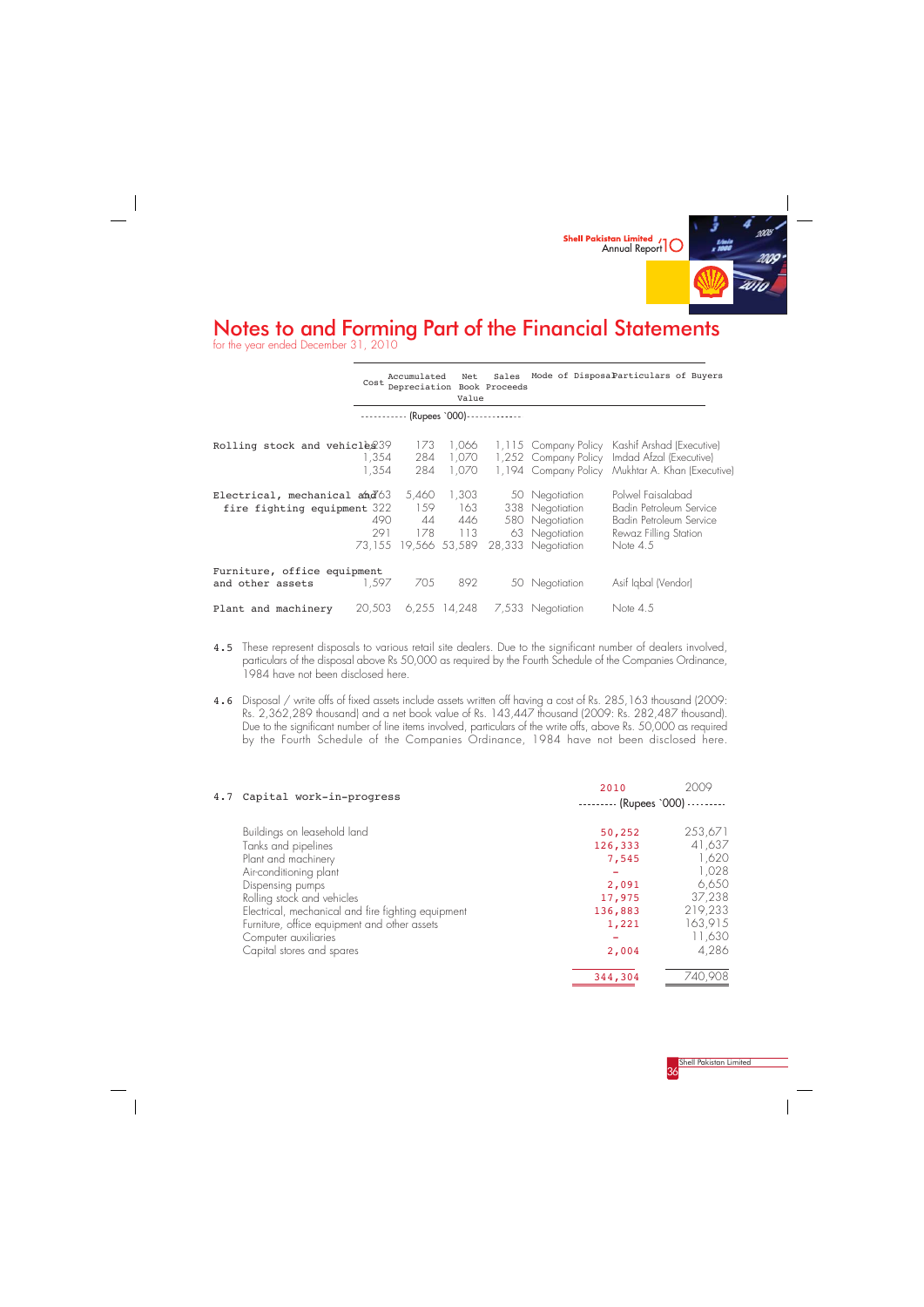# Notes to and Forming Part of the Financial Statements

for the year ended December 31, 2010

| | Cost | Accumulated Depreciation | Net Book Value | Sales Proceeds | Mode of Disposal | Particulars of Buyers |
|---|---|---|---|---|---|---|
| | ----------- (Rupees `000) | | | ------------- | | |
| Rolling stock and vehicles | 1,239 | 173 | 1,066 | 1,115 | Company Policy | Kashif Arshad (Executive) |
| | 1,354 | 284 | 1,070 | 1,252 | Company Policy | Imdad Afzal (Executive) |
| | 1,354 | 284 | 1,070 | 1,194 | Company Policy | Mukhtar A. Khan (Executive) |
| Electrical, mechanical and | 6,763 | 5,460 | 1,303 | 50 | Negotiation | Polwel Faisalabad |
| fire fighting equipment | 322 | 159 | 163 | 338 | Negotiation | Badin Petroleum Service |
| | 490 | 44 | 446 | 580 | Negotiation | Badin Petroleum Service |
| | 291 | 178 | 113 | 63 | Negotiation | Rewaz Filling Station |
| | 73,155 | 19,566 | 53,589 | 28,333 | Negotiation | Note 4.5 |
| Furniture, office equipment and other assets | 1,597 | 705 | 892 | 50 | Negotiation | Asif Iqbal (Vendor) |
| Plant and machinery | 20,503 | 6,255 | 14,248 | 7,533 | Negotiation | Note 4.5 |

4.5 These represent disposals to various retail site dealers. Due to the significant number of dealers involved, particulars of the disposal above Rs 50,000 as required by the Fourth Schedule of the Companies Ordinance, 1984 have not been disclosed here.

4.6 Disposal / write offs of fixed assets include assets written off having a cost of Rs. 285,163 thousand (2009: Rs. 2,362,289 thousand) and a net book value of Rs. 143,447 thousand (2009: Rs. 282,487 thousand). Due to the significant number of line items involved, particulars of the write offs, above Rs. 50,000 as required by the Fourth Schedule of the Companies Ordinance, 1984 have not been disclosed here.

| 4.7 Capital work-in-progress | 2010 | 2009 |
|---|---|---|
| | --------- (Rupees `000) | --------- |
| Buildings on leasehold land | 50,252 | 253,671 |
| Tanks and pipelines | 126,333 | 41,637 |
| Plant and machinery | 7,545 | 1,620 |
| Air-conditioning plant | - | 1,028 |
| Dispensing pumps | 2,091 | 6,650 |
| Rolling stock and vehicles | 17,975 | 37,238 |
| Electrical, mechanical and fire fighting equipment | 136,883 | 219,233 |
| Furniture, office equipment and other assets | 1,221 | 163,915 |
| Computer auxiliaries | - | 11,630 |
| Capital stores and spares | 2,004 | 4,286 |
| | 344,304 | 740,908 |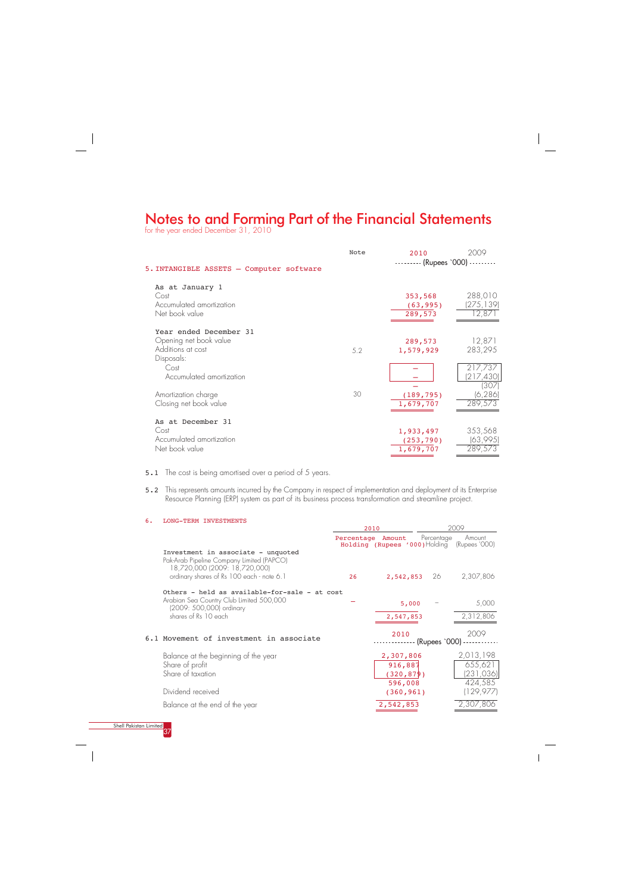# Notes to and Forming Part of the Financial Statements

for the year ended December 31, 2010

## 5. INTANGIBLE ASSETS – Computer software

| | Note | 2010 | 2009 |
|---|---|---|---|
| | | (Rupees `000) | |
| **As at January 1** | | | |
| Cost | | 353,568 | 288,010 |
| Accumulated amortization | | (63,995) | (275,139) |
| Net book value | | 289,573 | 12,871 |
| **Year ended December 31** | | | |
| Opening net book value | | 289,573 | 12,871 |
| Additions at cost | 5.2 | 1,579,929 | 283,295 |
| Disposals: | | | |
| Cost | | – | 217,737 |
| Accumulated amortization | | – | (217,430) |
| | | – | (307) |
| Amortization charge | 30 | (189,795) | (6,286) |
| Closing net book value | | 1,679,707 | 289,573 |
| **As at December 31** | | | |
| Cost | | 1,933,497 | 353,568 |
| Accumulated amortization | | (253,790) | (63,995) |
| Net book value | | 1,679,707 | 289,573 |

5.1 The cost is being amortised over a period of 5 years.

5.2 This represents amounts incurred by the Company in respect of implementation and deployment of its Enterprise Resource Planning (ERP) system as part of its business process transformation and streamline project.

## 6. LONG-TERM INVESTMENTS

| | 2010 | | 2009 | |
|---|---|---|---|---|
| | Percentage Holding | Amount (Rupees '000) | Percentage Holding | Amount (Rupees '000) |
| **Investment in associate - unquoted** | | | | |
| Pak-Arab Pipeline Company Limited (PAPCO) 18,720,000 (2009: 18,720,000) ordinary shares of Rs 100 each - note 6.1 | 26 | 2,542,853 | 26 | 2,307,806 |
| **Others - held as available-for-sale - at cost** | | | | |
| Arabian Sea Country Club Limited 500,000 (2009: 500,000) ordinary shares of Rs 10 each | – | 5,000 | – | 5,000 |
| | | 2,547,853 | | 2,312,806 |

### 6.1 Movement of investment in associate

| | 2010 | 2009 |
|---|---|---|
| | (Rupees `000) | |
| Balance at the beginning of the year | 2,307,806 | 2,013,198 |
| Share of profit | 916,887 | 655,621 |
| Share of taxation | (320,879) | (231,036) |
| | 596,008 | 424,585 |
| Dividend received | (360,961) | (129,977) |
| Balance at the end of the year | 2,542,853 | 2,307,806 |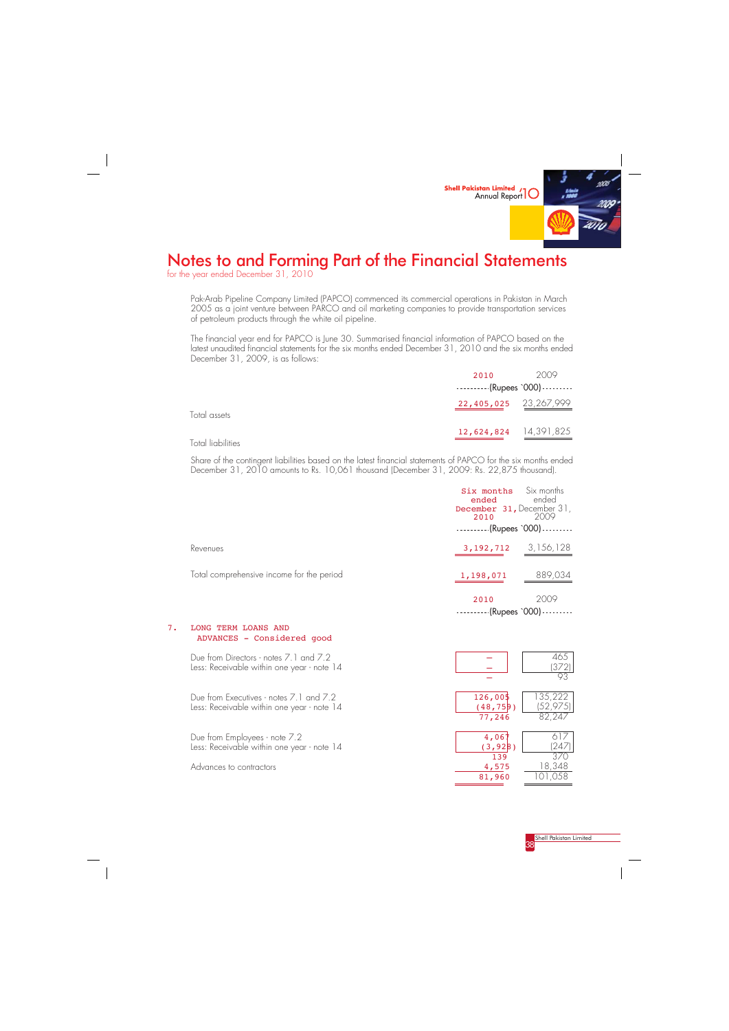# Notes to and Forming Part of the Financial Statements

for the year ended December 31, 2010

Pak-Arab Pipeline Company Limited (PAPCO) commenced its commercial operations in Pakistan in March 2005 as a joint venture between PARCO and oil marketing companies to provide transportation services of petroleum products through the white oil pipeline.

The financial year end for PAPCO is June 30. Summarised financial information of PAPCO based on the latest unaudited financial statements for the six months ended December 31, 2010 and the six months ended December 31, 2009, is as follows:

| | 2010 | 2009 |
|---|---|---|
| | (Rupees `000) | |
| Total assets | 22,405,025 | 23,267,999 |
| Total liabilities | 12,624,824 | 14,391,825 |

Share of the contingent liabilities based on the latest financial statements of PAPCO for the six months ended December 31, 2010 amounts to Rs. 10,061 thousand (December 31, 2009: Rs. 22,875 thousand).

| | Six months ended December 31, 2010 | Six months ended December 31, 2009 |
|---|---|---|
| | (Rupees `000) | |
| Revenues | 3,192,712 | 3,156,128 |
| Total comprehensive income for the period | 1,198,071 | 889,034 |

## 7. LONG TERM LOANS AND ADVANCES - Considered good

| | 2010 | 2009 |
|---|---|---|
| | (Rupees `000) | |
| Due from Directors - notes 7.1 and 7.2 | - | 465 |
| Less: Receivable within one year - note 14 | - | (372) |
| | - | 93 |
| Due from Executives - notes 7.1 and 7.2 | 126,005 | 135,222 |
| Less: Receivable within one year - note 14 | (48,759) | (52,975) |
| | 77,246 | 82,247 |
| Due from Employees - note 7.2 | 4,067 | 617 |
| Less: Receivable within one year - note 14 | (3,928) | (247) |
| | 139 | 370 |
| Advances to contractors | 4,575 | 18,348 |
| | 81,960 | 101,058 |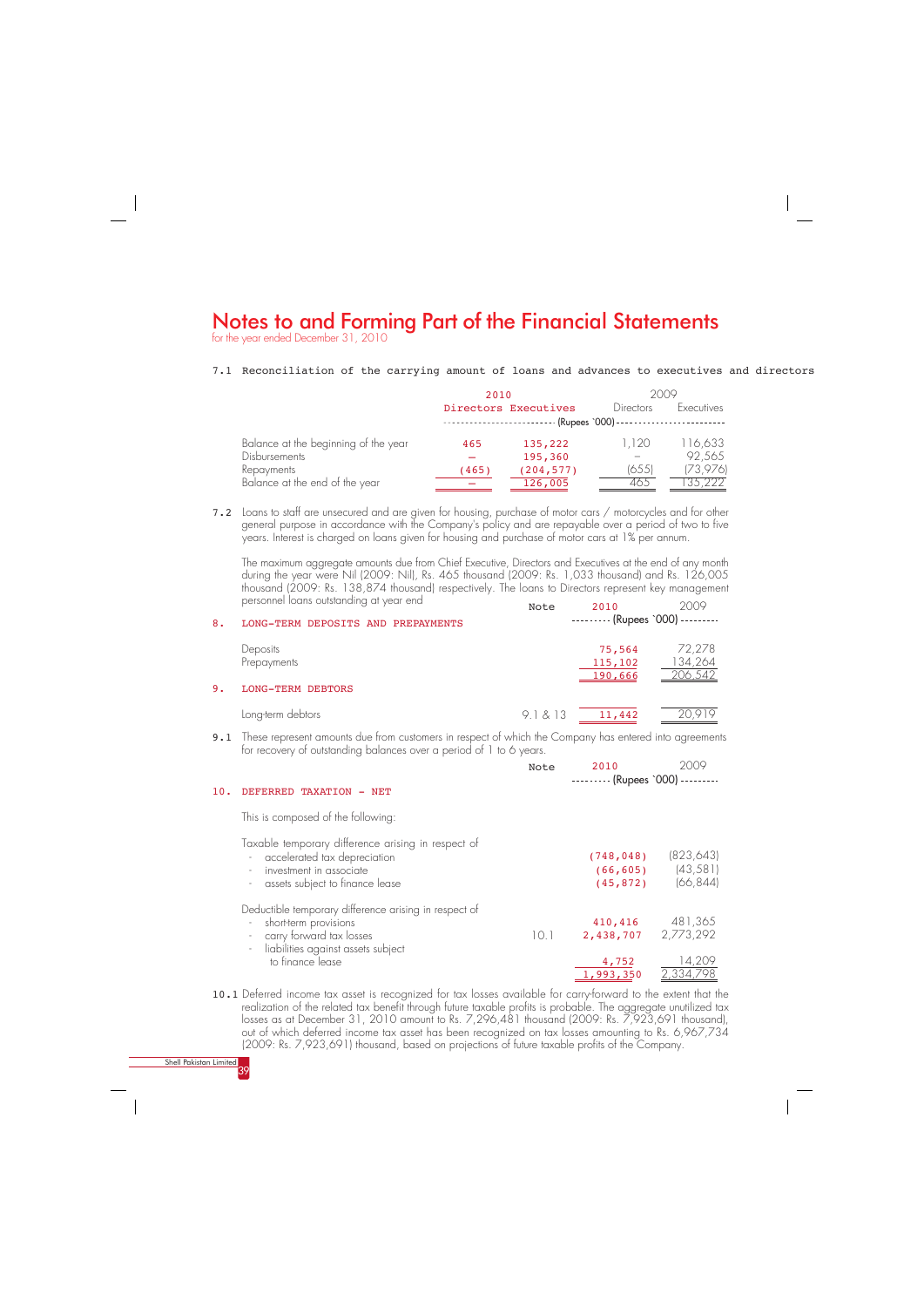# Notes to and Forming Part of the Financial Statements

for the year ended December 31, 2010

**7.1** Reconciliation of the carrying amount of loans and advances to executives and directors

| | 2010 | | 2009 | |
|---|---|---|---|---|
| | Directors | Executives | Directors | Executives |
| | (Rupees `000) | | | |
| Balance at the beginning of the year | 465 | 135,222 | 1,120 | 116,633 |
| Disbursements | – | 195,360 | – | 92,565 |
| Repayments | (465) | (204,577) | (655) | (73,976) |
| Balance at the end of the year | – | 126,005 | 465 | 135,222 |

**7.2** Loans to staff are unsecured and are given for housing, purchase of motor cars / motorcycles and for other general purpose in accordance with the Company's policy and are repayable over a period of two to five years. Interest is charged on loans given for housing and purchase of motor cars at 1% per annum.

The maximum aggregate amounts due from Chief Executive, Directors and Executives at the end of any month during the year were Nil (2009: Nil), Rs. 465 thousand (2009: Rs. 1,033 thousand) and Rs. 126,005 thousand (2009: Rs. 138,874 thousand) respectively. The loans to Directors represent key management personnel loans outstanding at year end

| | Note | 2010 | 2009 |
|---|---|---|---|
| | | (Rupees `000) | |
| **8. LONG-TERM DEPOSITS AND PREPAYMENTS** | | | |
| Deposits | | 75,564 | 72,278 |
| Prepayments | | 115,102 | 134,264 |
| | | 190,666 | 206,542 |
| **9. LONG-TERM DEBTORS** | | | |
| Long-term debtors | 9.1 & 13 | 11,442 | 20,919 |

**9.1** These represent amounts due from customers in respect of which the Company has entered into agreements for recovery of outstanding balances over a period of 1 to 6 years.

| | Note | 2010 | 2009 |
|---|---|---|---|
| | | (Rupees `000) | |
| **10. DEFERRED TAXATION - NET** | | | |
| This is composed of the following: | | | |
| Taxable temporary difference arising in respect of | | | |
| - accelerated tax depreciation | | (748,048) | (823,643) |
| - investment in associate | | (66,605) | (43,581) |
| - assets subject to finance lease | | (45,872) | (66,844) |
| Deductible temporary difference arising in respect of | | | |
| - short-term provisions | | 410,416 | 481,365 |
| - carry forward tax losses | 10.1 | 2,438,707 | 2,773,292 |
| - liabilities against assets subject to finance lease | | 4,752 | 14,209 |
| | | 1,993,350 | 2,334,798 |

**10.1** Deferred income tax asset is recognized for tax losses available for carry-forward to the extent that the realization of the related tax benefit through future taxable profits is probable. The aggregate unutilized tax losses as at December 31, 2010 amount to Rs. 7,296,481 thousand (2009: Rs. 7,923,691 thousand), out of which deferred income tax asset has been recognized on tax losses amounting to Rs. 6,967,734 (2009: Rs. 7,923,691) thousand, based on projections of future taxable profits of the Company.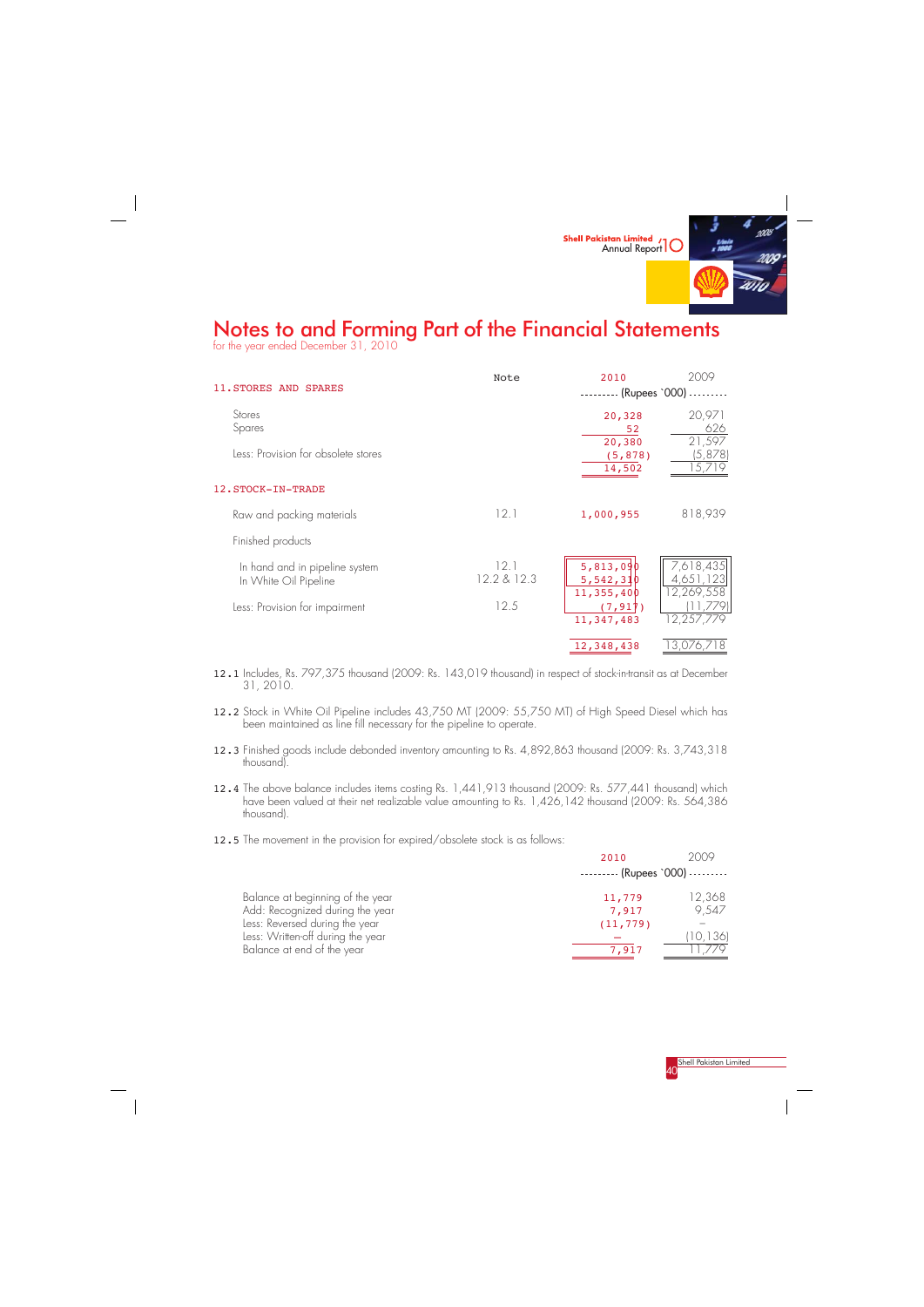# Notes to and Forming Part of the Financial Statements

for the year ended December 31, 2010

## 11. STORES AND SPARES

| | Note | 2010 | 2009 |
|---|---|---|---|
| | | (Rupees `000) | |
| Stores | | 20,328 | 20,971 |
| Spares | | 52 | 626 |
| | | 20,380 | 21,597 |
| Less: Provision for obsolete stores | | (5,878) | (5,878) |
| | | 14,502 | 15,719 |

## 12. STOCK-IN-TRADE

| | Note | 2010 | 2009 |
|---|---|---|---|
| Raw and packing materials | 12.1 | 1,000,955 | 818,939 |
| Finished products | | | |
| In hand and in pipeline system | 12.1 | 5,813,090 | 7,618,435 |
| In White Oil Pipeline | 12.2 & 12.3 | 5,542,310 | 4,651,123 |
| | | 11,355,400 | 12,269,558 |
| Less: Provision for impairment | 12.5 | (7,917) | (11,779) |
| | | 11,347,483 | 12,257,779 |
| | | 12,348,438 | 13,076,718 |

**12.1** Includes, Rs. 797,375 thousand (2009: Rs. 143,019 thousand) in respect of stock-in-transit as at December 31, 2010.

**12.2** Stock in White Oil Pipeline includes 43,750 MT (2009: 55,750 MT) of High Speed Diesel which has been maintained as line fill necessary for the pipeline to operate.

**12.3** Finished goods include debonded inventory amounting to Rs. 4,892,863 thousand (2009: Rs. 3,743,318 thousand).

**12.4** The above balance includes items costing Rs. 1,441,913 thousand (2009: Rs. 577,441 thousand) which have been valued at their net realizable value amounting to Rs. 1,426,142 thousand (2009: Rs. 564,386 thousand).

**12.5** The movement in the provision for expired/obsolete stock is as follows:

| | 2010 | 2009 |
|---|---|---|
| | (Rupees `000) | |
| Balance at beginning of the year | 11,779 | 12,368 |
| Add: Recognized during the year | 7,917 | 9,547 |
| Less: Reversed during the year | (11,779) | – |
| Less: Written-off during the year | – | (10,136) |
| Balance at end of the year | 7,917 | 11,779 |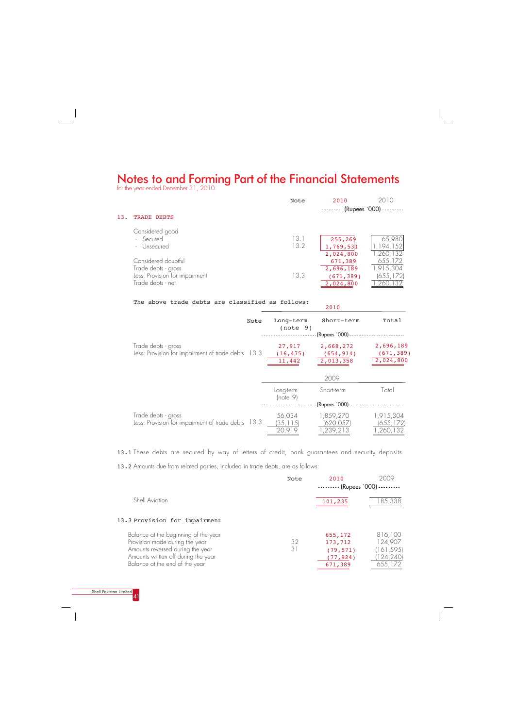# Notes to and Forming Part of the Financial Statements

for the year ended December 31, 2010

## 13. TRADE DEBTS

| | Note | 2010 | 2010 |
|---|---|---|---|
| | | (Rupees `000) | |
| Considered good | | | |
| - Secured | 13.1 | 255,269 | 65,980 |
| - Unsecured | 13.2 | 1,769,531 | 1,194,152 |
| | | 2,024,800 | 1,260,132 |
| Considered doubtful | | 671,389 | 655,172 |
| Trade debts - gross | | 2,696,189 | 1,915,304 |
| Less: Provision for impairment | 13.3 | (671,389) | (655,172) |
| Trade debts - net | | 2,024,800 | 1,260,132 |

The above trade debts are classified as follows:

| | Note | 2010 | | |
|---|---|---|---|---|
| | | Long-term (note 9) | Short-term | Total |
| | | (Rupees `000) | | |
| Trade debts - gross | | 27,917 | 2,668,272 | 2,696,189 |
| Less: Provision for impairment of trade debts | 13.3 | (16,475) | (654,914) | (671,389) |
| | | 11,442 | 2,013,358 | 2,024,800 |

| | Note | 2009 | | |
|---|---|---|---|---|
| | | Long-term (note 9) | Short-term | Total |
| | | (Rupees `000) | | |
| Trade debts - gross | | 56,034 | 1,859,270 | 1,915,304 |
| Less: Provision for impairment of trade debts | 13.3 | (35,115) | (620,057) | (655,172) |
| | | 20,919 | 1,239,213 | 1,260,132 |

**13.1** These debts are secured by way of letters of credit, bank guarantees and security deposits.

**13.2** Amounts due from related parties, included in trade debts, are as follows:

| | Note | 2010 | 2009 |
|---|---|---|---|
| | | (Rupees `000) | |
| Shell Aviation | | 101,235 | 185,338 |

### 13.3 Provision for impairment

| | Note | 2010 | 2009 |
|---|---|---|---|
| Balance at the beginning of the year | | 655,172 | 816,100 |
| Provision made during the year | 32 | 173,712 | 124,907 |
| Amounts reversed during the year | 31 | (79,571) | (161,595) |
| Amounts written off during the year | | (77,924) | (124,240) |
| Balance at the end of the year | | 671,389 | 655,172 |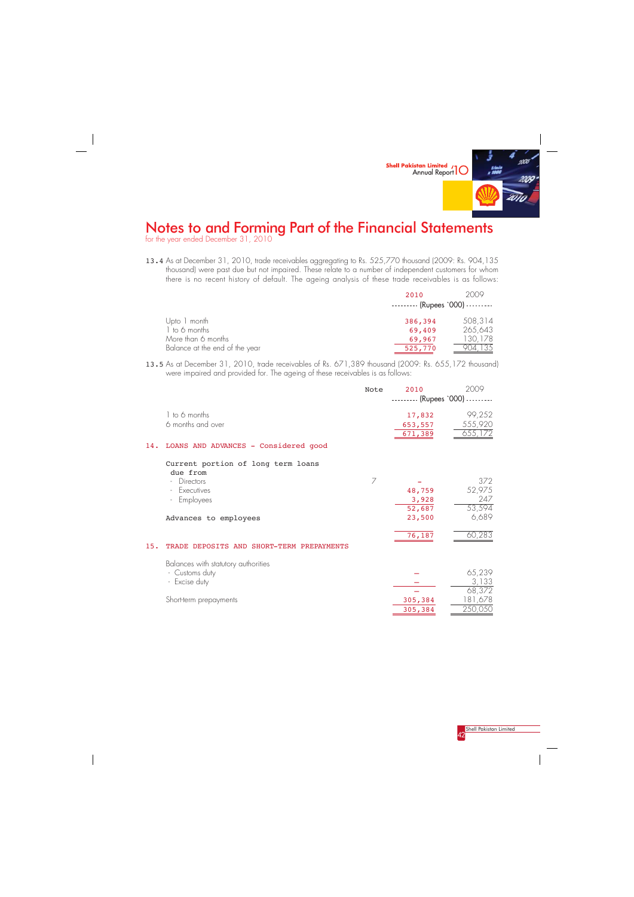# Notes to and Forming Part of the Financial Statements

for the year ended December 31, 2010

**13.4** As at December 31, 2010, trade receivables aggregating to Rs. 525,770 thousand (2009: Rs. 904,135 thousand) were past due but not impaired. These relate to a number of independent customers for whom there is no recent history of default. The ageing analysis of these trade receivables is as follows:

| | 2010 | 2009 |
|---|---|---|
| | (Rupees `000) | |
| Upto 1 month | 386,394 | 508,314 |
| 1 to 6 months | 69,409 | 265,643 |
| More than 6 months | 69,967 | 130,178 |
| Balance at the end of the year | 525,770 | 904,135 |

**13.5** As at December 31, 2010, trade receivables of Rs. 671,389 thousand (2009: Rs. 655,172 thousand) were impaired and provided for. The ageing of these receivables is as follows:

| | Note | 2010 | 2009 |
|---|---|---|---|
| | | (Rupees `000) | |
| 1 to 6 months | | 17,832 | 99,252 |
| 6 months and over | | 653,557 | 555,920 |
| | | 671,389 | 655,172 |

## 14. LOANS AND ADVANCES - Considered good

| | Note | 2010 | 2009 |
|---|---|---|---|
| Current portion of long term loans due from | | | |
| - Directors | 7 | - | 372 |
| - Executives | | 48,759 | 52,975 |
| - Employees | | 3,928 | 247 |
| | | 52,687 | 53,594 |
| Advances to employees | | 23,500 | 6,689 |
| | | 76,187 | 60,283 |

## 15. TRADE DEPOSITS AND SHORT-TERM PREPAYMENTS

| | 2010 | 2009 |
|---|---|---|
| Balances with statutory authorities | | |
| - Customs duty | – | 65,239 |
| - Excise duty | – | 3,133 |
| | – | 68,372 |
| Short-term prepayments | 305,384 | 181,678 |
| | 305,384 | 250,050 |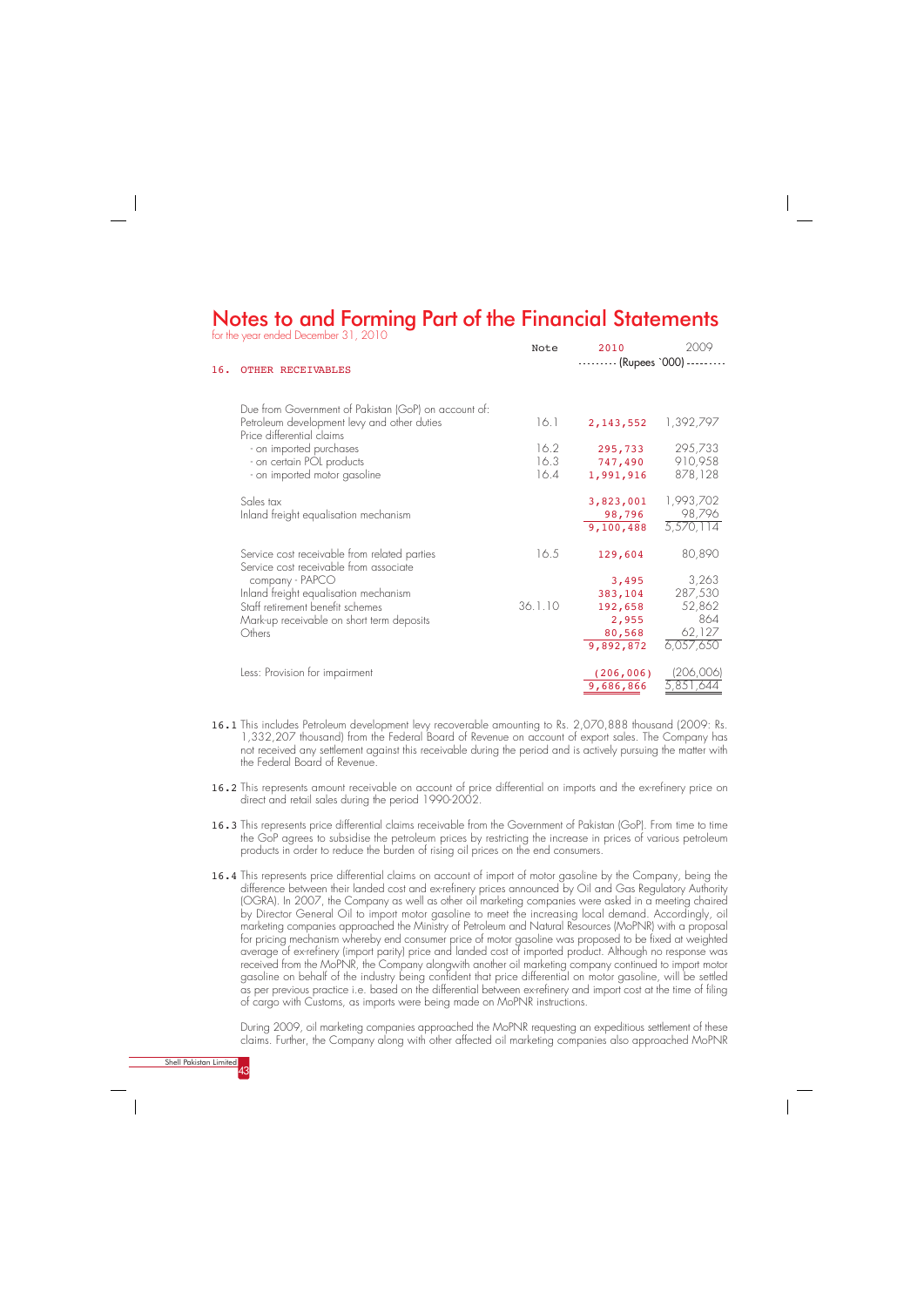# Notes to and Forming Part of the Financial Statements

for the year ended December 31, 2010

## 16. OTHER RECEIVABLES

| | Note | 2010 | 2009 |
|---|---|---|---|
| | | (Rupees `000) | |
| Due from Government of Pakistan (GoP) on account of: | | | |
| Petroleum development levy and other duties | 16.1 | 2,143,552 | 1,392,797 |
| Price differential claims | | | |
| - on imported purchases | 16.2 | 295,733 | 295,733 |
| - on certain POL products | 16.3 | 747,490 | 910,958 |
| - on imported motor gasoline | 16.4 | 1,991,916 | 878,128 |
| | | 3,823,001 | 1,993,702 |
| Sales tax | | 98,796 | 98,796 |
| Inland freight equalisation mechanism | | 9,100,488 | 5,570,114 |
| Service cost receivable from related parties | 16.5 | 129,604 | 80,890 |
| Service cost receivable from associate company - PAPCO | | 3,495 | 3,263 |
| Inland freight equalisation mechanism | | 383,104 | 287,530 |
| Staff retirement benefit schemes | 36.1.10 | 192,658 | 52,862 |
| Mark-up receivable on short term deposits | | 2,955 | 864 |
| Others | | 80,568 | 62,127 |
| | | 9,892,872 | 6,057,650 |
| Less: Provision for impairment | | (206,006) | (206,006) |
| | | 9,686,866 | 5,851,644 |

**16.1** This includes Petroleum development levy recoverable amounting to Rs. 2,070,888 thousand (2009: Rs. 1,332,207 thousand) from the Federal Board of Revenue on account of export sales. The Company has not received any settlement against this receivable during the period and is actively pursuing the matter with the Federal Board of Revenue.

**16.2** This represents amount receivable on account of price differential on imports and the ex-refinery price on direct and retail sales during the period 1990-2002.

**16.3** This represents price differential claims receivable from the Government of Pakistan (GoP). From time to time the GoP agrees to subsidise the petroleum prices by restricting the increase in prices of various petroleum products in order to reduce the burden of rising oil prices on the end consumers.

**16.4** This represents price differential claims on account of import of motor gasoline by the Company, being the difference between their landed cost and ex-refinery prices announced by Oil and Gas Regulatory Authority (OGRA). In 2007, the Company as well as other oil marketing companies were asked in a meeting chaired by Director General Oil to import motor gasoline to meet the increasing local demand. Accordingly, oil marketing companies approached the Ministry of Petroleum and Natural Resources (MoPNR) with a proposal for pricing mechanism whereby end consumer price of motor gasoline was proposed to be fixed at weighted average of ex-refinery (import parity) price and landed cost of imported product. Although no response was received from the MoPNR, the Company alongwith another oil marketing company continued to import motor gasoline on behalf of the industry being confident that price differential on motor gasoline, will be settled as per previous practice i.e. based on the differential between ex-refinery and import cost at the time of filing of cargo with Customs, as imports were being made on MoPNR instructions.

During 2009, oil marketing companies approached the MoPNR requesting an expeditious settlement of these claims. Further, the Company along with other affected oil marketing companies also approached MoPNR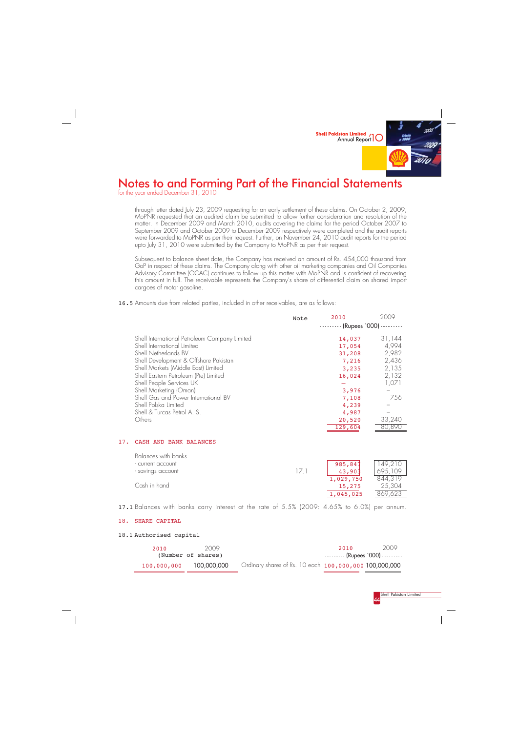# Notes to and Forming Part of the Financial Statements

for the year ended December 31, 2010

through letter dated July 23, 2009 requesting for an early settlement of these claims. On October 2, 2009, MoPNR requested that an audited claim be submitted to allow further consideration and resolution of the matter. In December 2009 and March 2010, audits covering the claims for the period October 2007 to September 2009 and October 2009 to December 2009 respectively were completed and the audit reports were forwarded to MoPNR as per their request. Further, on November 24, 2010 audit reports for the period upto July 31, 2010 were submitted by the Company to MoPNR as per their request.

Subsequent to balance sheet date, the Company has received an amount of Rs. 454,000 thousand from GoP in respect of these claims. The Company along with other oil marketing companies and Oil Companies Advisory Committee (OCAC) continues to follow up this matter with MoPNR and is confident of recovering this amount in full. The receivable represents the Company's share of differential claim on shared import cargoes of motor gasoline.

16.5 Amounts due from related parties, included in other receivables, are as follows:

| | Note | 2010 | 2009 |
|---|---|---|---|
| | | (Rupees `000) | |
| Shell International Petroleum Company Limited | | 14,037 | 31,144 |
| Shell International Limited | | 17,054 | 4,994 |
| Shell Netherlands BV | | 31,208 | 2,982 |
| Shell Development & Offshore Pakistan | | 7,216 | 2,436 |
| Shell Markets (Middle East) Limited | | 3,235 | 2,135 |
| Shell Eastern Petroleum (Pte) Limited | | 16,024 | 2,132 |
| Shell People Services UK | | – | 1,071 |
| Shell Marketing (Oman) | | 3,976 | – |
| Shell Gas and Power International BV | | 7,108 | 756 |
| Shell Polska Limited | | 4,239 | – |
| Shell & Turcas Petrol A. S. | | 4,987 | – |
| Others | | 20,520 | 33,240 |
| | | 129,604 | 80,890 |

## 17. CASH AND BANK BALANCES

| | Note | 2010 | 2009 |
|---|---|---|---|
| Balances with banks | | | |
| - current account | | 985,847 | 149,210 |
| - savings account | 17.1 | 43,903 | 695,109 |
| | | 1,029,750 | 844,319 |
| Cash in hand | | 15,275 | 25,304 |
| | | 1,045,025 | 869,623 |

17.1 Balances with banks carry interest at the rate of 5.5% (2009: 4.65% to 6.0%) per annum.

## 18. SHARE CAPITAL

### 18.1 Authorised capital

| 2010 | 2009 | | 2010 | 2009 |
|---|---|---|---|---|
| (Number of shares) | | | (Rupees `000) | |
| 100,000,000 | 100,000,000 | Ordinary shares of Rs. 10 each | 100,000,000 | 100,000,000 |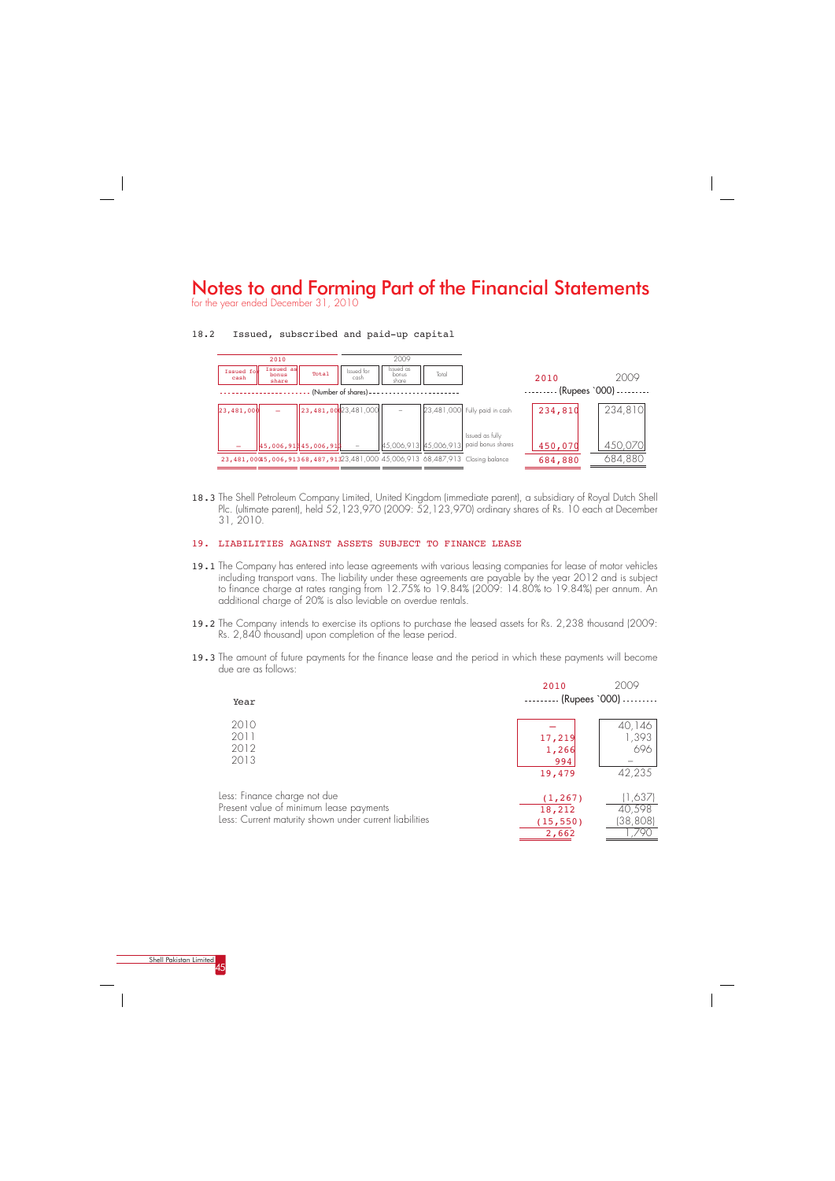# Notes to and Forming Part of the Financial Statements

for the year ended December 31, 2010

18.2 Issued, subscribed and paid-up capital

| 2010 | | | 2009 | | | | 2010 | 2009 |
|---|---|---|---|---|---|---|---|---|
| Issued for cash | Issued as bonus share | Total | Issued for cash | Issued as bonus share | Total | | | |
| (Number of shares) | | | | | | | (Rupees `000) | |
| 23,481,000 | – | 23,481,000 | 23,481,000 | – | 23,481,000 | Fully paid in cash | 234,810 | 234,810 |
| – | 45,006,913 | 45,006,913 | – | 45,006,913 | 45,006,913 | Issued as fully paid bonus shares | 450,070 | 450,070 |
| 23,481,000 | 45,006,913 | 68,487,913 | 23,481,000 | 45,006,913 | 68,487,913 | Closing balance | 684,880 | 684,880 |

18.3 The Shell Petroleum Company Limited, United Kingdom (immediate parent), a subsidiary of Royal Dutch Shell Plc. (ultimate parent), held 52,123,970 (2009: 52,123,970) ordinary shares of Rs. 10 each at December 31, 2010.

## 19. LIABILITIES AGAINST ASSETS SUBJECT TO FINANCE LEASE

19.1 The Company has entered into lease agreements with various leasing companies for lease of motor vehicles including transport vans. The liability under these agreements are payable by the year 2012 and is subject to finance charge at rates ranging from 12.75% to 19.84% (2009: 14.80% to 19.84%) per annum. An additional charge of 20% is also leviable on overdue rentals.

19.2 The Company intends to exercise its options to purchase the leased assets for Rs. 2,238 thousand (2009: Rs. 2,840 thousand) upon completion of the lease period.

19.3 The amount of future payments for the finance lease and the period in which these payments will become due are as follows:

| Year | 2010 | 2009 |
|---|---|---|
| | (Rupees `000) | |
| 2010 | – | 40,146 |
| 2011 | 17,219 | 1,393 |
| 2012 | 1,266 | 696 |
| 2013 | 994 | – |
| | 19,479 | 42,235 |
| Less: Finance charge not due | (1,267) | (1,637) |
| Present value of minimum lease payments | 18,212 | 40,598 |
| Less: Current maturity shown under current liabilities | (15,550) | (38,808) |
| | 2,662 | 1,790 |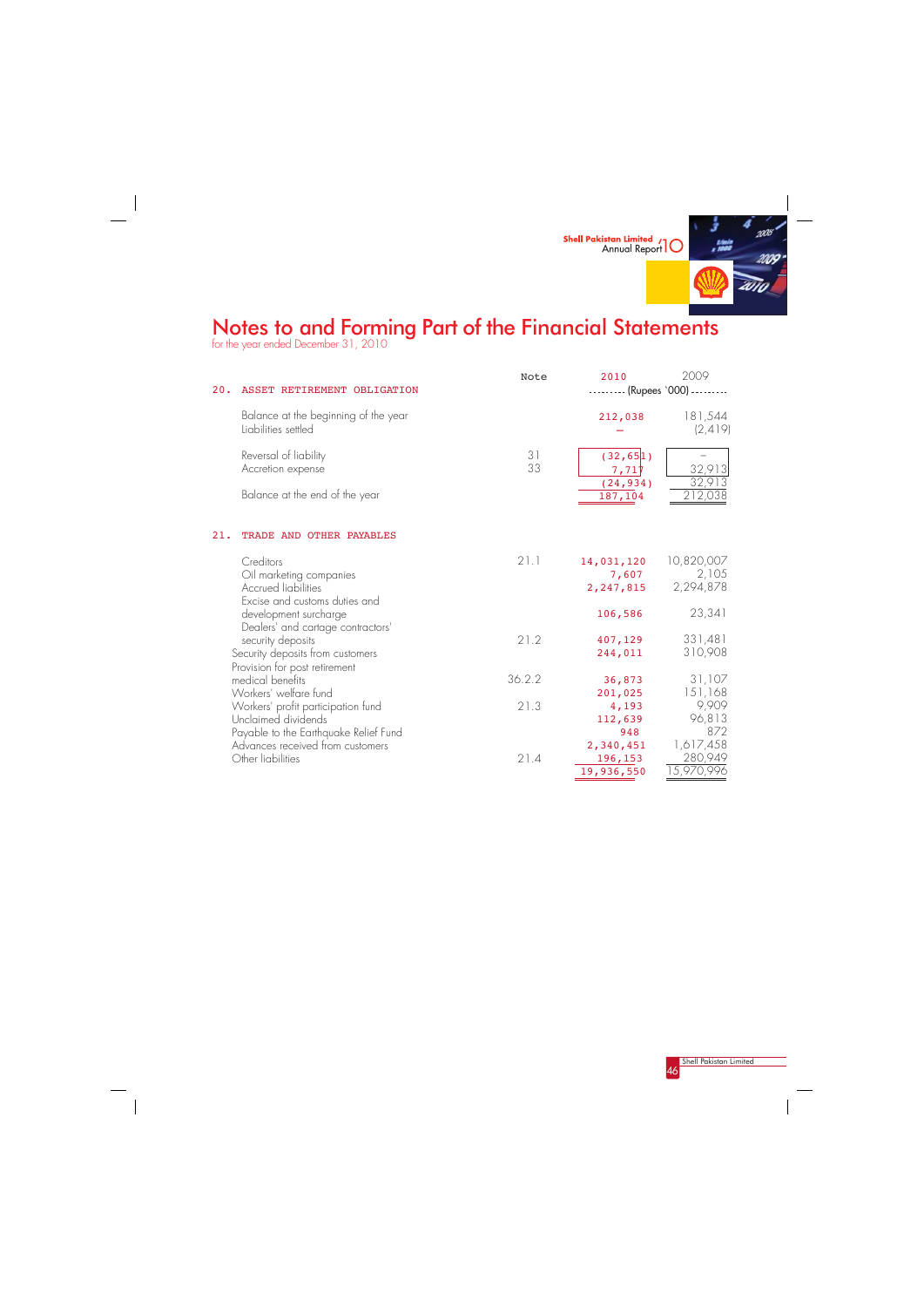# Notes to and Forming Part of the Financial Statements

for the year ended December 31, 2010

| | Note | 2010 | 2009 |
|---|---|---|---|
| | | ......... (Rupees `000) ......... | |
| **20. ASSET RETIREMENT OBLIGATION** | | | |
| Balance at the beginning of the year | | 212,038 | 181,544 |
| Liabilities settled | | – | (2,419) |
| Reversal of liability | 31 | (32,651) | – |
| Accretion expense | 33 | 7,717 | 32,913 |
| | | (24,934) | 32,913 |
| Balance at the end of the year | | 187,104 | 212,038 |

| | Note | 2010 | 2009 |
|---|---|---|---|
| **21. TRADE AND OTHER PAYABLES** | | | |
| Creditors | 21.1 | 14,031,120 | 10,820,007 |
| Oil marketing companies | | 7,607 | 2,105 |
| Accrued liabilities | | 2,247,815 | 2,294,878 |
| Excise and customs duties and development surcharge | | 106,586 | 23,341 |
| Dealers' and cartage contractors' security deposits | 21.2 | 407,129 | 331,481 |
| Security deposits from customers | | 244,011 | 310,908 |
| Provision for post retirement medical benefits | 36.2.2 | 36,873 | 31,107 |
| Workers' welfare fund | | 201,025 | 151,168 |
| Workers' profit participation fund | 21.3 | 4,193 | 9,909 |
| Unclaimed dividends | | 112,639 | 96,813 |
| Payable to the Earthquake Relief Fund | | 948 | 872 |
| Advances received from customers | | 2,340,451 | 1,617,458 |
| Other liabilities | 21.4 | 196,153 | 280,949 |
| | | 19,936,550 | 15,970,996 |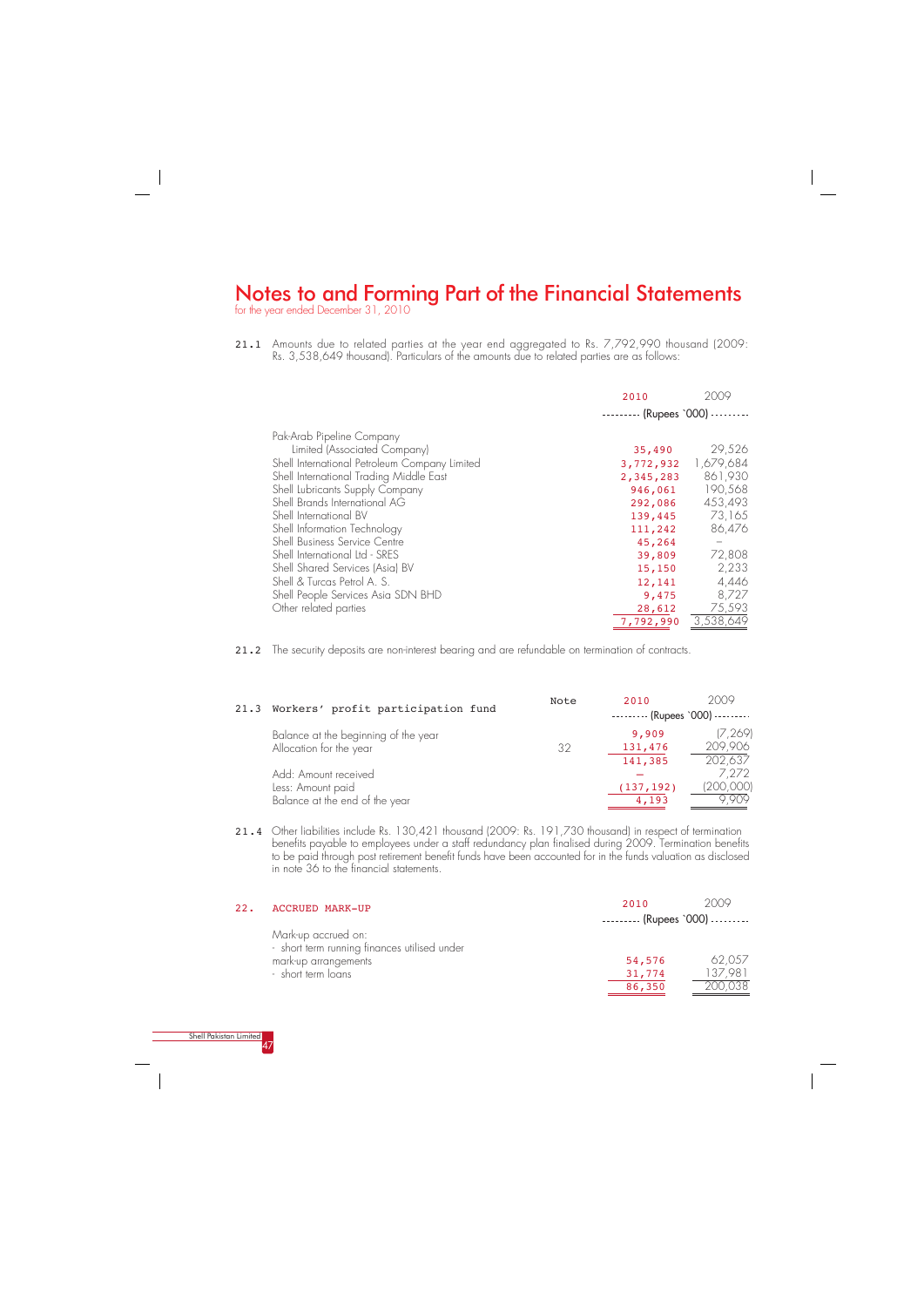# Notes to and Forming Part of the Financial Statements

for the year ended December 31, 2010

**21.1** Amounts due to related parties at the year end aggregated to Rs. 7,792,990 thousand (2009: Rs. 3,538,649 thousand). Particulars of the amounts due to related parties are as follows:

| | 2010 | 2009 |
|---|---|---|
| | (Rupees `000) | |
| Pak-Arab Pipeline Company Limited (Associated Company) | 35,490 | 29,526 |
| Shell International Petroleum Company Limited | 3,772,932 | 1,679,684 |
| Shell International Trading Middle East | 2,345,283 | 861,930 |
| Shell Lubricants Supply Company | 946,061 | 190,568 |
| Shell Brands International AG | 292,086 | 453,493 |
| Shell International BV | 139,445 | 73,165 |
| Shell Information Technology | 111,242 | 86,476 |
| Shell Business Service Centre | 45,264 | – |
| Shell International Ltd - SRES | 39,809 | 72,808 |
| Shell Shared Services (Asia) BV | 15,150 | 2,233 |
| Shell & Turcas Petrol A. S. | 12,141 | 4,446 |
| Shell People Services Asia SDN BHD | 9,475 | 8,727 |
| Other related parties | 28,612 | 75,593 |
| | 7,792,990 | 3,538,649 |

**21.2** The security deposits are non-interest bearing and are refundable on termination of contracts.

**21.3 Workers' profit participation fund**

| | Note | 2010 | 2009 |
|---|---|---|---|
| | | (Rupees `000) | |
| Balance at the beginning of the year | | 9,909 | (7,269) |
| Allocation for the year | 32 | 131,476 | 209,906 |
| | | 141,385 | 202,637 |
| Add: Amount received | | – | 7,272 |
| Less: Amount paid | | (137,192) | (200,000) |
| Balance at the end of the year | | 4,193 | 9,909 |

**21.4** Other liabilities include Rs. 130,421 thousand (2009: Rs. 191,730 thousand) in respect of termination benefits payable to employees under a staff redundancy plan finalised during 2009. Termination benefits to be paid through post retirement benefit funds have been accounted for in the funds valuation as disclosed in note 36 to the financial statements.

## 22. ACCRUED MARK-UP

| | 2010 | 2009 |
|---|---|---|
| | (Rupees `000) | |
| Mark-up accrued on: | | |
| - short term running finances utilised under mark-up arrangements | 54,576 | 62,057 |
| - short term loans | 31,774 | 137,981 |
| | 86,350 | 200,038 |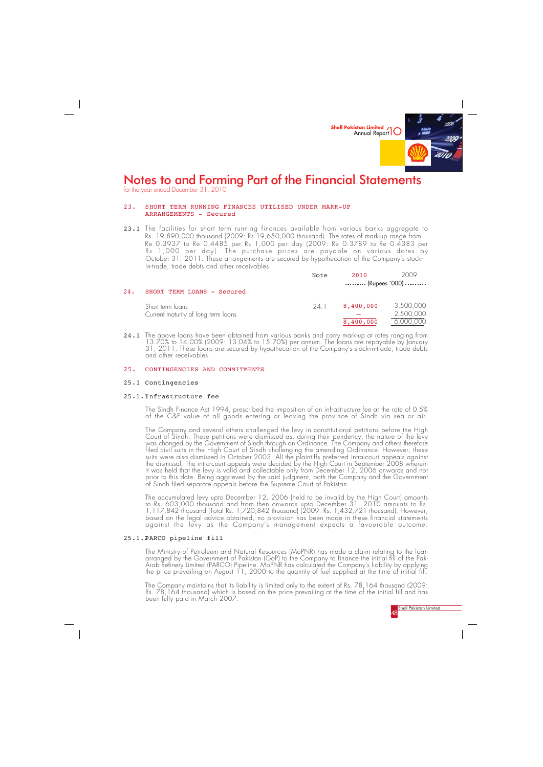# Notes to and Forming Part of the Financial Statements

for the year ended December 31, 2010

## 23. SHORT TERM RUNNING FINANCES UTILISED UNDER MARK-UP ARRANGEMENTS - Secured

**23.1** The facilities for short term running finances available from various banks aggregate to Rs. 19,890,000 thousand (2009: Rs 19,650,000 thousand). The rates of mark-up range from Re 0.3937 to Re 0.4485 per Rs 1,000 per day (2009: Re 0.3789 to Re 0.4383 per Rs 1,000 per day). The purchase prices are payable on various dates by October 31, 2011. These arrangements are secured by hypothecation of the Company's stock-in-trade, trade debts and other receivables.

| | Note | 2010 | 2009 |
|---|---|---|---|
| | | (Rupees `000) | |
| **24. SHORT TERM LOANS - Secured** | | | |
| Short term loans | 24.1 | 8,400,000 | 3,500,000 |
| Current maturity of long term loans | | – | 2,500,000 |
| | | 8,400,000 | 6,000,000 |

**24.1** The above loans have been obtained from various banks and carry mark-up at rates ranging from 13.70% to 14.00% (2009: 13.04% to 15.70%) per annum. The loans are repayable by January 31, 2011. These loans are secured by hypothecation of the Company's stock-in-trade, trade debts and other receivables.

## 25. CONTINGENCIES AND COMMITMENTS

### 25.1 Contingencies

#### 25.1.1 Infrastructure fee

The Sindh Finance Act 1994, prescribed the imposition of an infrastructure fee at the rate of 0.5% of the C&F value of all goods entering or leaving the province of Sindh via sea or air.

The Company and several others challenged the levy in constitutional petitions before the High Court of Sindh. These petitions were dismissed as, during their pendency, the nature of the levy was changed by the Government of Sindh through an Ordinance. The Company and others therefore filed civil suits in the High Court of Sindh challenging the amending Ordinance. However, these suits were also dismissed in October 2003. All the plaintiffs preferred intra-court appeals against the dismissal. The intra-court appeals were decided by the High Court in September 2008 wherein it was held that the levy is valid and collectable only from December 12, 2006 onwards and not prior to this date. Being aggrieved by the said judgment, both the Company and the Government of Sindh filed separate appeals before the Supreme Court of Pakistan.

The accumulated levy upto December 12, 2006 (held to be invalid by the High Court) amounts to Rs. 603,000 thousand and from then onwards upto December 31, 2010 amounts to Rs. 1,117,842 thousand (Total Rs. 1,720,842 thousand) (2009: Rs. 1,432,721 thousand). However, based on the legal advice obtained, no provision has been made in these financial statements against the levy as the Company's management expects a favourable outcome.

#### 25.1.2 PARCO pipeline fill

The Ministry of Petroleum and Natural Resources (MoPNR) has made a claim relating to the loan arranged by the Government of Pakistan (GoP) to the Company to finance the initial fill of the Pak-Arab Refinery Limited (PARCO) Pipeline. MoPNR has calculated the Company's liability by applying the price prevailing on August 11, 2000 to the quantity of fuel supplied at the time of initial fill.

The Company maintains that its liability is limited only to the extent of Rs. 78,164 thousand (2009: Rs. 78,164 thousand) which is based on the price prevailing at the time of the initial fill and has been fully paid in March 2007.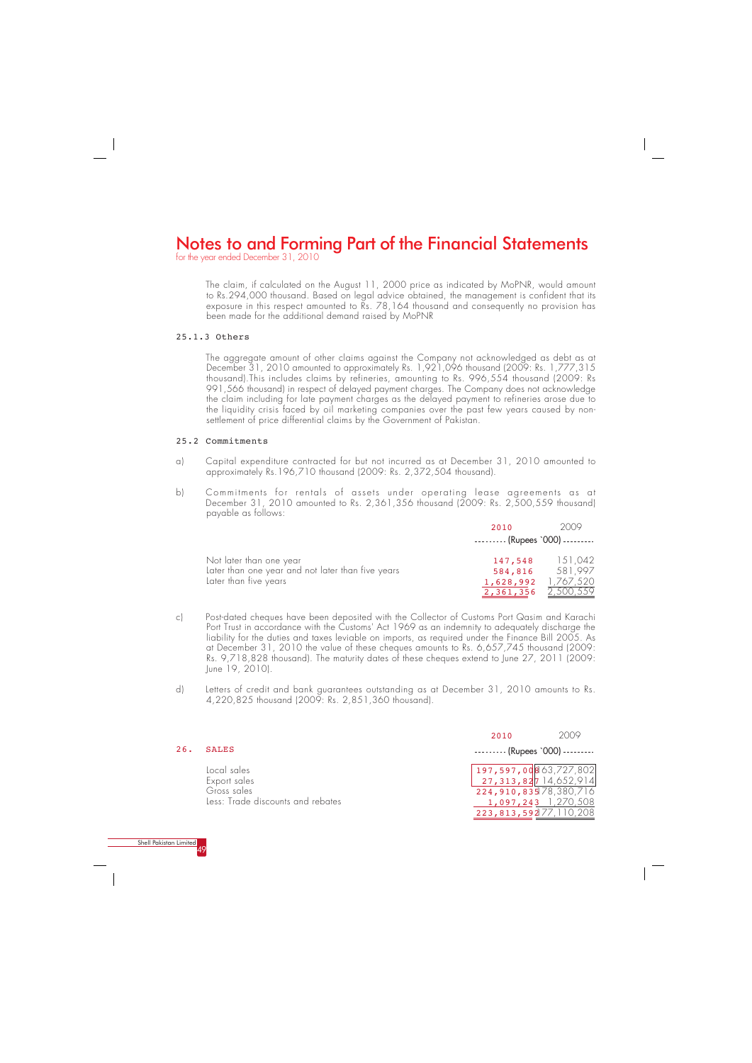# Notes to and Forming Part of the Financial Statements

for the year ended December 31, 2010

The claim, if calculated on the August 11, 2000 price as indicated by MoPNR, would amount to Rs.294,000 thousand. Based on legal advice obtained, the management is confident that its exposure in this respect amounted to Rs. 78,164 thousand and consequently no provision has been made for the additional demand raised by MoPNR

### 25.1.3 Others

The aggregate amount of other claims against the Company not acknowledged as debt as at December 31, 2010 amounted to approximately Rs. 1,921,096 thousand (2009: Rs. 1,777,315 thousand).This includes claims by refineries, amounting to Rs. 996,554 thousand (2009: Rs 991,566 thousand) in respect of delayed payment charges. The Company does not acknowledge the claim including for late payment charges as the delayed payment to refineries arose due to the liquidity crisis faced by oil marketing companies over the past few years caused by non-settlement of price differential claims by the Government of Pakistan.

### 25.2 Commitments

a) Capital expenditure contracted for but not incurred as at December 31, 2010 amounted to approximately Rs.196,710 thousand (2009: Rs. 2,372,504 thousand).

b) Commitments for rentals of assets under operating lease agreements as at December 31, 2010 amounted to Rs. 2,361,356 thousand (2009: Rs. 2,500,559 thousand) payable as follows:

| | 2010 | 2009 |
|---|---|---|
| | (Rupees '000) | |
| Not later than one year | 147,548 | 151,042 |
| Later than one year and not later than five years | 584,816 | 581,997 |
| Later than five years | 1,628,992 | 1,767,520 |
| | 2,361,356 | 2,500,559 |

c) Post-dated cheques have been deposited with the Collector of Customs Port Qasim and Karachi Port Trust in accordance with the Customs' Act 1969 as an indemnity to adequately discharge the liability for the duties and taxes leviable on imports, as required under the Finance Bill 2005. As at December 31, 2010 the value of these cheques amounts to Rs. 6,657,745 thousand (2009: Rs. 9,718,828 thousand). The maturity dates of these cheques extend to June 27, 2011 (2009: June 19, 2010).

d) Letters of credit and bank guarantees outstanding as at December 31, 2010 amounts to Rs. 4,220,825 thousand (2009: Rs. 2,851,360 thousand).

## 26. SALES

| | 2010 | 2009 |
|---|---|---|
| | (Rupees '000) | |
| Local sales | 197,597,008 | 163,727,802 |
| Export sales | 27,313,827 | 14,652,914 |
| Gross sales | 224,910,835 | 178,380,716 |
| Less: Trade discounts and rebates | 1,097,243 | 1,270,508 |
| | 223,813,592 | 177,110,208 |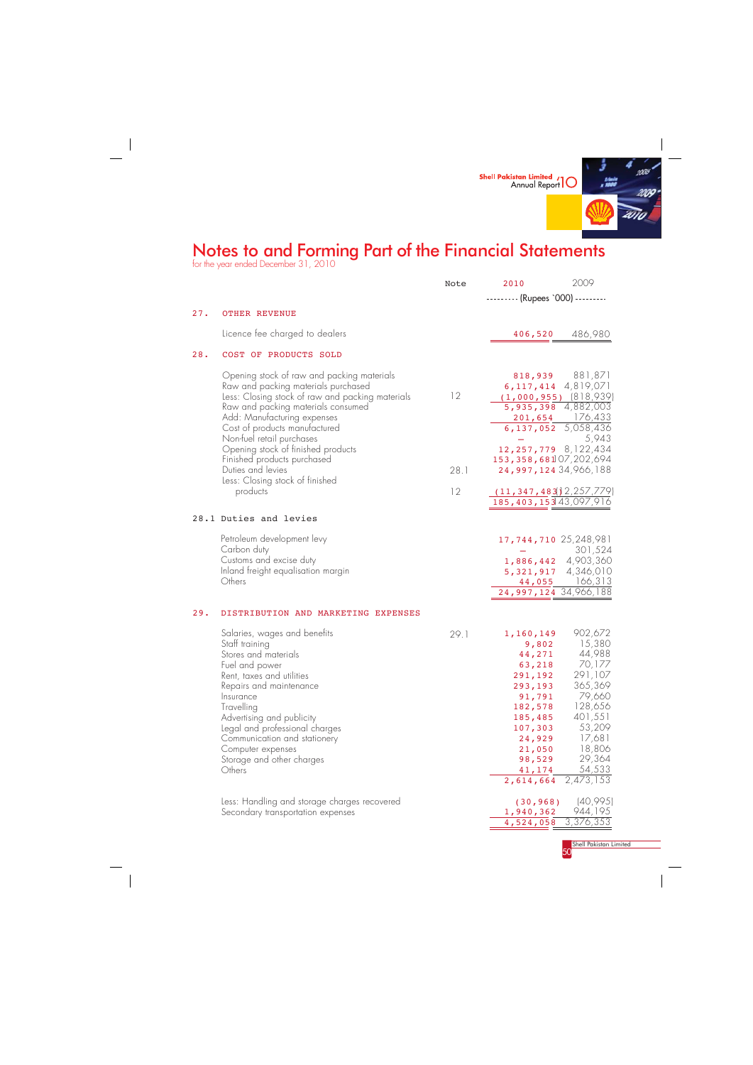# Notes to and Forming Part of the Financial Statements

for the year ended December 31, 2010

| | Note | 2010 | 2009 |
|---|---|---|---|
| | | --------- (Rupees `000) --------- | |
| **27. OTHER REVENUE** | | | |
| Licence fee charged to dealers | | 406,520 | 486,980 |
| **28. COST OF PRODUCTS SOLD** | | | |
| Opening stock of raw and packing materials | | 818,939 | 881,871 |
| Raw and packing materials purchased | | 6,117,414 | 4,819,071 |
| Less: Closing stock of raw and packing materials | 12 | (1,000,955) | (818,939) |
| Raw and packing materials consumed | | 5,935,398 | 4,882,003 |
| Add: Manufacturing expenses | | 201,654 | 176,433 |
| Cost of products manufactured | | 6,137,052 | 5,058,436 |
| Non-fuel retail purchases | | – | 5,943 |
| Opening stock of finished products | | 12,257,779 | 8,122,434 |
| Finished products purchased | | 153,358,681 | 107,202,694 |
| Duties and levies | 28.1 | 24,997,124 | 34,966,188 |
| Less: Closing stock of finished products | 12 | (11,347,483) | (12,257,779) |
| | | 185,403,153 | 143,097,916 |

### 28.1 Duties and levies

| | 2010 | 2009 |
|---|---|---|
| Petroleum development levy | 17,744,710 | 25,248,981 |
| Carbon duty | – | 301,524 |
| Customs and excise duty | 1,886,442 | 4,903,360 |
| Inland freight equalisation margin | 5,321,917 | 4,346,010 |
| Others | 44,055 | 166,313 |
| | 24,997,124 | 34,966,188 |

### 29. DISTRIBUTION AND MARKETING EXPENSES

| | Note | 2010 | 2009 |
|---|---|---|---|
| Salaries, wages and benefits | 29.1 | 1,160,149 | 902,672 |
| Staff training | | 9,802 | 15,380 |
| Stores and materials | | 44,271 | 44,988 |
| Fuel and power | | 63,218 | 70,177 |
| Rent, taxes and utilities | | 291,192 | 291,107 |
| Repairs and maintenance | | 293,193 | 365,369 |
| Insurance | | 91,791 | 79,660 |
| Travelling | | 182,578 | 128,656 |
| Advertising and publicity | | 185,485 | 401,551 |
| Legal and professional charges | | 107,303 | 53,209 |
| Communication and stationery | | 24,929 | 17,681 |
| Computer expenses | | 21,050 | 18,806 |
| Storage and other charges | | 98,529 | 29,364 |
| Others | | 41,174 | 54,533 |
| | | 2,614,664 | 2,473,153 |
| Less: Handling and storage charges recovered | | (30,968) | (40,995) |
| Secondary transportation expenses | | 1,940,362 | 944,195 |
| | | 4,524,058 | 3,376,353 |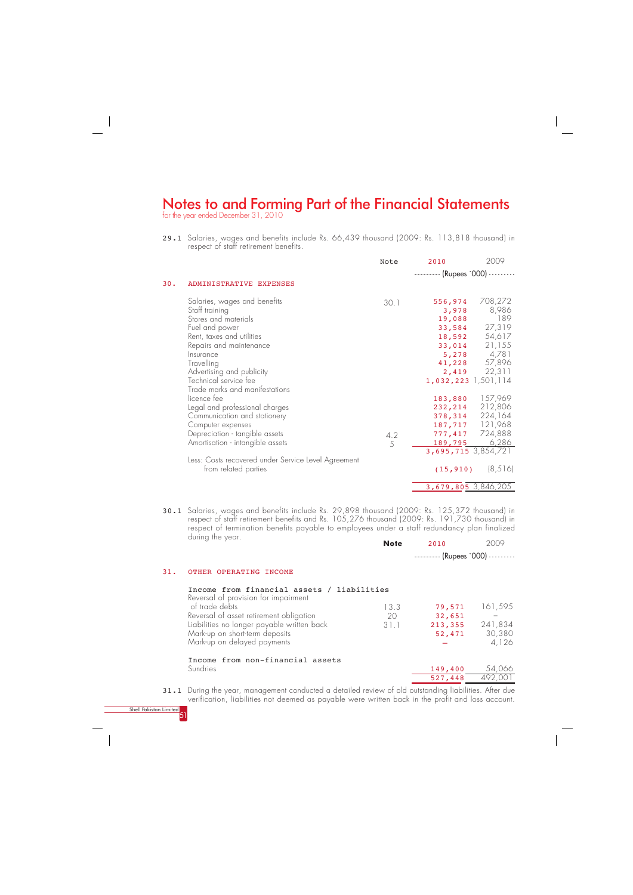# Notes to and Forming Part of the Financial Statements

for the year ended December 31, 2010

**29.1** Salaries, wages and benefits include Rs. 66,439 thousand (2009: Rs. 113,818 thousand) in respect of staff retirement benefits.

## 30. ADMINISTRATIVE EXPENSES

| | Note | 2010 | 2009 |
|---|---|---|---|
| | | (Rupees `000) | |
| Salaries, wages and benefits | 30.1 | 556,974 | 708,272 |
| Staff training | | 3,978 | 8,986 |
| Stores and materials | | 19,088 | 189 |
| Fuel and power | | 33,584 | 27,319 |
| Rent, taxes and utilities | | 18,592 | 54,617 |
| Repairs and maintenance | | 33,014 | 21,155 |
| Insurance | | 5,278 | 4,781 |
| Travelling | | 41,228 | 57,896 |
| Advertising and publicity | | 2,419 | 22,311 |
| Technical service fee | | 1,032,223 | 1,501,114 |
| Trade marks and manifestations licence fee | | 183,880 | 157,969 |
| Legal and professional charges | | 232,214 | 212,806 |
| Communication and stationery | | 378,314 | 224,164 |
| Computer expenses | | 187,717 | 121,968 |
| Depreciation - tangible assets | 4.2 | 777,417 | 724,888 |
| Amortisation - intangible assets | 5 | 189,795 | 6,286 |
| | | 3,695,715 | 3,854,721 |
| Less: Costs recovered under Service Level Agreement from related parties | | (15,910) | (8,516) |
| | | 3,679,805 | 3,846,205 |

**30.1** Salaries, wages and benefits include Rs. 29,898 thousand (2009: Rs. 125,372 thousand) in respect of staff retirement benefits and Rs. 105,276 thousand (2009: Rs. 191,730 thousand) in respect of termination benefits payable to employees under a staff redundancy plan finalized during the year.

## 31. OTHER OPERATING INCOME

| | Note | 2010 | 2009 |
|---|---|---|---|
| | | (Rupees `000) | |
| **Income from financial assets / liabilities** | | | |
| Reversal of provision for impairment of trade debts | 13.3 | 79,571 | 161,595 |
| Reversal of asset retirement obligation | 20 | 32,651 | – |
| Liabilities no longer payable written back | 31.1 | 213,355 | 241,834 |
| Mark-up on short-term deposits | | 52,471 | 30,380 |
| Mark-up on delayed payments | | – | 4,126 |
| **Income from non-financial assets** | | | |
| Sundries | | 149,400 | 54,066 |
| | | 527,448 | 492,001 |

**31.1** During the year, management conducted a detailed review of old outstanding liabilities. After due verification, liabilities not deemed as payable were written back in the profit and loss account.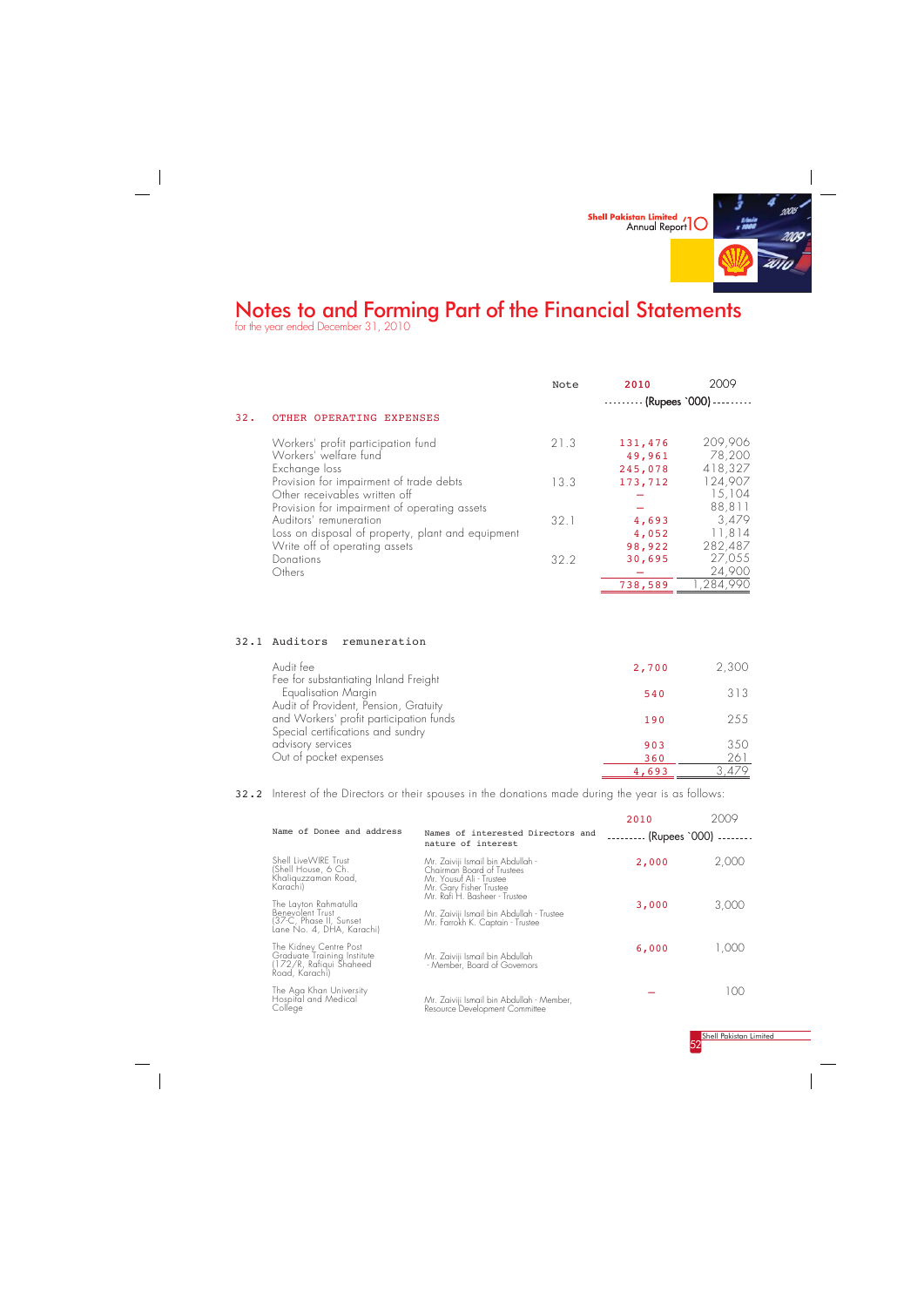# Notes to and Forming Part of the Financial Statements

for the year ended December 31, 2010

| | Note | 2010 | 2009 |
|---|---|---|---|
| | | (Rupees `000) | |
| **32. OTHER OPERATING EXPENSES** | | | |
| Workers' profit participation fund | 21.3 | 131,476 | 209,906 |
| Workers' welfare fund | | 49,961 | 78,200 |
| Exchange loss | | 245,078 | 418,327 |
| Provision for impairment of trade debts | 13.3 | 173,712 | 124,907 |
| Other receivables written off | | – | 15,104 |
| Provision for impairment of operating assets | | – | 88,811 |
| Auditors' remuneration | 32.1 | 4,693 | 3,479 |
| Loss on disposal of property, plant and equipment | | 4,052 | 11,814 |
| Write off of operating assets | | 98,922 | 282,487 |
| Donations | 32.2 | 30,695 | 27,055 |
| Others | | – | 24,900 |
| | | 738,589 | 1,284,990 |

**32.1 Auditors remuneration**

| | 2010 | 2009 |
|---|---|---|
| Audit fee | 2,700 | 2,300 |
| Fee for substantiating Inland Freight Equalisation Margin | 540 | 313 |
| Audit of Provident, Pension, Gratuity and Workers' profit participation funds | 190 | 255 |
| Special certifications and sundry advisory services | 903 | 350 |
| Out of pocket expenses | 360 | 261 |
| | 4,693 | 3,479 |

**32.2** Interest of the Directors or their spouses in the donations made during the year is as follows:

| Name of Donee and address | Names of interested Directors and nature of interest | 2010 | 2009 |
|---|---|---|---|
| | | (Rupees `000) | |
| Shell LiveWIRE Trust (Shell House, 6 Ch. Khaliquzzaman Road, Karachi) | Mr. Zaiviji Ismail bin Abdullah - Chairman Board of Trustees<br>Mr. Yousuf Ali - Trustee<br>Mr. Gary Fisher Trustee<br>Mr. Rafi H. Basheer - Trustee | 2,000 | 2,000 |
| The Layton Rahmatulla Benevolent Trust (37-C, Phase II, Sunset Lane No. 4, DHA, Karachi) | Mr. Zaiviji Ismail bin Abdullah - Trustee<br>Mr. Farrokh K. Captain - Trustee | 3,000 | 3,000 |
| The Kidney Centre Post Graduate Training Institute (172/R, Rafiqui Shaheed Road, Karachi) | Mr. Zaiviji Ismail bin Abdullah - Member, Board of Governors | 6,000 | 1,000 |
| The Aga Khan University Hospital and Medical College | Mr. Zaiviji Ismail bin Abdullah - Member, Resource Development Committee | – | 100 |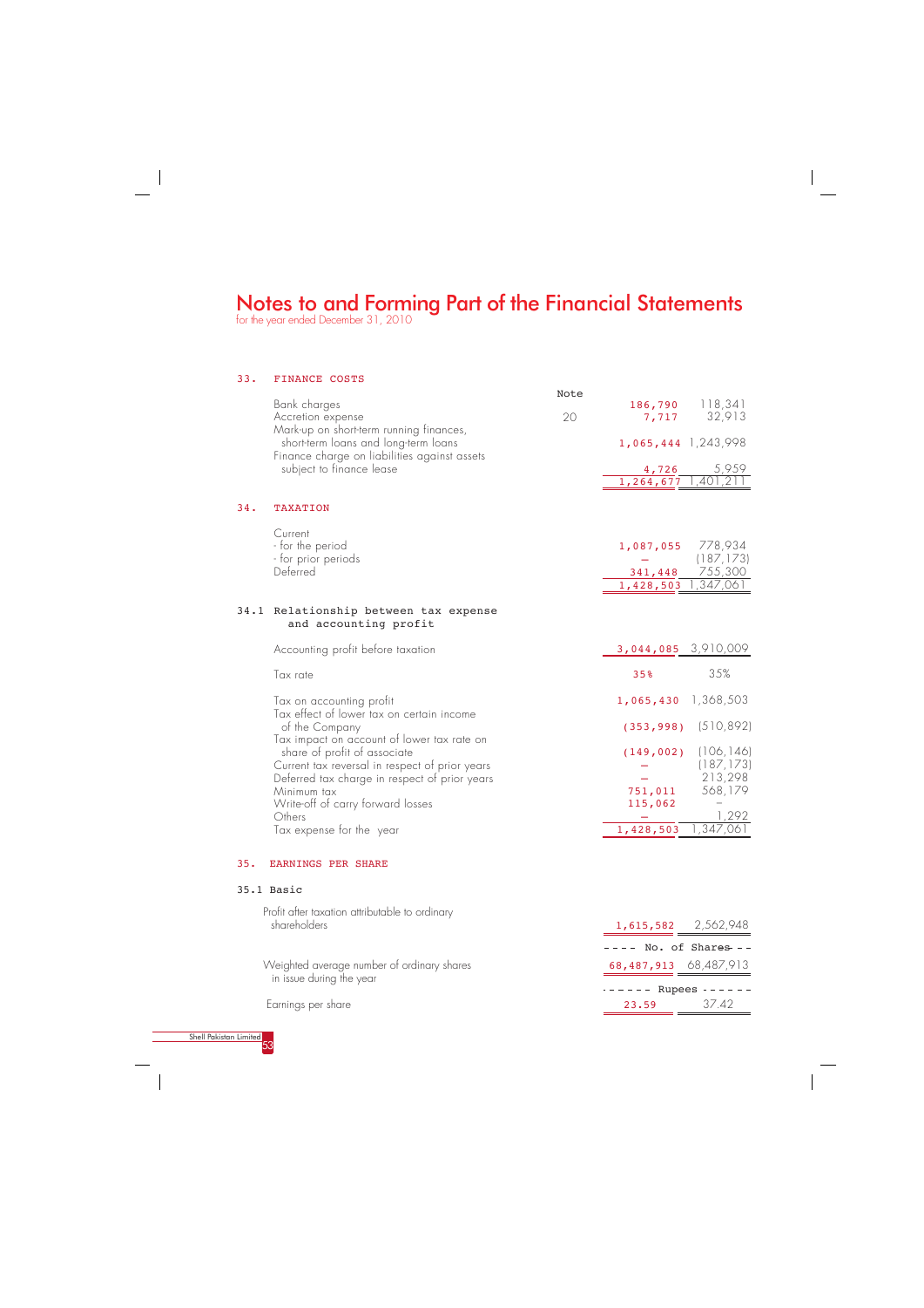# Notes to and Forming Part of the Financial Statements

for the year ended December 31, 2010

## 33. FINANCE COSTS

| | Note | | |
|---|---|---|---|
| Bank charges | | 186,790 | 118,341 |
| Accretion expense | 20 | 7,717 | 32,913 |
| Mark-up on short-term running finances, short-term loans and long-term loans | | 1,065,444 | 1,243,998 |
| Finance charge on liabilities against assets subject to finance lease | | 4,726 | 5,959 |
| | | 1,264,677 | 1,401,211 |

## 34. TAXATION

| | | |
|---|---|---|
| Current | | |
| - for the period | 1,087,055 | 778,934 |
| - for prior periods | – | (187,173) |
| Deferred | 341,448 | 755,300 |
| | 1,428,503 | 1,347,061 |

### 34.1 Relationship between tax expense and accounting profit

| | | |
|---|---|---|
| Accounting profit before taxation | 3,044,085 | 3,910,009 |
| Tax rate | 35% | 35% |
| Tax on accounting profit | 1,065,430 | 1,368,503 |
| Tax effect of lower tax on certain income of the Company | (353,998) | (510,892) |
| Tax impact on account of lower tax rate on share of profit of associate | (149,002) | (106,146) |
| Current tax reversal in respect of prior years | – | (187,173) |
| Deferred tax charge in respect of prior years | – | 213,298 |
| Minimum tax | 751,011 | 568,179 |
| Write-off of carry forward losses | 115,062 | – |
| Others | – | 1,292 |
| Tax expense for the year | 1,428,503 | 1,347,061 |

## 35. EARNINGS PER SHARE

### 35.1 Basic

| | | |
|---|---|---|
| Profit after taxation attributable to ordinary shareholders | 1,615,582 | 2,562,948 |
| | ---- No. of Shares ---- | |
| Weighted average number of ordinary shares in issue during the year | 68,487,913 | 68,487,913 |
| | ------ Rupees ------ | |
| Earnings per share | 23.59 | 37.42 |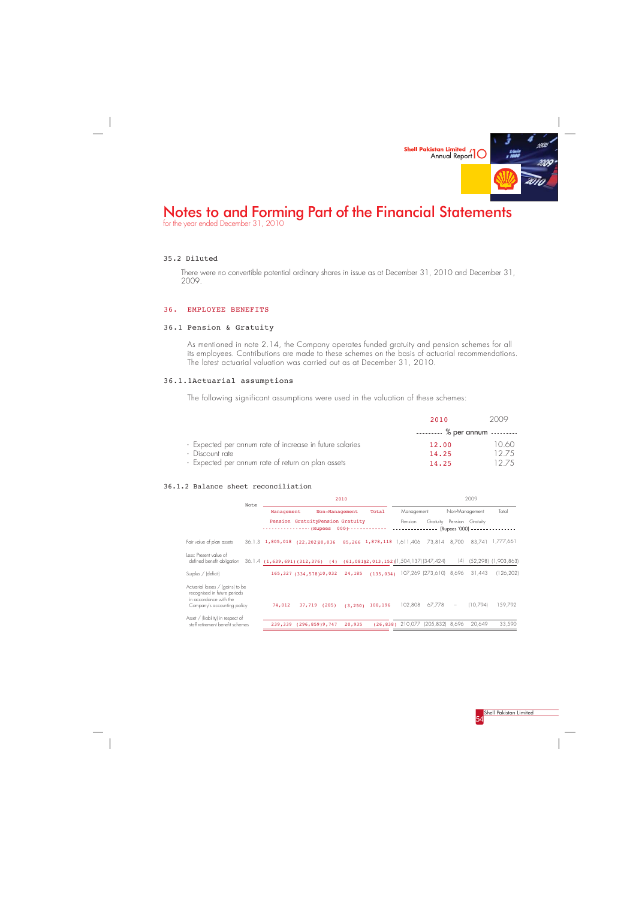# Notes to and Forming Part of the Financial Statements

for the year ended December 31, 2010

### 35.2 Diluted

There were no convertible potential ordinary shares in issue as at December 31, 2010 and December 31, 2009.

## 36. EMPLOYEE BENEFITS

### 36.1 Pension & Gratuity

As mentioned in note 2.14, the Company operates funded gratuity and pension schemes for all its employees. Contributions are made to these schemes on the basis of actuarial recommendations. The latest actuarial valuation was carried out as at December 31, 2010.

### 36.1.1 Actuarial assumptions

The following significant assumptions were used in the valuation of these schemes:

| | 2010 | 2009 |
|---|---|---|
| | % per annum | |
| - Expected per annum rate of increase in future salaries | 12.00 | 10.60 |
| - Discount rate | 14.25 | 12.75 |
| - Expected per annum rate of return on plan assets | 14.25 | 12.75 |

### 36.1.2 Balance sheet reconciliation

| | Note | 2010 | | | | | 2009 | | | | |
|---|---|---|---|---|---|---|---|---|---|---|---|
| | | Management | | Non-Management | | Total | Management | | Non-Management | | Total |
| | | Pension | Gratuity | Pension | Gratuity | | Pension | Gratuity | Pension | Gratuity | |
| | | (Rupees '000) | | | | | (Rupees '000) | | | | |
| Fair value of plan assets | 36.1.3 | 1,805,018 | (22,202) | 10,036 | 85,266 | 1,878,118 | 1,611,406 | 73,814 | 8,700 | 83,741 | 1,777,661 |
| Less: Present value of defined benefit obligation | 36.1.4 | (1,639,691) | (312,376) | (4) | (61,081) | (2,013,152) | (1,504,137) | (347,424) | (4) | (52,298) | (1,903,863) |
| Surplus / (deficit) | | 165,327 | (334,578) | 10,032 | 24,185 | (135,034) | 107,269 | (273,610) | 8,696 | 31,443 | (126,202) |
| Actuarial losses / (gains) to be recognised in future periods in accordance with the Company's accounting policy | | 74,012 | 37,719 | (285) | (3,250) | 108,196 | 102,808 | 67,778 | - | (10,794) | 159,792 |
| Asset / (liability) in respect of staff retirement benefit schemes | | 239,339 | (296,859) | 9,747 | 20,935 | (26,838) | 210,077 | (205,832) | 8,696 | 20,649 | 33,590 |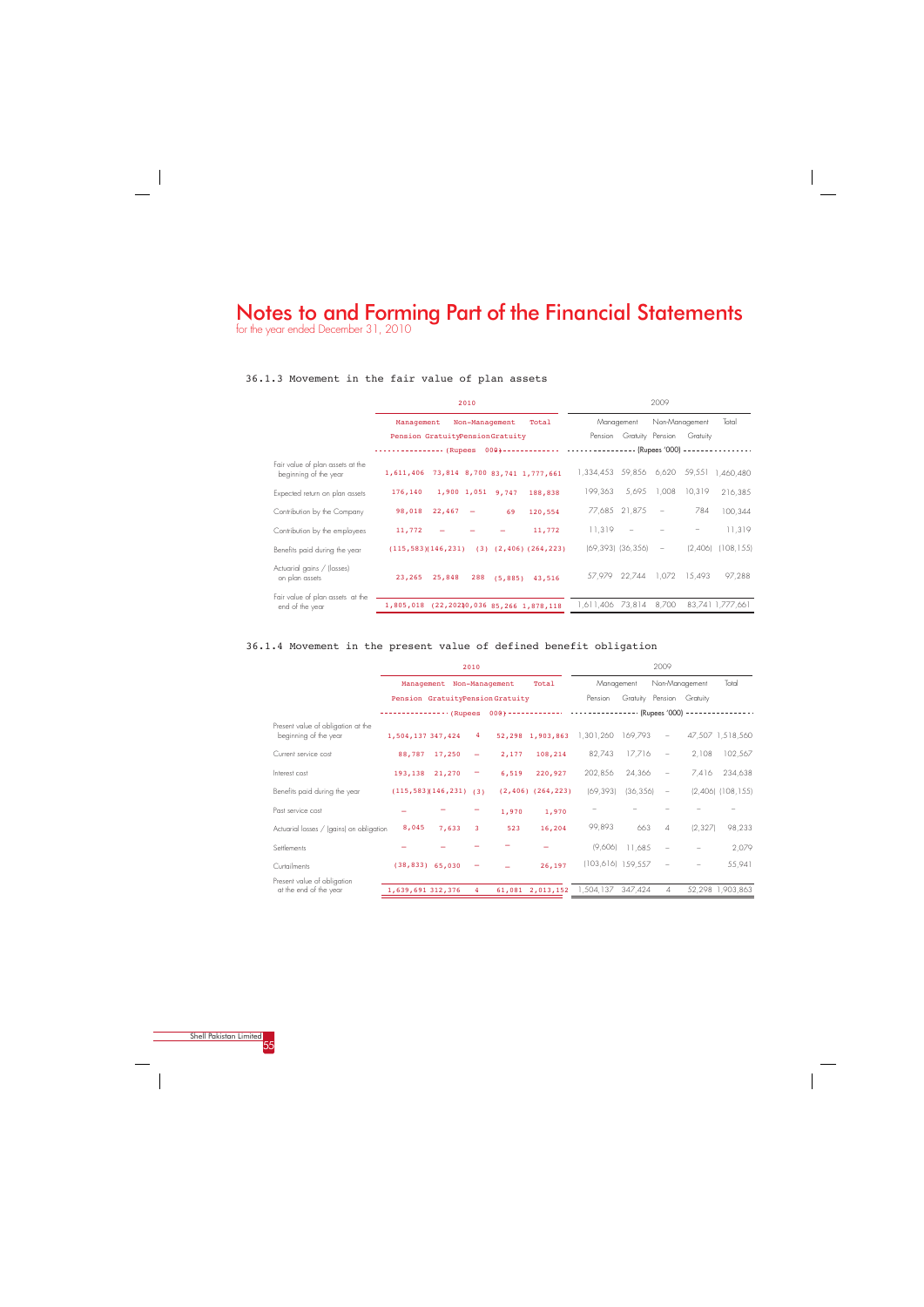# Notes to and Forming Part of the Financial Statements

for the year ended December 31, 2010

### 36.1.3 Movement in the fair value of plan assets

| | 2010 | | | | | 2009 | | | | |
|---|---|---|---|---|---|---|---|---|---|---|
| | Management | | Non-Management | | Total | Management | | Non-Management | | Total |
| | Pension | Gratuity | Pension | Gratuity | | Pension | Gratuity | Pension | Gratuity | |
| | (Rupees '000) | | | | | (Rupees '000) | | | | |
| Fair value of plan assets at the beginning of the year | 1,611,406 | 73,814 | 8,700 | 83,741 | 1,777,661 | 1,334,453 | 59,856 | 6,620 | 59,551 | 1,460,480 |
| Expected return on plan assets | 176,140 | 1,900 | 1,051 | 9,747 | 188,838 | 199,363 | 5,695 | 1,008 | 10,319 | 216,385 |
| Contribution by the Company | 98,018 | 22,467 | – | 69 | 120,554 | 77,685 | 21,875 | – | 784 | 100,344 |
| Contribution by the employees | 11,772 | – | – | – | 11,772 | 11,319 | – | – | – | 11,319 |
| Benefits paid during the year | (115,583) | (146,231) | (3) | (2,406) | (264,223) | (69,393) | (36,356) | – | (2,406) | (108,155) |
| Actuarial gains / (losses) on plan assets | 23,265 | 25,848 | 288 | (5,885) | 43,516 | 57,979 | 22,744 | 1,072 | 15,493 | 97,288 |
| Fair value of plan assets at the end of the year | 1,805,018 | (22,202) | 10,036 | 85,266 | 1,878,118 | 1,611,406 | 73,814 | 8,700 | 83,741 | 1,777,661 |

### 36.1.4 Movement in the present value of defined benefit obligation

| | 2010 | | | | | 2009 | | | | |
|---|---|---|---|---|---|---|---|---|---|---|
| | Management | | Non-Management | | Total | Management | | Non-Management | | Total |
| | Pension | Gratuity | Pension | Gratuity | | Pension | Gratuity | Pension | Gratuity | |
| | (Rupees '000) | | | | | (Rupees '000) | | | | |
| Present value of obligation at the beginning of the year | 1,504,137 | 347,424 | 4 | 52,298 | 1,903,863 | 1,301,260 | 169,793 | – | 47,507 | 1,518,560 |
| Current service cost | 88,787 | 17,250 | – | 2,177 | 108,214 | 82,743 | 17,716 | – | 2,108 | 102,567 |
| Interest cost | 193,138 | 21,270 | – | 6,519 | 220,927 | 202,856 | 24,366 | – | 7,416 | 234,638 |
| Benefits paid during the year | (115,583) | (146,231) | (3) | (2,406) | (264,223) | (69,393) | (36,356) | – | (2,406) | (108,155) |
| Past service cost | – | – | – | 1,970 | 1,970 | – | – | – | – | – |
| Actuarial losses / (gains) on obligation | 8,045 | 7,633 | 3 | 523 | 16,204 | 99,893 | 663 | 4 | (2,327) | 98,233 |
| Settlements | – | – | – | – | – | (9,606) | 11,685 | – | – | 2,079 |
| Curtailments | (38,833) | 65,030 | – | – | 26,197 | (103,616) | 159,557 | – | – | 55,941 |
| Present value of obligation at the end of the year | 1,639,691 | 312,376 | 4 | 61,081 | 2,013,152 | 1,504,137 | 347,424 | 4 | 52,298 | 1,903,863 |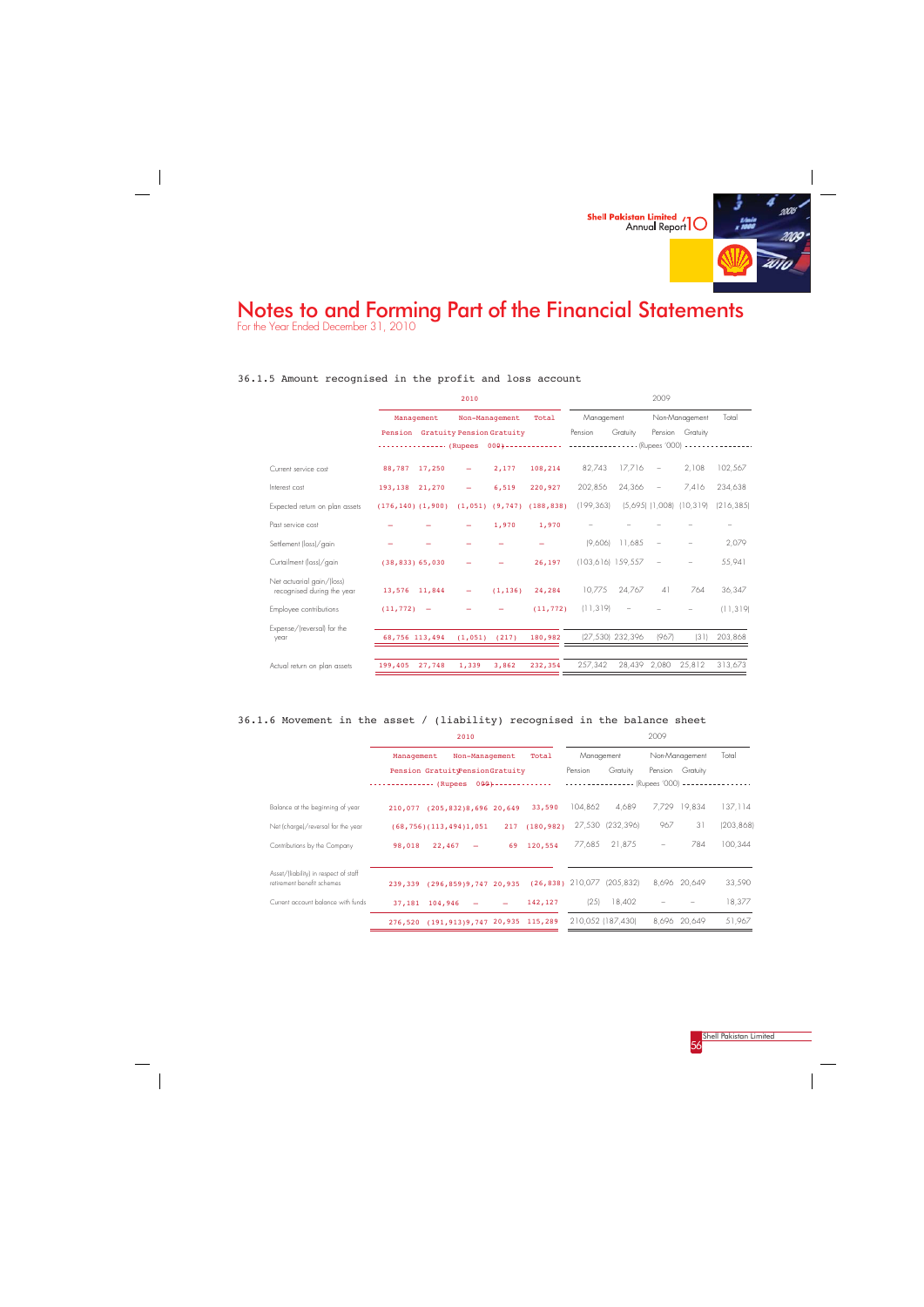# Notes to and Forming Part of the Financial Statements

For the Year Ended December 31, 2010

### 36.1.5 Amount recognised in the profit and loss account

| | 2010 | | | | | 2009 | | | | |
|---|---|---|---|---|---|---|---|---|---|---|
| | Management | | Non-Management | | Total | Management | | Non-Management | | Total |
| | Pension | Gratuity | Pension | Gratuity | | Pension | Gratuity | Pension | Gratuity | |
| | (Rupees '000) | | | | | (Rupees '000) | | | | |
| Current service cost | 88,787 | 17,250 | – | 2,177 | 108,214 | 82,743 | 17,716 | – | 2,108 | 102,567 |
| Interest cost | 193,138 | 21,270 | – | 6,519 | 220,927 | 202,856 | 24,366 | – | 7,416 | 234,638 |
| Expected return on plan assets | (176,140) | (1,900) | (1,051) | (9,747) | (188,838) | (199,363) | (5,695) | (1,008) | (10,319) | (216,385) |
| Past service cost | – | – | – | 1,970 | 1,970 | – | – | – | – | – |
| Settlement (loss)/gain | – | – | – | – | – | (9,606) | 11,685 | – | – | 2,079 |
| Curtailment (loss)/gain | (38,833) | 65,030 | – | – | 26,197 | (103,616) | 159,557 | – | – | 55,941 |
| Net actuarial gain/(loss) recognised during the year | 13,576 | 11,844 | – | (1,136) | 24,284 | 10,775 | 24,767 | 41 | 764 | 36,347 |
| Employee contributions | (11,772) | – | – | – | (11,772) | (11,319) | – | – | – | (11,319) |
| Expense/(reversal) for the year | 68,756 | 113,494 | (1,051) | (217) | 180,982 | (27,530) | 232,396 | (967) | (31) | 203,868 |
| Actual return on plan assets | 199,405 | 27,748 | 1,339 | 3,862 | 232,354 | 257,342 | 28,439 | 2,080 | 25,812 | 313,673 |

### 36.1.6 Movement in the asset / (liability) recognised in the balance sheet

| | 2010 | | | | | 2009 | | | | |
|---|---|---|---|---|---|---|---|---|---|---|
| | Management | | Non-Management | | Total | Management | | Non-Management | | Total |
| | Pension | Gratuity | Pension | Gratuity | | Pension | Gratuity | Pension | Gratuity | |
| | (Rupees '000) | | | | | (Rupees '000) | | | | |
| Balance at the beginning of year | 210,077 | (205,832) | 8,696 | 20,649 | 33,590 | 104,862 | 4,689 | 7,729 | 19,834 | 137,114 |
| Net (charge)/reversal for the year | (68,756) | (113,494) | 1,051 | 217 | (180,982) | 27,530 | (232,396) | 967 | 31 | (203,868) |
| Contributions by the Company | 98,018 | 22,467 | – | 69 | 120,554 | 77,685 | 21,875 | – | 784 | 100,344 |
| Asset/(liability) in respect of staff retirement benefit schemes | 239,339 | (296,859) | 9,747 | 20,935 | (26,838) | 210,077 | (205,832) | 8,696 | 20,649 | 33,590 |
| Current account balance with funds | 37,181 | 104,946 | – | – | 142,127 | (25) | 18,402 | – | – | 18,377 |
| | 276,520 | (191,913) | 9,747 | 20,935 | 115,289 | 210,052 | (187,430) | 8,696 | 20,649 | 51,967 |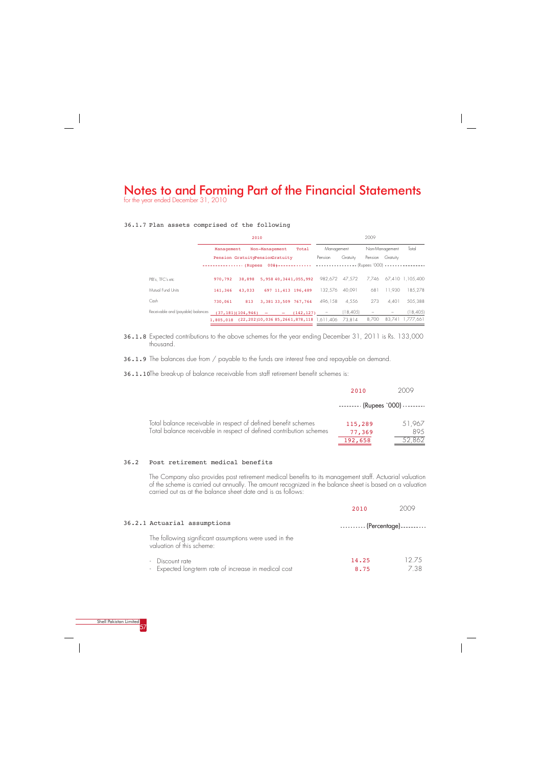# Notes to and Forming Part of the Financial Statements

for the year ended December 31, 2010

### 36.1.7 Plan assets comprised of the following

| | 2010 | | | | | 2009 | | | | |
|---|---|---|---|---|---|---|---|---|---|---|
| | Management | | Non-Management | | Total | Management | | Non-Management | | Total |
| | Pension | Gratuity | Pension | Gratuity | | Pension | Gratuity | Pension | Gratuity | |
| | (Rupees '000) | | | | | (Rupees '000) | | | | |
| PIB's, TFC's etc | 970,792 | 38,898 | 5,958 | 40,344 | 1,055,992 | 982,672 | 47,572 | 7,746 | 67,410 | 1,105,400 |
| Mutual Fund Units | 141,346 | 43,033 | 697 | 11,413 | 196,489 | 132,576 | 40,091 | 681 | 11,930 | 185,278 |
| Cash | 730,061 | 813 | 3,381 | 33,509 | 767,764 | 496,158 | 4,556 | 273 | 4,401 | 505,388 |
| Receivable and (payable) balances | (37,181) | (104,946) | – | – | (142,127) | – | (18,405) | – | – | (18,405) |
| | 1,805,018 | (22,202) | 10,036 | 85,266 | 1,878,118 | 1,611,406 | 73,814 | 8,700 | 83,741 | 1,777,661 |

**36.1.8** Expected contributions to the above schemes for the year ending December 31, 2011 is Rs. 133,000 thousand.

**36.1.9** The balances due from / payable to the funds are interest free and repayable on demand.

**36.1.10** The break-up of balance receivable from staff retirement benefit schemes is:

| | 2010 | 2009 |
|---|---|---|
| | (Rupees '000) | |
| Total balance receivable in respect of defined benefit schemes | 115,289 | 51,967 |
| Total balance receivable in respect of defined contribution schemes | 77,369 | 895 |
| | 192,658 | 52,862 |

### 36.2 Post retirement medical benefits

The Company also provides post retirement medical benefits to its management staff. Actuarial valuation of the scheme is carried out annually. The amount recognized in the balance sheet is based on a valuation carried out as at the balance sheet date and is as follows:

#### 36.2.1 Actuarial assumptions

| | 2010 | 2009 |
|---|---|---|
| | (Percentage) | |
| The following significant assumptions were used in the valuation of this scheme: | | |
| - Discount rate | 14.25 | 12.75 |
| - Expected long-term rate of increase in medical cost | 8.75 | 7.38 |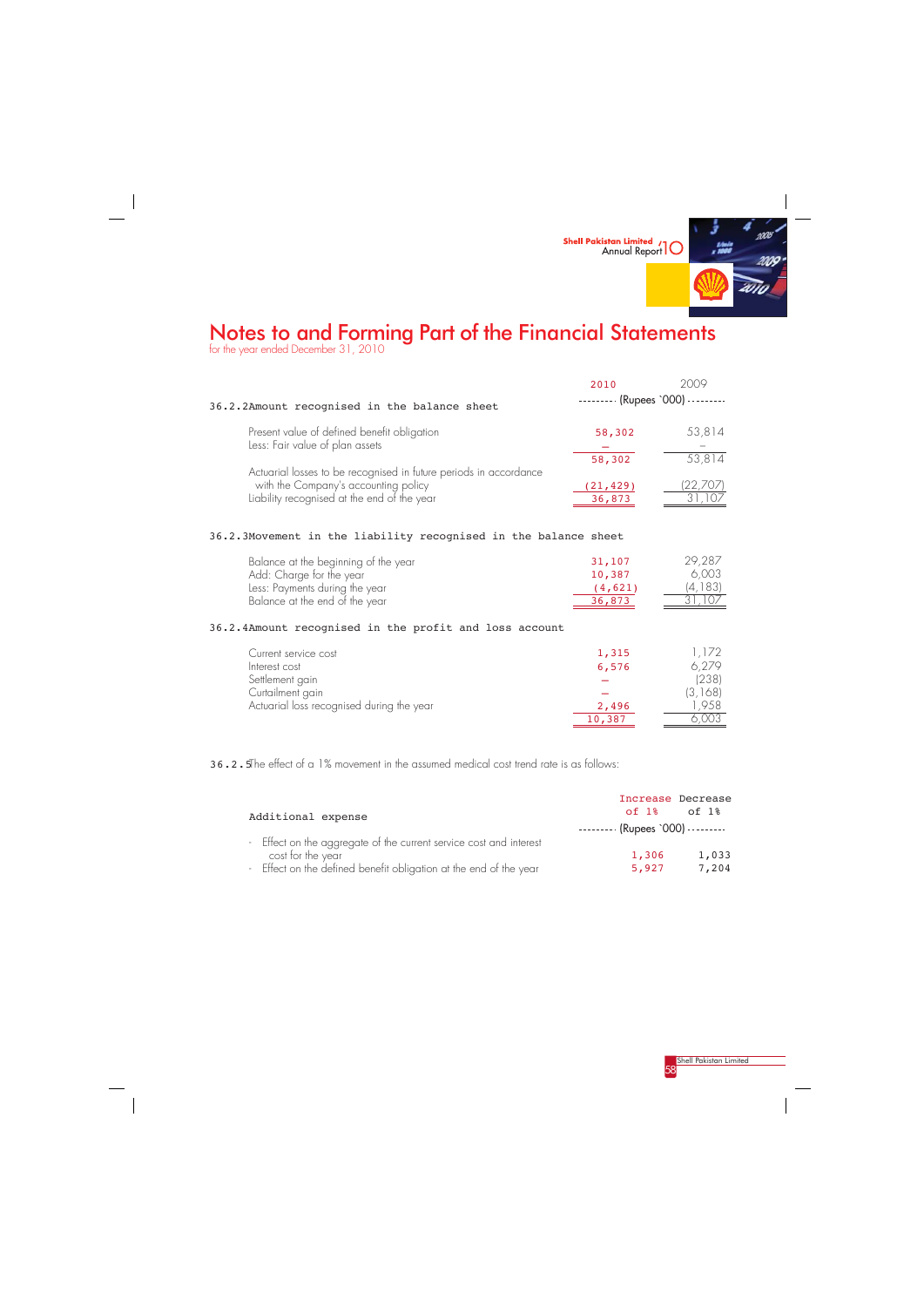# Notes to and Forming Part of the Financial Statements

for the year ended December 31, 2010

### 36.2.2 Amount recognised in the balance sheet

| | 2010 | 2009 |
|---|---|---|
| | (Rupees `000) | |
| Present value of defined benefit obligation | 58,302 | 53,814 |
| Less: Fair value of plan assets | – | – |
| | 58,302 | 53,814 |
| Actuarial losses to be recognised in future periods in accordance with the Company's accounting policy | (21,429) | (22,707) |
| Liability recognised at the end of the year | 36,873 | 31,107 |

### 36.2.3 Movement in the liability recognised in the balance sheet

| | 2010 | 2009 |
|---|---|---|
| Balance at the beginning of the year | 31,107 | 29,287 |
| Add: Charge for the year | 10,387 | 6,003 |
| Less: Payments during the year | (4,621) | (4,183) |
| Balance at the end of the year | 36,873 | 31,107 |

### 36.2.4 Amount recognised in the profit and loss account

| | 2010 | 2009 |
|---|---|---|
| Current service cost | 1,315 | 1,172 |
| Interest cost | 6,576 | 6,279 |
| Settlement gain | – | (238) |
| Curtailment gain | – | (3,168) |
| Actuarial loss recognised during the year | 2,496 | 1,958 |
| | 10,387 | 6,003 |

36.2.5 The effect of a 1% movement in the assumed medical cost trend rate is as follows:

| Additional expense | Increase of 1% | Decrease of 1% |
|---|---|---|
| | (Rupees `000) | |
| - Effect on the aggregate of the current service cost and interest cost for the year | 1,306 | 1,033 |
| - Effect on the defined benefit obligation at the end of the year | 5,927 | 7,204 |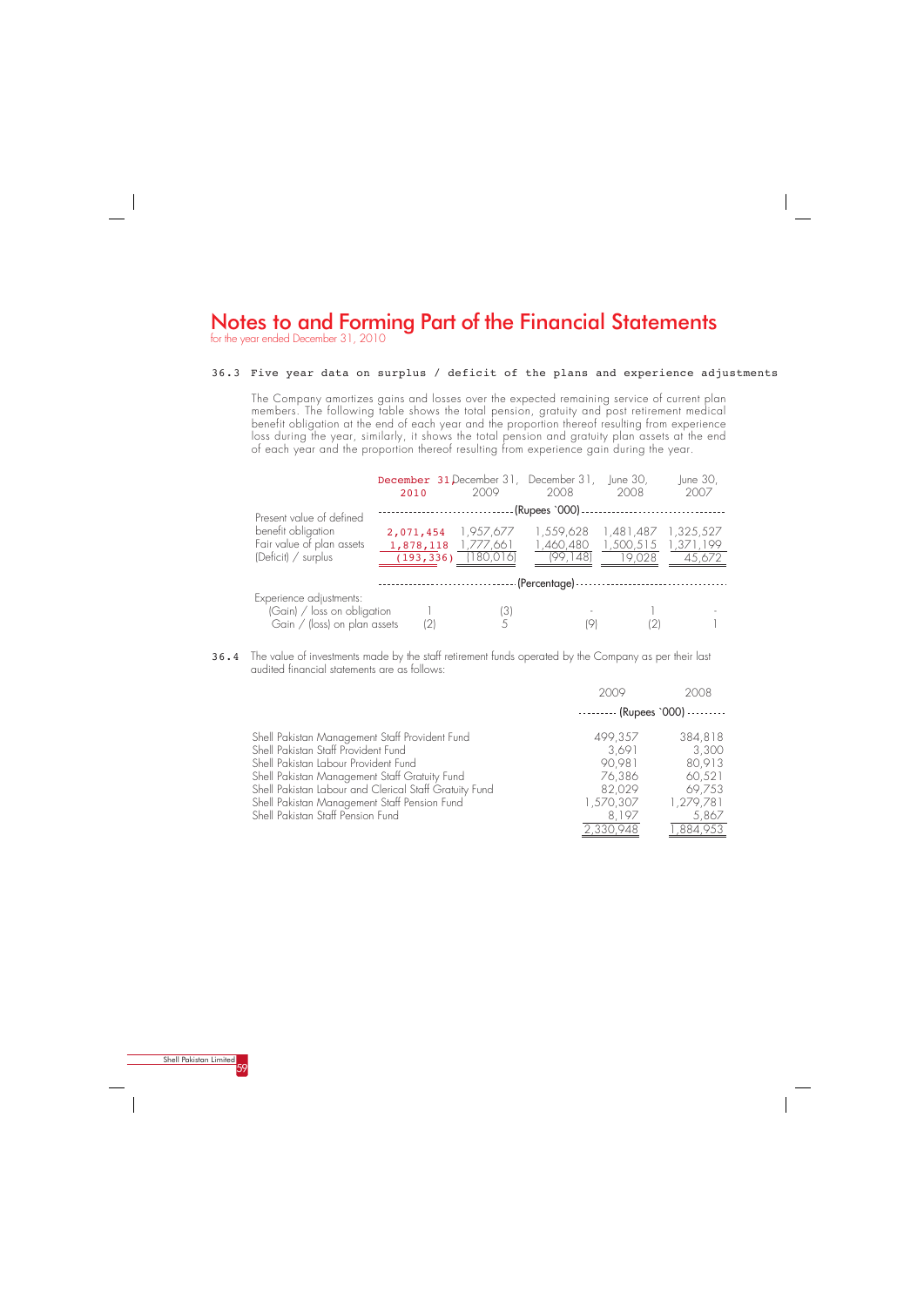# Notes to and Forming Part of the Financial Statements

for the year ended December 31, 2010

### 36.3 Five year data on surplus / deficit of the plans and experience adjustments

The Company amortizes gains and losses over the expected remaining service of current plan members. The following table shows the total pension, gratuity and post retirement medical benefit obligation at the end of each year and the proportion thereof resulting from experience loss during the year, similarly, it shows the total pension and gratuity plan assets at the end of each year and the proportion thereof resulting from experience gain during the year.

| | December 31, 2010 | December 31, 2009 | December 31, 2008 | June 30, 2008 | June 30, 2007 |
|---|---|---|---|---|---|
| | (Rupees `000) | | | | |
| Present value of defined benefit obligation | 2,071,454 | 1,957,677 | 1,559,628 | 1,481,487 | 1,325,527 |
| Fair value of plan assets | 1,878,118 | 1,777,661 | 1,460,480 | 1,500,515 | 1,371,199 |
| (Deficit) / surplus | (193,336) | (180,016) | (99,148) | 19,028 | 45,672 |
| | (Percentage) | | | | |
| Experience adjustments: | | | | | |
| (Gain) / loss on obligation | 1 | (3) | - | 1 | - |
| Gain / (loss) on plan assets | (2) | 5 | (9) | (2) | 1 |

### 36.4 The value of investments made by the staff retirement funds operated by the Company as per their last audited financial statements are as follows:

| | 2009 | 2008 |
|---|---|---|
| | (Rupees `000) | |
| Shell Pakistan Management Staff Provident Fund | 499,357 | 384,818 |
| Shell Pakistan Staff Provident Fund | 3,691 | 3,300 |
| Shell Pakistan Labour Provident Fund | 90,981 | 80,913 |
| Shell Pakistan Management Staff Gratuity Fund | 76,386 | 60,521 |
| Shell Pakistan Labour and Clerical Staff Gratuity Fund | 82,029 | 69,753 |
| Shell Pakistan Management Staff Pension Fund | 1,570,307 | 1,279,781 |
| Shell Pakistan Staff Pension Fund | 8,197 | 5,867 |
| | 2,330,948 | 1,884,953 |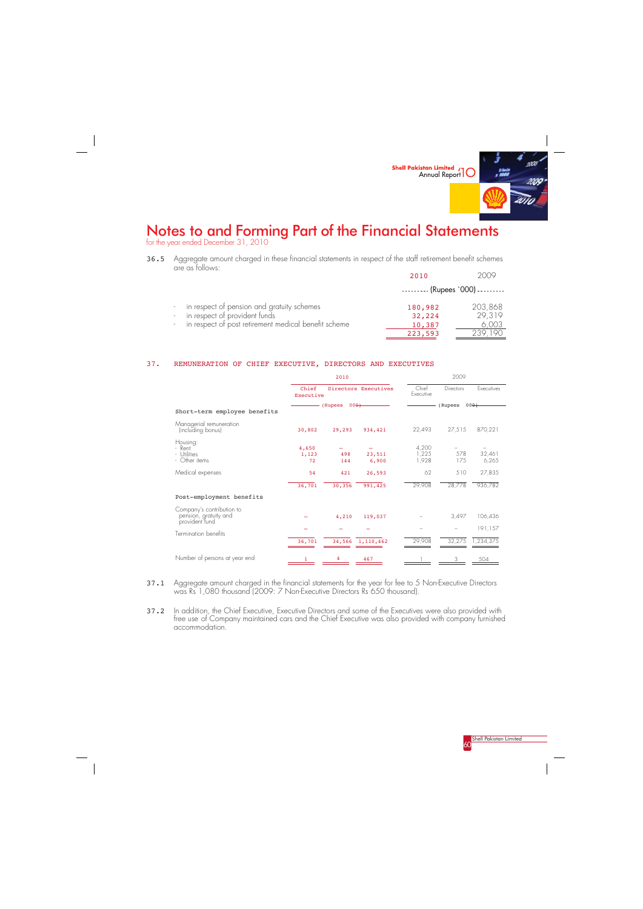# Notes to and Forming Part of the Financial Statements

for the year ended December 31, 2010

**36.5** Aggregate amount charged in these financial statements in respect of the staff retirement benefit schemes are as follows:

| | 2010 | 2009 |
|---|---|---|
| | (Rupees '000) | |
| - in respect of pension and gratuity schemes | 180,982 | 203,868 |
| - in respect of provident funds | 32,224 | 29,319 |
| - in respect of post retirement medical benefit scheme | 10,387 | 6,003 |
| | 223,593 | 239,190 |

## 37. REMUNERATION OF CHIEF EXECUTIVE, DIRECTORS AND EXECUTIVES

| | 2010 | | | 2009 | | |
|---|---|---|---|---|---|---|
| | Chief Executive | Directors | Executives | Chief Executive | Directors | Executives |
| | (Rupees 000) | | | (Rupees 000) | | |
| **Short-term employee benefits** | | | | | | |
| Managerial remuneration (including bonus) | 30,802 | 29,293 | 934,421 | 22,493 | 27,515 | 870,221 |
| Housing: | | | | | | |
| - Rent | 4,650 | – | – | 4,200 | – | – |
| - Utilities | 1,123 | 498 | 23,511 | 1,225 | 578 | 32,461 |
| - Other items | 72 | 144 | 6,900 | 1,928 | 175 | 6,265 |
| Medical expenses | 54 | 421 | 26,593 | 62 | 510 | 27,835 |
| | 36,701 | 30,356 | 991,425 | 29,908 | 28,778 | 936,782 |
| **Post-employment benefits** | | | | | | |
| Company's contribution to pension, gratuity and provident fund | – | 4,210 | 119,037 | – | 3,497 | 106,436 |
| Termination benefits | – | – | – | – | – | 191,157 |
| | 36,701 | 34,566 | 1,110,462 | 29,908 | 32,275 | 1,234,375 |
| Number of persons at year end | 1 | 4 | 467 | 1 | 3 | 504 |

**37.1** Aggregate amount charged in the financial statements for the year for fee to 5 Non-Executive Directors was Rs 1,080 thousand (2009: 7 Non-Executive Directors Rs 650 thousand).

**37.2** In addition, the Chief Executive, Executive Directors and some of the Executives were also provided with free use of Company maintained cars and the Chief Executive was also provided with company furnished accommodation.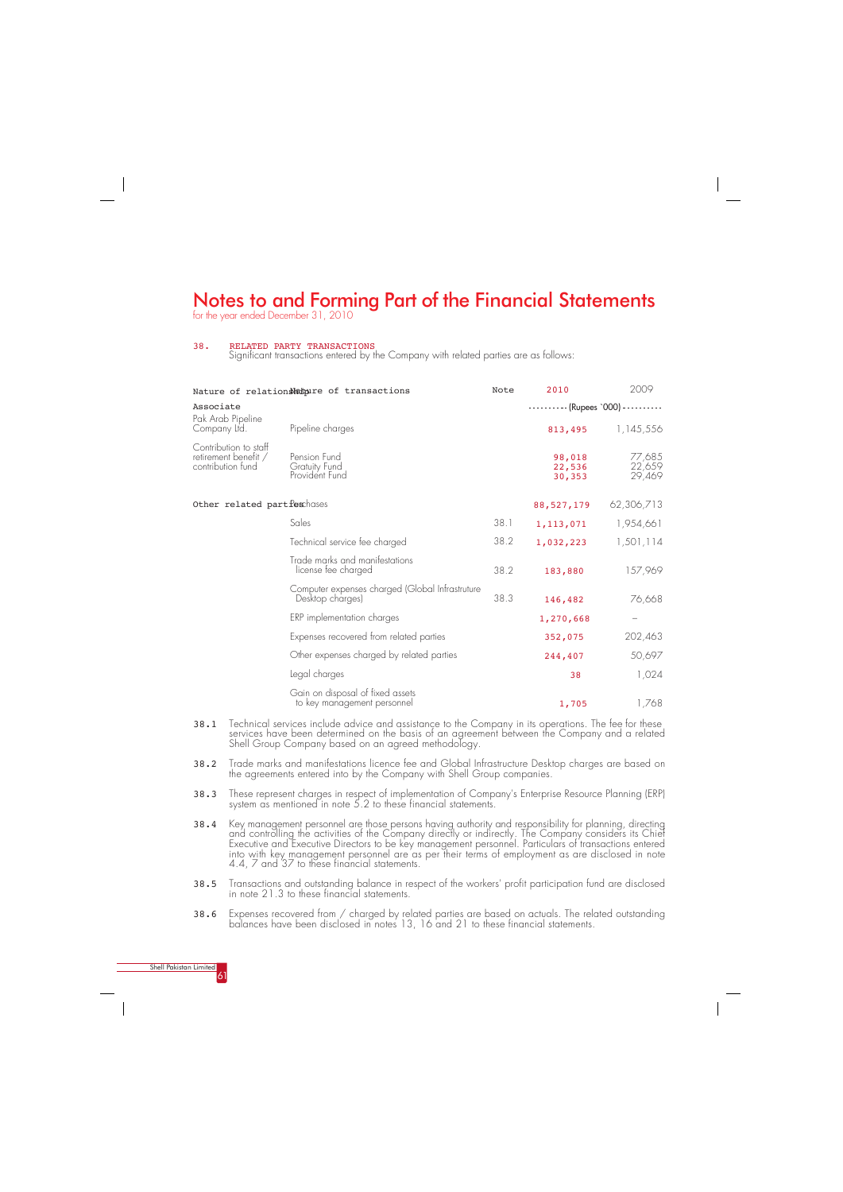# Notes to and Forming Part of the Financial Statements

for the year ended December 31, 2010

## 38. RELATED PARTY TRANSACTIONS

Significant transactions entered by the Company with related parties are as follows:

| Nature of relationship | Nature of transactions | Note | 2010 | 2009 |
|---|---|---|---|---|
| | | | (Rupees `000) | |
| **Associate** | | | | |
| Pak Arab Pipeline Company Ltd. | Pipeline charges | | 813,495 | 1,145,556 |
| Contribution to staff retirement benefit / contribution fund | Pension Fund | | 98,018 | 77,685 |
| | Gratuity Fund | | 22,536 | 22,659 |
| | Provident Fund | | 30,353 | 29,469 |
| **Other related parties** | Purchases | | 88,527,179 | 62,306,713 |
| | Sales | 38.1 | 1,113,071 | 1,954,661 |
| | Technical service fee charged | 38.2 | 1,032,223 | 1,501,114 |
| | Trade marks and manifestations license fee charged | 38.2 | 183,880 | 157,969 |
| | Computer expenses charged (Global Infrastruture Desktop charges) | 38.3 | 146,482 | 76,668 |
| | ERP implementation charges | | 1,270,668 | – |
| | Expenses recovered from related parties | | 352,075 | 202,463 |
| | Other expenses charged by related parties | | 244,407 | 50,697 |
| | Legal charges | | 38 | 1,024 |
| | Gain on disposal of fixed assets to key management personnel | | 1,705 | 1,768 |

38.1 Technical services include advice and assistance to the Company in its operations. The fee for these services have been determined on the basis of an agreement between the Company and a related Shell Group Company based on an agreed methodology.

38.2 Trade marks and manifestations licence fee and Global Infrastructure Desktop charges are based on the agreements entered into by the Company with Shell Group companies.

38.3 These represent charges in respect of implementation of Company's Enterprise Resource Planning (ERP) system as mentioned in note 5.2 to these financial statements.

38.4 Key management personnel are those persons having authority and responsibility for planning, directing and controlling the activities of the Company directly or indirectly. The Company considers its Chief Executive and Executive Directors to be key management personnel. Particulars of transactions entered into with key management personnel are as per their terms of employment as are disclosed in note 4.4, 7 and 37 to these financial statements.

38.5 Transactions and outstanding balance in respect of the workers' profit participation fund are disclosed in note 21.3 to these financial statements.

38.6 Expenses recovered from / charged by related parties are based on actuals. The related outstanding balances have been disclosed in notes 13, 16 and 21 to these financial statements.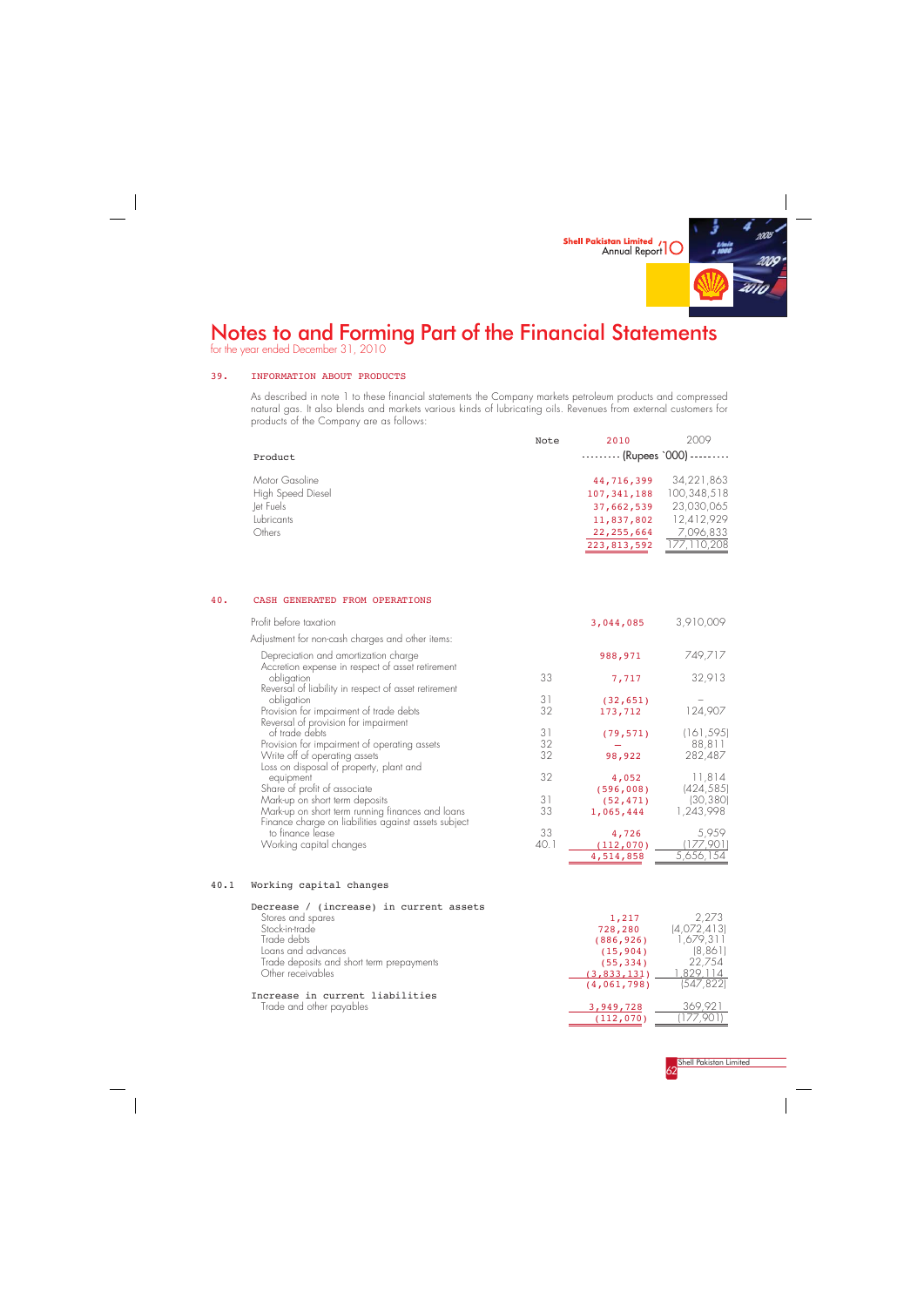# Notes to and Forming Part of the Financial Statements

for the year ended December 31, 2010

## 39. INFORMATION ABOUT PRODUCTS

As described in note 1 to these financial statements the Company markets petroleum products and compressed natural gas. It also blends and markets various kinds of lubricating oils. Revenues from external customers for products of the Company are as follows:

| Product | Note | 2010 | 2009 |
|---|---|---|---|
| | | (Rupees `000) | |
| Motor Gasoline | | 44,716,399 | 34,221,863 |
| High Speed Diesel | | 107,341,188 | 100,348,518 |
| Jet Fuels | | 37,662,539 | 23,030,065 |
| Lubricants | | 11,837,802 | 12,412,929 |
| Others | | 22,255,664 | 7,096,833 |
| | | 223,813,592 | 177,110,208 |

## 40. CASH GENERATED FROM OPERATIONS

| | Note | 2010 | 2009 |
|---|---|---|---|
| Profit before taxation | | 3,044,085 | 3,910,009 |
| Adjustment for non-cash charges and other items: | | | |
| Depreciation and amortization charge | | 988,971 | 749,717 |
| Accretion expense in respect of asset retirement obligation | 33 | 7,717 | 32,913 |
| Reversal of liability in respect of asset retirement obligation | 31 | (32,651) | – |
| Provision for impairment of trade debts | 32 | 173,712 | 124,907 |
| Reversal of provision for impairment of trade debts | 31 | (79,571) | (161,595) |
| Provision for impairment of operating assets | 32 | – | 88,811 |
| Write off of operating assets | 32 | 98,922 | 282,487 |
| Loss on disposal of property, plant and equipment | 32 | 4,052 | 11,814 |
| Share of profit of associate | | (596,008) | (424,585) |
| Mark-up on short term deposits | 31 | (52,471) | (30,380) |
| Mark-up on short term running finances and loans | 33 | 1,065,444 | 1,243,998 |
| Finance charge on liabilities against assets subject to finance lease | 33 | 4,726 | 5,959 |
| Working capital changes | 40.1 | (112,070) | (177,901) |
| | | 4,514,858 | 5,656,154 |

### 40.1 Working capital changes

| | 2010 | 2009 |
|---|---|---|
| **Decrease / (increase) in current assets** | | |
| Stores and spares | 1,217 | 2,273 |
| Stock-in-trade | 728,280 | (4,072,413) |
| Trade debts | (886,926) | 1,679,311 |
| Loans and advances | (15,904) | (8,861) |
| Trade deposits and short term prepayments | (55,334) | 22,754 |
| Other receivables | (3,833,131) | 1,829,114 |
| | (4,061,798) | (547,822) |
| **Increase in current liabilities** | | |
| Trade and other payables | 3,949,728 | 369,921 |
| | (112,070) | (177,901) |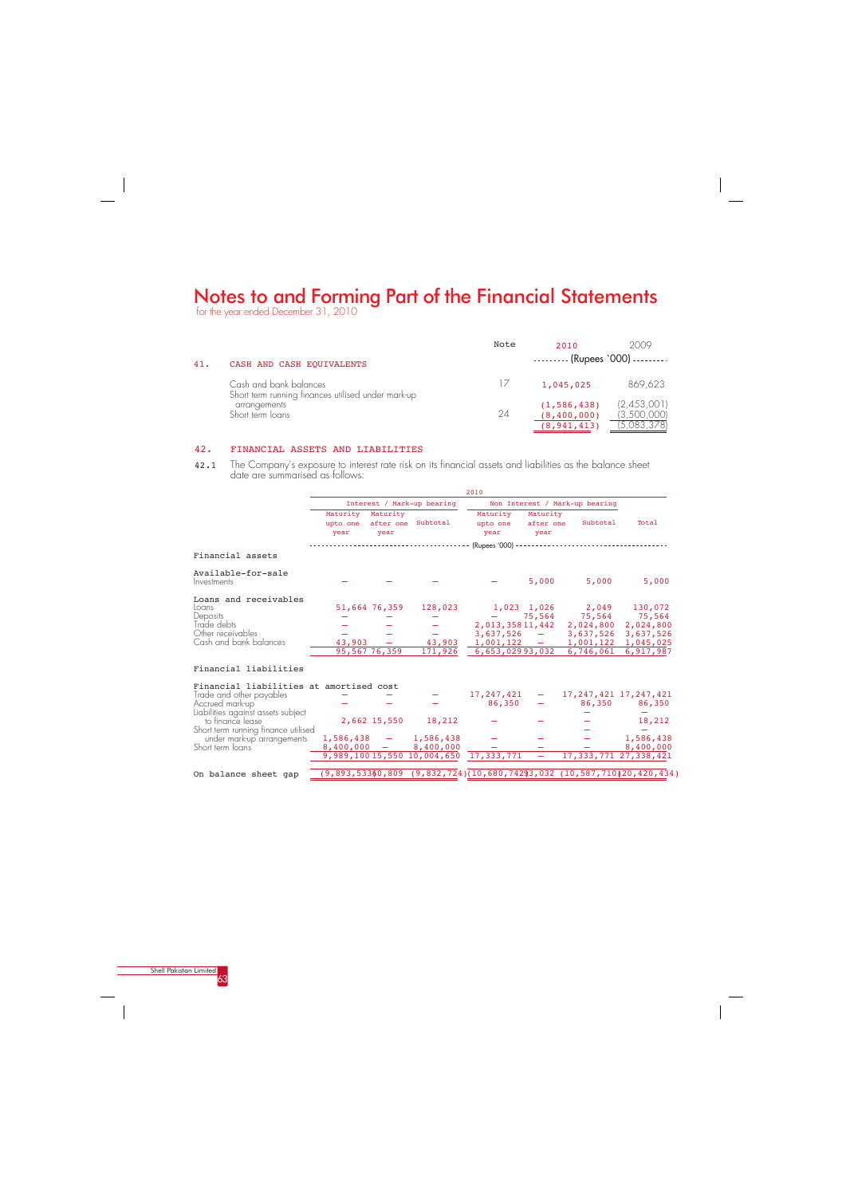# Notes to and Forming Part of the Financial Statements

for the year ended December 31, 2010

| | | Note | 2010 | 2009 |
|---|---|---|---|---|
| | | | (Rupees `000) | |
| **41.** | **CASH AND CASH EQUIVALENTS** | | | |
| | Cash and bank balances | 17 | 1,045,025 | 869,623 |
| | Short term running finances utilised under mark-up arrangements | | (1,586,438) | (2,453,001) |
| | Short term loans | 24 | (8,400,000) | (3,500,000) |
| | | | (8,941,413) | (5,083,378) |

## 42. FINANCIAL ASSETS AND LIABILITIES

**42.1** The Company's exposure to interest rate risk on its financial assets and liabilities as the balance sheet date are summarised as follows:

| | 2010 | | | | | | |
|---|---|---|---|---|---|---|---|
| | Interest / Mark-up bearing | | | Non Interest / Mark-up bearing | | | |
| | Maturity upto one year | Maturity after one year | Subtotal | Maturity upto one year | Maturity after one year | Subtotal | Total |
| | (Rupees '000) | | | | | | |
| **Financial assets** | | | | | | | |
| **Available-for-sale** | | | | | | | |
| Investments | – | – | – | – | 5,000 | 5,000 | 5,000 |
| **Loans and receivables** | | | | | | | |
| Loans | 51,664 | 76,359 | 128,023 | 1,023 | 1,026 | 2,049 | 130,072 |
| Deposits | – | – | – | – | 75,564 | 75,564 | 75,564 |
| Trade debts | – | – | – | 2,013,358 | 11,442 | 2,024,800 | 2,024,800 |
| Other receivables | – | – | – | 3,637,526 | – | 3,637,526 | 3,637,526 |
| Cash and bank balances | 43,903 | – | 43,903 | 1,001,122 | – | 1,001,122 | 1,045,025 |
| | 95,567 | 76,359 | 171,926 | 6,653,029 | 93,032 | 6,746,061 | 6,917,987 |
| **Financial liabilities** | | | | | | | |
| **Financial liabilities at amortised cost** | | | | | | | |
| Trade and other payables | – | – | – | 17,247,421 | – | 17,247,421 | 17,247,421 |
| Accrued mark-up | – | – | – | 86,350 | – | 86,350 | 86,350 |
| Liabilities against assets subject to finance lease | 2,662 | 15,550 | 18,212 | – | – | – | 18,212 |
| Short term running finance utilised under mark-up arrangements | 1,586,438 | – | 1,586,438 | – | – | – | 1,586,438 |
| Short term loans | 8,400,000 | – | 8,400,000 | – | – | – | 8,400,000 |
| | 9,989,100 | 15,550 | 10,004,650 | 17,333,771 | – | 17,333,771 | 27,338,421 |
| **On balance sheet gap** | (9,893,533) | 60,809 | (9,832,724) | (10,680,742) | 93,032 | (10,587,710) | (20,420,434) |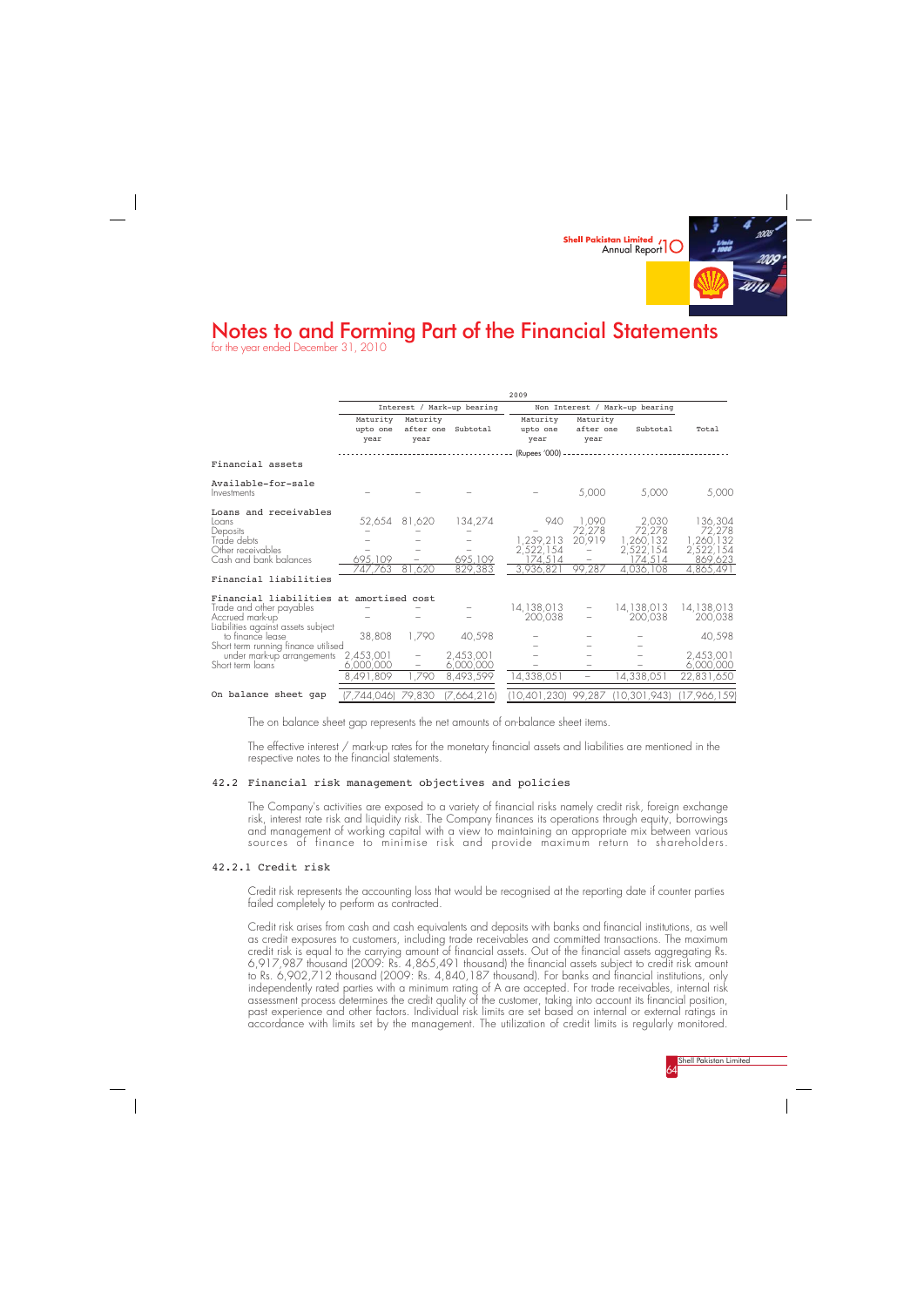# Notes to and Forming Part of the Financial Statements

for the year ended December 31, 2010

| | 2009 | | | | | | |
|---|---|---|---|---|---|---|---|
| | Interest / Mark-up bearing | | | Non Interest / Mark-up bearing | | | |
| | Maturity upto one year | Maturity after one year | Subtotal | Maturity upto one year | Maturity after one year | Subtotal | Total |
| | (Rupees '000) | | | | | | |
| **Financial assets** | | | | | | | |
| **Available-for-sale** | | | | | | | |
| Investments | – | – | – | – | 5,000 | 5,000 | 5,000 |
| **Loans and receivables** | | | | | | | |
| Loans | 52,654 | 81,620 | 134,274 | 940 | 1,090 | 2,030 | 136,304 |
| Deposits | – | – | – | – | 72,278 | 72,278 | 72,278 |
| Trade debts | – | – | – | 1,239,213 | 20,919 | 1,260,132 | 1,260,132 |
| Other receivables | – | – | – | 2,522,154 | – | 2,522,154 | 2,522,154 |
| Cash and bank balances | 695,109 | – | 695,109 | 174,514 | – | 174,514 | 869,623 |
| | 747,763 | 81,620 | 829,383 | 3,936,821 | 99,287 | 4,036,108 | 4,865,491 |
| **Financial liabilities** | | | | | | | |
| **Financial liabilities at amortised cost** | | | | | | | |
| Trade and other payables | – | – | – | 14,138,013 | – | 14,138,013 | 14,138,013 |
| Accrued mark-up | – | – | – | 200,038 | – | 200,038 | 200,038 |
| Liabilities against assets subject to finance lease | 38,808 | 1,790 | 40,598 | – | – | – | 40,598 |
| Short term running finance utilised under mark-up arrangements | 2,453,001 | – | 2,453,001 | – | – | – | 2,453,001 |
| Short term loans | 6,000,000 | – | 6,000,000 | – | – | – | 6,000,000 |
| | 8,491,809 | 1,790 | 8,493,599 | 14,338,051 | – | 14,338,051 | 22,831,650 |
| **On balance sheet gap** | (7,744,046) | 79,830 | (7,664,216) | (10,401,230) | 99,287 | (10,301,943) | (17,966,159) |

The on balance sheet gap represents the net amounts of on-balance sheet items.

The effective interest / mark-up rates for the monetary financial assets and liabilities are mentioned in the respective notes to the financial statements.

## 42.2 Financial risk management objectives and policies

The Company's activities are exposed to a variety of financial risks namely credit risk, foreign exchange risk, interest rate risk and liquidity risk. The Company finances its operations through equity, borrowings and management of working capital with a view to maintaining an appropriate mix between various sources of finance to minimise risk and provide maximum return to shareholders.

### 42.2.1 Credit risk

Credit risk represents the accounting loss that would be recognised at the reporting date if counter parties failed completely to perform as contracted.

Credit risk arises from cash and cash equivalents and deposits with banks and financial institutions, as well as credit exposures to customers, including trade receivables and committed transactions. The maximum credit risk is equal to the carrying amount of financial assets. Out of the financial assets aggregating Rs. 6,917,987 thousand (2009: Rs. 4,865,491 thousand) the financial assets subject to credit risk amount to Rs. 6,902,712 thousand (2009: Rs. 4,840,187 thousand). For banks and financial institutions, only independently rated parties with a minimum rating of A are accepted. For trade receivables, internal risk assessment process determines the credit quality of the customer, taking into account its financial position, past experience and other factors. Individual risk limits are set based on internal or external ratings in accordance with limits set by the management. The utilization of credit limits is regularly monitored.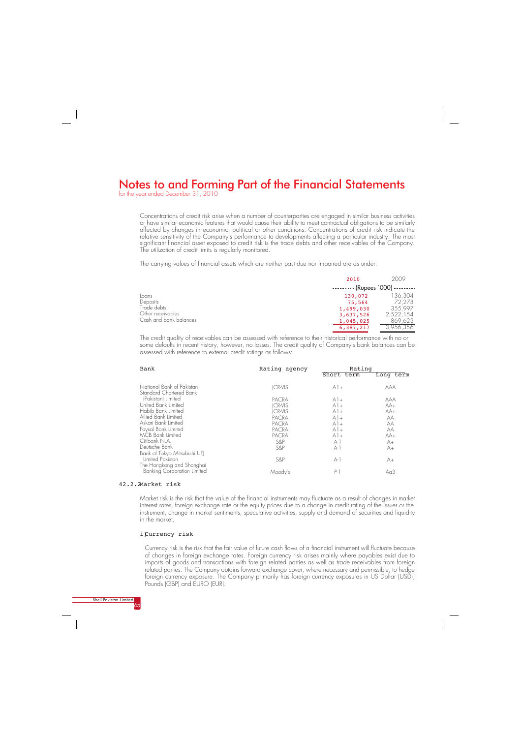# Notes to and Forming Part of the Financial Statements

for the year ended December 31, 2010

Concentrations of credit risk arise when a number of counterparties are engaged in similar business activities or have similar economic features that would cause their ability to meet contractual obligations to be similarly affected by changes in economic, political or other conditions. Concentrations of credit risk indicate the relative sensitivity of the Company's performance to developments affecting a particular industry. The most significant financial asset exposed to credit risk is the trade debts and other receivables of the Company. The utilization of credit limits is regularly monitored.

The carrying values of financial assets which are neither past due nor impaired are as under:

| | 2010 | 2009 |
|---|---|---|
| | (Rupees `000) | |
| Loans | 130,072 | 136,304 |
| Deposits | 75,564 | 72,278 |
| Trade debts | 1,499,030 | 355,997 |
| Other receivables | 3,637,526 | 2,522,154 |
| Cash and bank balances | 1,045,025 | 869,623 |
| | 6,387,217 | 3,956,356 |

The credit quality of receivables can be assessed with reference to their historical performance with no or some defaults in recent history, however, no losses. The credit quality of Company's bank balances can be assessed with reference to external credit ratings as follows:

| Bank | Rating agency | Rating | |
|---|---|---|---|
| | | Short term | Long term |
| National Bank of Pakistan | JCR-VIS | A1+ | AAA |
| Standard Chartered Bank (Pakistan) Limited | PACRA | A1+ | AAA |
| United Bank Limited | JCR-VIS | A1+ | AA+ |
| Habib Bank Limited | JCR-VIS | A1+ | AA+ |
| Allied Bank Limited | PACRA | A1+ | AA |
| Askari Bank Limited | PACRA | A1+ | AA |
| Faysal Bank Limited | PACRA | A1+ | AA |
| MCB Bank Limited | PACRA | A1+ | AA+ |
| Citibank N.A. | S&P | A-1 | A+ |
| Deutsche Bank | S&P | A-1 | A+ |
| Bank of Tokyo Mitsubishi UFJ Limited Pakistan | S&P | A-1 | A+ |
| The Hongkong and Shanghai Banking Corporation Limited | Moody's | P-1 | Aa3 |

### 42.2.2 Market risk

Market risk is the risk that the value of the financial instruments may fluctuate as a result of changes in market interest rates, foreign exchange rate or the equity prices due to a change in credit rating of the issuer or the instrument, change in market sentiments, speculative activities, supply and demand of securities and liquidity in the market.

#### i) Currency risk

Currency risk is the risk that the fair value of future cash flows of a financial instrument will fluctuate because of changes in foreign exchange rates. Foreign currency risk arises mainly where payables exist due to imports of goods and transactions with foreign related parties as well as trade receivables from foreign related parties. The Company obtains forward exchange cover, where necessary and permissible, to hedge foreign currency exposure. The Company primarily has foreign currency exposures in US Dollar (USD), Pounds (GBP) and EURO (EUR).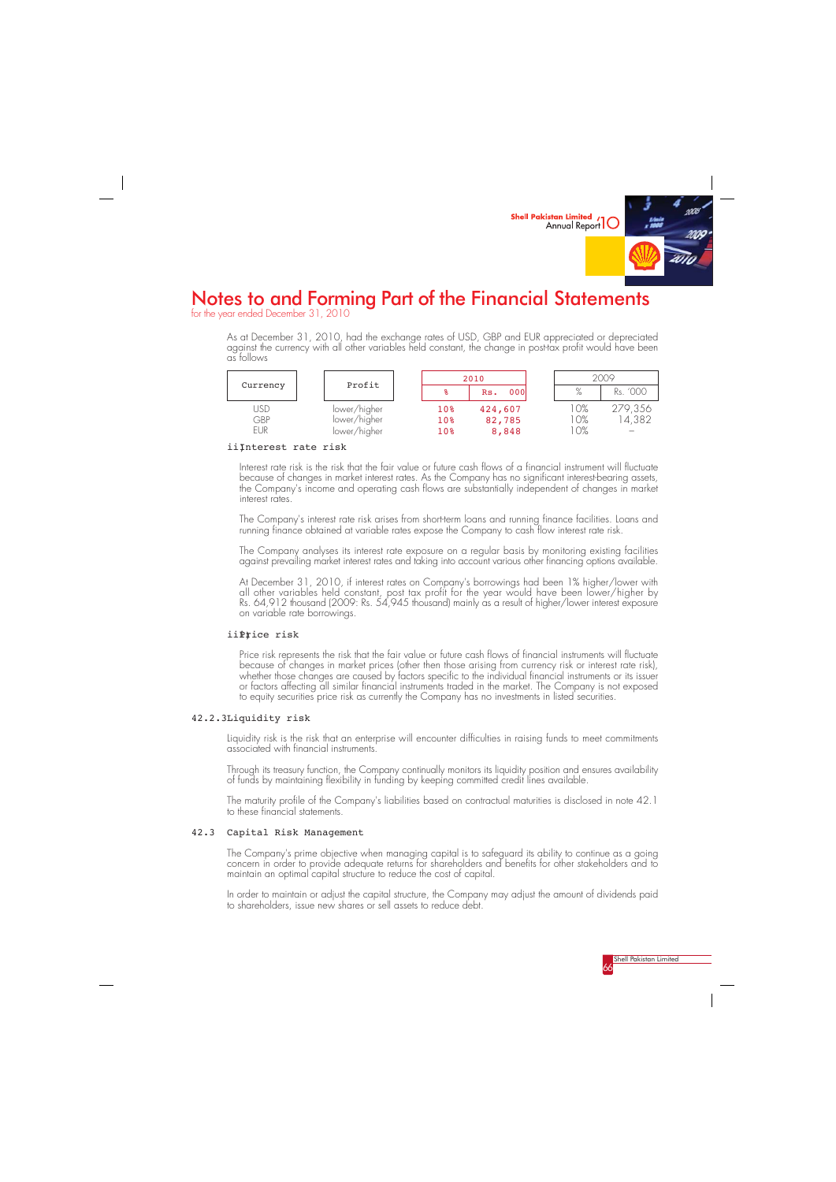# Notes to and Forming Part of the Financial Statements

for the year ended December 31, 2010

As at December 31, 2010, had the exchange rates of USD, GBP and EUR appreciated or depreciated against the currency with all other variables held constant, the change in post-tax profit would have been as follows

| Currency | Profit | 2010 | | 2009 | |
|---|---|---|---|---|---|
| | | % | Rs. 000 | % | Rs. '000 |
| USD | lower/higher | 10% | 424,607 | 10% | 279,356 |
| GBP | lower/higher | 10% | 82,785 | 10% | 14,382 |
| EUR | lower/higher | 10% | 8,848 | 10% | – |

ii) Interest rate risk

Interest rate risk is the risk that the fair value or future cash flows of a financial instrument will fluctuate because of changes in market interest rates. As the Company has no significant interest-bearing assets, the Company's income and operating cash flows are substantially independent of changes in market interest rates.

The Company's interest rate risk arises from short-term loans and running finance facilities. Loans and running finance obtained at variable rates expose the Company to cash flow interest rate risk.

The Company analyses its interest rate exposure on a regular basis by monitoring existing facilities against prevailing market interest rates and taking into account various other financing options available.

At December 31, 2010, if interest rates on Company's borrowings had been 1% higher/lower with all other variables held constant, post tax profit for the year would have been lower/higher by Rs. 64,912 thousand (2009: Rs. 54,945 thousand) mainly as a result of higher/lower interest exposure on variable rate borrowings.

iii) Price risk

Price risk represents the risk that the fair value or future cash flows of financial instruments will fluctuate because of changes in market prices (other then those arising from currency risk or interest rate risk), whether those changes are caused by factors specific to the individual financial instruments or its issuer or factors affecting all similar financial instruments traded in the market. The Company is not exposed to equity securities price risk as currently the Company has no investments in listed securities.

42.2.3 Liquidity risk

Liquidity risk is the risk that an enterprise will encounter difficulties in raising funds to meet commitments associated with financial instruments.

Through its treasury function, the Company continually monitors its liquidity position and ensures availability of funds by maintaining flexibility in funding by keeping committed credit lines available.

The maturity profile of the Company's liabilities based on contractual maturities is disclosed in note 42.1 to these financial statements.

42.3 Capital Risk Management

The Company's prime objective when managing capital is to safeguard its ability to continue as a going concern in order to provide adequate returns for shareholders and benefits for other stakeholders and to maintain an optimal capital structure to reduce the cost of capital.

In order to maintain or adjust the capital structure, the Company may adjust the amount of dividends paid to shareholders, issue new shares or sell assets to reduce debt.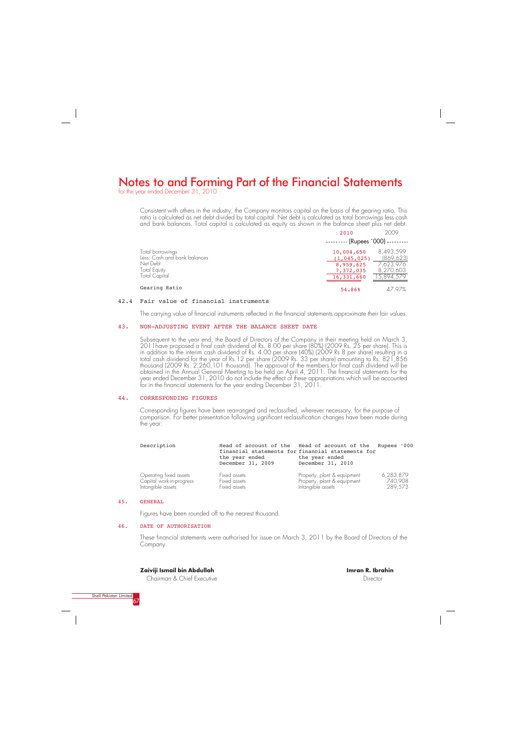# Notes to and Forming Part of the Financial Statements

for the year ended December 31, 2010

Consistent with others in the industry, the Company monitors capital on the basis of the gearing ratio. This ratio is calculated as net debt divided by total capital. Net debt is calculated as total borrowings less cash and bank balances. Total capital is calculated as equity as shown in the balance sheet plus net debt.

| | 2010 | 2009 |
|---|---|---|
| | (Rupees `000) | |
| Total borrowings | 10,004,650 | 8,493,599 |
| Less: Cash and bank balances | (1,045,025) | (869,623) |
| Net Debt | 8,959,625 | 7,623,976 |
| Total Equity | 7,372,035 | 8,270,603 |
| Total Capital | 16,331,660 | 15,894,579 |
| Gearing Ratio | 54.86% | 47.97% |

### 42.4 Fair value of financial instruments

The carrying value of financial instruments reflected in the financial statements approximate their fair values.

## 43. NON-ADJUSTING EVENT AFTER THE BALANCE SHEET DATE

Subsequent to the year end, the Board of Directors of the Company in their meeting held on March 3, 2011have proposed a final cash dividend of Rs. 8.00 per share (80%) (2009 Rs. 25 per share). This is in addition to the interim cash dividend of Rs. 4.00 per share (40%) (2009 Rs 8 per share) resulting in a total cash dividend for the year of Rs.12 per share (2009 Rs. 33 per share) amounting to Rs. 821,856 thousand (2009 Rs. 2,260,101 thousand). The approval of the members for final cash dividend will be obtained in the Annual General Meeting to be held on April 4, 2011. The financial statements for the year ended December 31, 2010 do not include the effect of these appropriations which will be accounted for in the financial statements for the year ending December 31, 2011.

## 44. CORRESPONDING FIGURES

Corresponding figures have been rearranged and reclassified, wherever necessary, for the purpose of comparison. For better presentation following significant reclassification changes have been made during the year:

| Description | Head of account of the financial statements for the year ended December 31, 2009 | Head of account of the financial statements for the year ended December 31, 2010 | Rupees '000 |
|---|---|---|---|
| Operating fixed assets | Fixed assets | Property, plant & equipment | 6,283,879 |
| Capital work-in-progress | Fixed assets | Property, plant & equipment | 740,908 |
| Intangible assets | Fixed assets | Intangible assets | 289,573 |

## 45. GENERAL

Figures have been rounded off to the nearest thousand.

## 46. DATE OF AUTHORISATION

These financial statements were authorised for issue on March 3, 2011 by the Board of Directors of the Company.

**Zaiviji Ismail bin Abdullah**
Chairman & Chief Executive

**Imran R. Ibrahin**
Director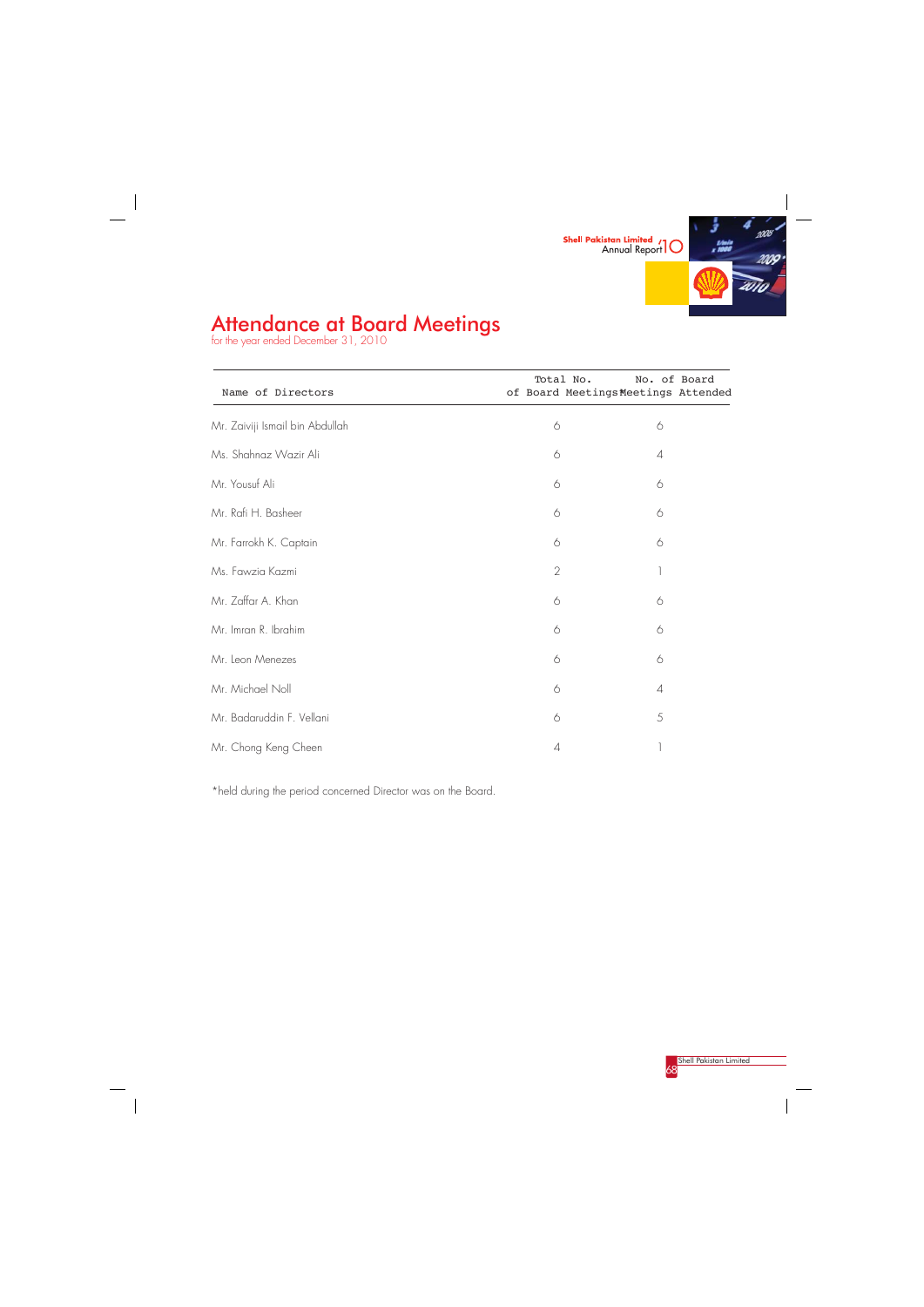# Attendance at Board Meetings

for the year ended December 31, 2010

| Name of Directors | Total No. of Board Meetings* | No. of Board Meetings Attended |
|---|---|---|
| Mr. Zaiviji Ismail bin Abdullah | 6 | 6 |
| Ms. Shahnaz Wazir Ali | 6 | 4 |
| Mr. Yousuf Ali | 6 | 6 |
| Mr. Rafi H. Basheer | 6 | 6 |
| Mr. Farrokh K. Captain | 6 | 6 |
| Ms. Fawzia Kazmi | 2 | 1 |
| Mr. Zaffar A. Khan | 6 | 6 |
| Mr. Imran R. Ibrahim | 6 | 6 |
| Mr. Leon Menezes | 6 | 6 |
| Mr. Michael Noll | 6 | 4 |
| Mr. Badaruddin F. Vellani | 6 | 5 |
| Mr. Chong Keng Cheen | 4 | 1 |

*held during the period concerned Director was on the Board.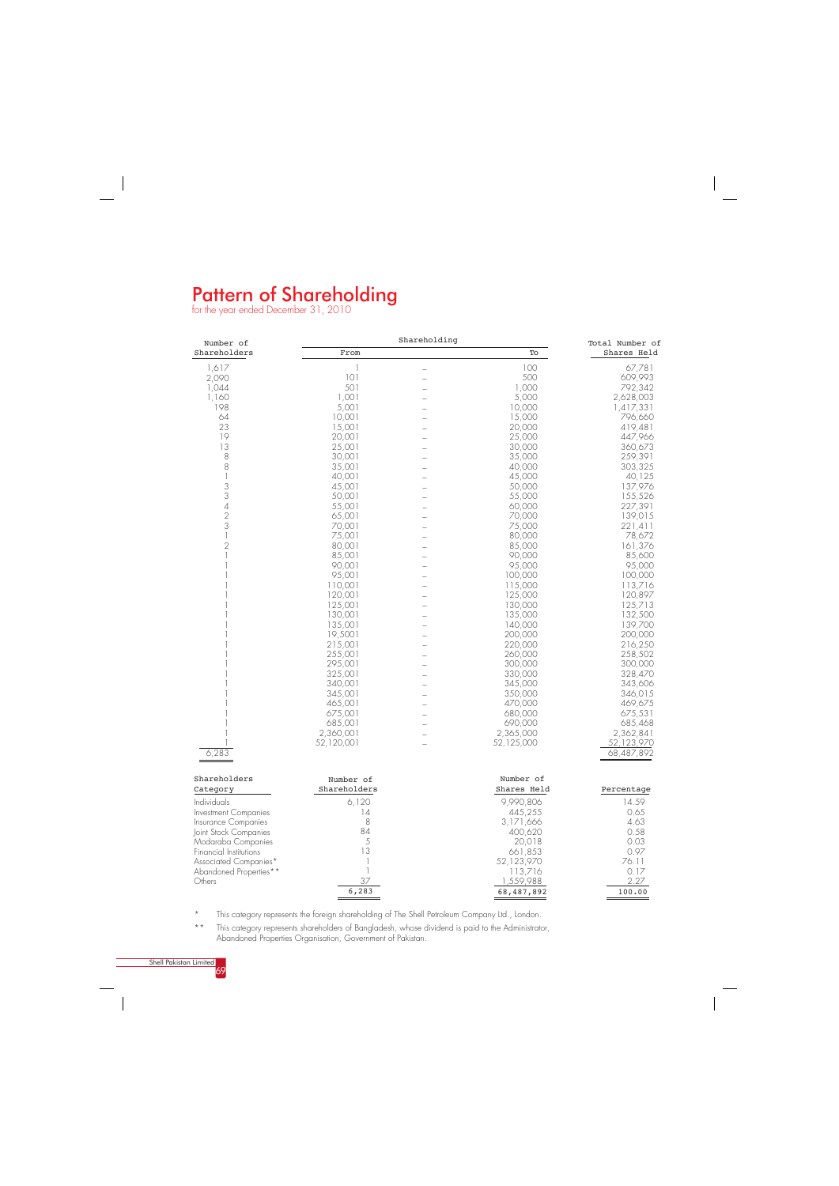# Pattern of Shareholding

for the year ended December 31, 2010

| Number of Shareholders | Shareholding From | | Shareholding To | Total Number of Shares Held |
|---|---|---|---|---|
| 1,617 | 1 | – | 100 | 67,781 |
| 2,090 | 101 | – | 500 | 609,993 |
| 1,044 | 501 | – | 1,000 | 792,342 |
| 1,160 | 1,001 | – | 5,000 | 2,628,003 |
| 198 | 5,001 | – | 10,000 | 1,417,331 |
| 64 | 10,001 | – | 15,000 | 796,660 |
| 23 | 15,001 | – | 20,000 | 419,481 |
| 19 | 20,001 | – | 25,000 | 447,966 |
| 13 | 25,001 | – | 30,000 | 360,673 |
| 8 | 30,001 | – | 35,000 | 259,391 |
| 8 | 35,001 | – | 40,000 | 303,325 |
| 1 | 40,001 | – | 45,000 | 40,125 |
| 3 | 45,001 | – | 50,000 | 137,976 |
| 3 | 50,001 | – | 55,000 | 155,526 |
| 4 | 55,001 | – | 60,000 | 227,391 |
| 2 | 65,001 | – | 70,000 | 139,015 |
| 3 | 70,001 | – | 75,000 | 221,411 |
| 1 | 75,001 | – | 80,000 | 78,672 |
| 2 | 80,001 | – | 85,000 | 161,376 |
| 1 | 85,001 | – | 90,000 | 85,600 |
| 1 | 90,001 | – | 95,000 | 95,000 |
| 1 | 95,001 | – | 100,000 | 100,000 |
| 1 | 110,001 | – | 115,000 | 113,716 |
| 1 | 120,001 | – | 125,000 | 120,897 |
| 1 | 125,001 | – | 130,000 | 125,713 |
| 1 | 130,001 | – | 135,000 | 132,500 |
| 1 | 135,001 | – | 140,000 | 139,700 |
| 1 | 19,5001 | – | 200,000 | 200,000 |
| 1 | 215,001 | – | 220,000 | 216,250 |
| 1 | 255,001 | – | 260,000 | 258,502 |
| 1 | 295,001 | – | 300,000 | 300,000 |
| 1 | 325,001 | – | 330,000 | 328,470 |
| 1 | 340,001 | – | 345,000 | 343,606 |
| 1 | 345,001 | – | 350,000 | 346,015 |
| 1 | 465,001 | – | 470,000 | 469,675 |
| 1 | 675,001 | – | 680,000 | 675,531 |
| 1 | 685,001 | – | 690,000 | 685,468 |
| 1 | 2,360,001 | – | 2,365,000 | 2,362,841 |
| 1 | 52,120,001 | – | 52,125,000 | 52,123,970 |
| 6,283 | | | | 68,487,892 |

| Shareholders Category | Number of Shareholders | Number of Shares Held | Percentage |
|---|---|---|---|
| Individuals | 6,120 | 9,990,806 | 14.59 |
| Investment Companies | 14 | 445,255 | 0.65 |
| Insurance Companies | 8 | 3,171,666 | 4.63 |
| Joint Stock Companies | 84 | 400,620 | 0.58 |
| Modaraba Companies | 5 | 20,018 | 0.03 |
| Financial Institutions | 13 | 661,853 | 0.97 |
| Associated Companies* | 1 | 52,123,970 | 76.11 |
| Abandoned Properties** | 1 | 113,716 | 0.17 |
| Others | 37 | 1,559,988 | 2.27 |
| | 6,283 | 68,487,892 | 100.00 |

\* This category represents the foreign shareholding of The Shell Petroleum Company Ltd., London.

\*\* This category represents shareholders of Bangladesh, whose dividend is paid to the Administrator, Abandoned Properties Organisation, Government of Pakistan.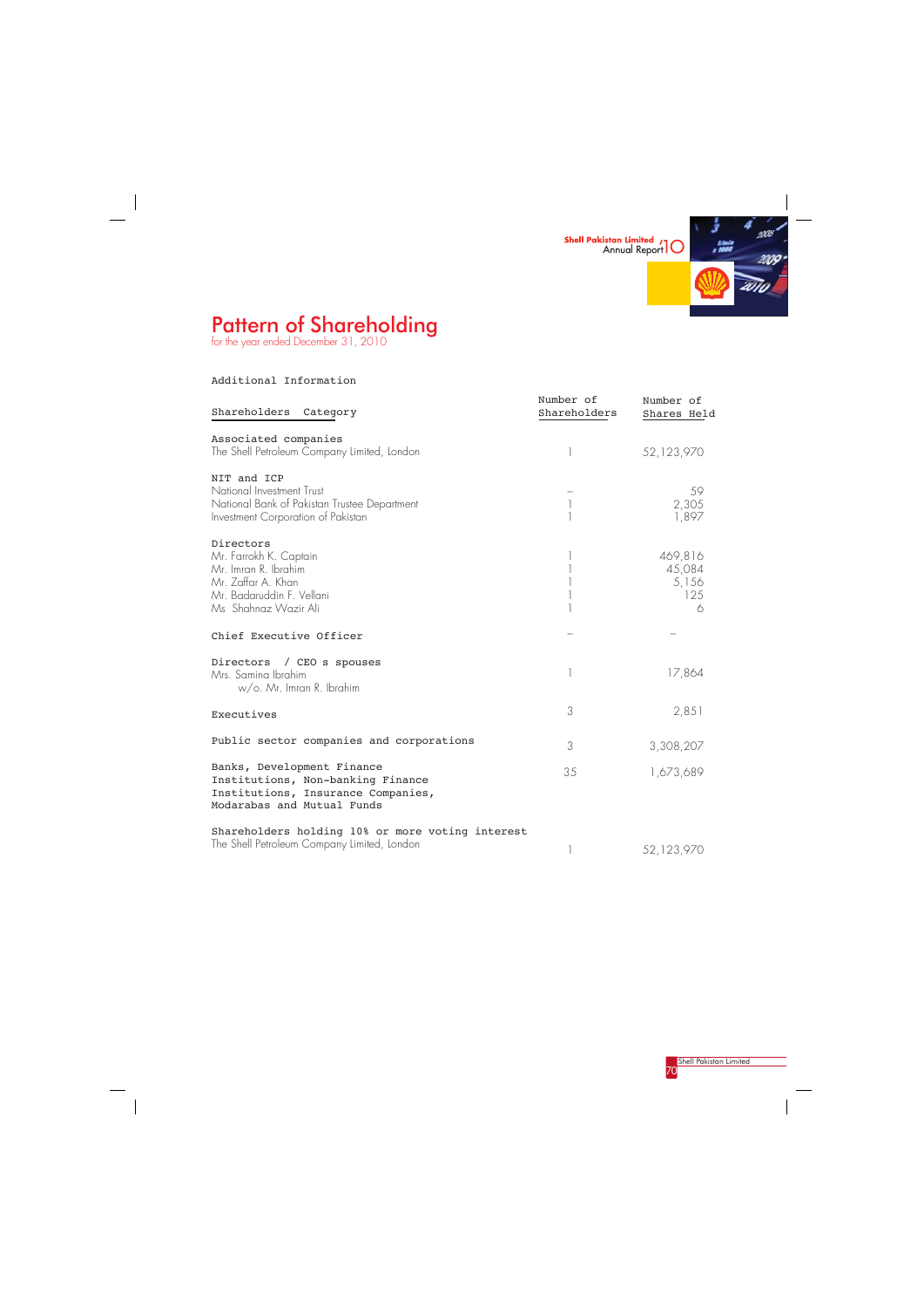# Pattern of Shareholding

for the year ended December 31, 2010

Additional Information

| Shareholders Category | Number of Shareholders | Number of Shares Held |
|---|---|---|
| **Associated companies** | | |
| The Shell Petroleum Company Limited, London | 1 | 52,123,970 |
| **NIT and ICP** | | |
| National Investment Trust | – | 59 |
| National Bank of Pakistan Trustee Department | 1 | 2,305 |
| Investment Corporation of Pakistan | 1 | 1,897 |
| **Directors** | | |
| Mr. Farrokh K. Captain | 1 | 469,816 |
| Mr. Imran R. Ibrahim | 1 | 45,084 |
| Mr. Zaffar A. Khan | 1 | 5,156 |
| Mr. Badaruddin F. Vellani | 1 | 125 |
| Ms Shahnaz Wazir Ali | 1 | 6 |
| **Chief Executive Officer** | – | – |
| **Directors / CEO s spouses** | | |
| Mrs. Samina Ibrahim w/o. Mr. Imran R. Ibrahim | 1 | 17,864 |
| **Executives** | 3 | 2,851 |
| **Public sector companies and corporations** | 3 | 3,308,207 |
| **Banks, Development Finance Institutions, Non-banking Finance Institutions, Insurance Companies, Modarabas and Mutual Funds** | 35 | 1,673,689 |
| **Shareholders holding 10% or more voting interest** | | |
| The Shell Petroleum Company Limited, London | 1 | 52,123,970 |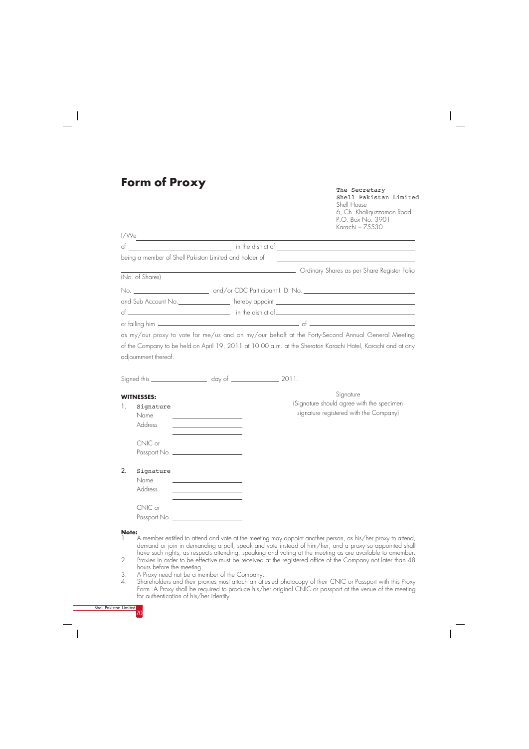# Form of Proxy

The Secretary
**Shell Pakistan Limited**
Shell House
6, Ch. Khaliquzzaman Road
P.O. Box No. 3901
Karachi – 75530

I/We ____________________________________________

of ______________________ in the district of ______________________

being a member of Shell Pakistan Limited and holder of ______________________

______________________ Ordinary Shares as per Share Register Folio
(No. of Shares)

No. ______________ and/or CDC Participant I. D. No. ______________________

and Sub Account No.____________ hereby appoint ______________________

of ______________________ in the district of______________________

or failing him ______________________ of ______________________

as my/our proxy to vote for me/us and on my/our behalf at the Forty-Second Annual General Meeting of the Company to be held on April 19, 2011 at 10:00 a.m. at the Sheraton Karachi Hotel, Karachi and at any adjournment thereof.

Signed this ____________ day of ____________ 2011.

Signature
(Signature should agree with the specimen signature registered with the Company)

**WITNESSES:**

1. Signature
   Name ______________________
   Address ______________________
   ______________________
   CNIC or
   Passport No. ______________________

2. Signature
   Name ______________________
   Address ______________________
   ______________________
   CNIC or
   Passport No. ______________________

**Note:**

1. A member entitled to attend and vote at the meeting may appoint another person, as his/her proxy to attend, demand or join in demanding a poll, speak and vote instead of him/her, and a proxy so appointed shall have such rights, as respects attending, speaking and voting at the meeting as are available to amember.
2. Proxies in order to be effective must be received at the registered office of the Company not later than 48 hours before the meeting.
3. A Proxy need not be a member of the Company.
4. Shareholders and their proxies must attach an attested photocopy of their CNIC or Passport with this Proxy Form. A Proxy shall be required to produce his/her original CNIC or passport at the venue of the meeting for authentication of his/her identity.